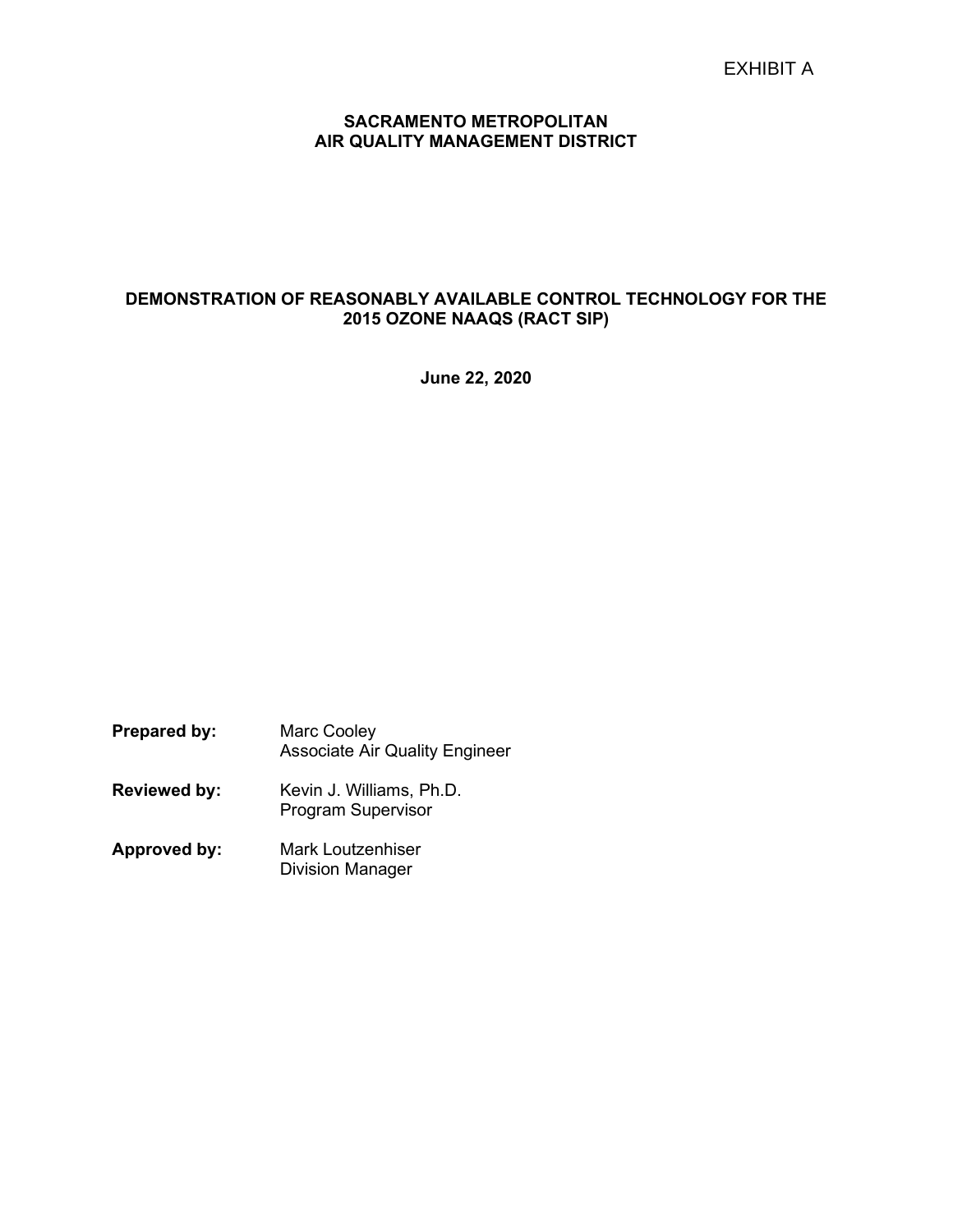EXHIBIT A

# SACRAMENTO METROPOLITAN AIR QUALITY MANAGEMENT DISTRICT

## DEMONSTRATION OF REASONABLY AVAILABLE CONTROL TECHNOLOGY FOR THE 2015 OZONE NAAQS (RACT SIP)

**June 22, 2020**

**Prepared by:** Marc Cooley
Associate Air Quality Engineer

**Reviewed by:** Kevin J. Williams, Ph.D.
Program Supervisor

**Approved by:** Mark Loutzenhiser
Division Manager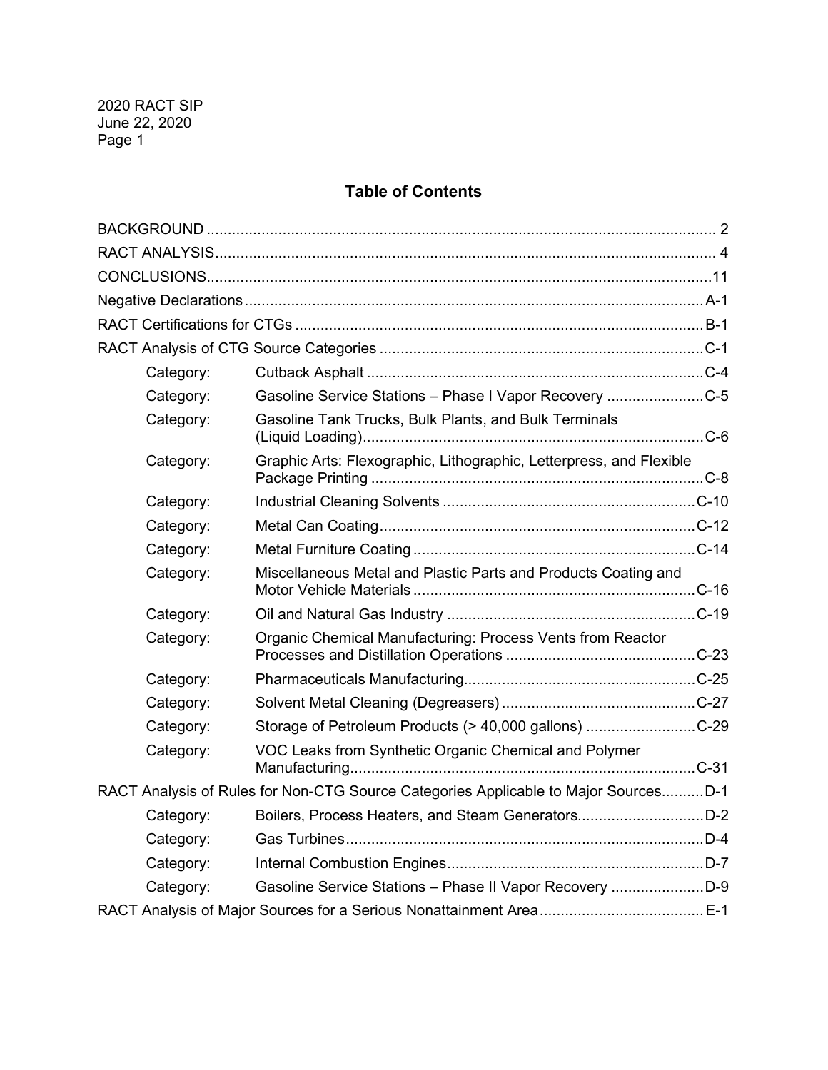## Table of Contents

| | | |
|---|---|---|
| BACKGROUND | | 2 |
| RACT ANALYSIS | | 4 |
| CONCLUSIONS | | 11 |
| Negative Declarations | | A-1 |
| RACT Certifications for CTGs | | B-1 |
| RACT Analysis of CTG Source Categories | | C-1 |
| Category: | Cutback Asphalt | C-4 |
| Category: | Gasoline Service Stations – Phase I Vapor Recovery | C-5 |
| Category: | Gasoline Tank Trucks, Bulk Plants, and Bulk Terminals (Liquid Loading) | C-6 |
| Category: | Graphic Arts: Flexographic, Lithographic, Letterpress, and Flexible Package Printing | C-8 |
| Category: | Industrial Cleaning Solvents | C-10 |
| Category: | Metal Can Coating | C-12 |
| Category: | Metal Furniture Coating | C-14 |
| Category: | Miscellaneous Metal and Plastic Parts and Products Coating and Motor Vehicle Materials | C-16 |
| Category: | Oil and Natural Gas Industry | C-19 |
| Category: | Organic Chemical Manufacturing: Process Vents from Reactor Processes and Distillation Operations | C-23 |
| Category: | Pharmaceuticals Manufacturing | C-25 |
| Category: | Solvent Metal Cleaning (Degreasers) | C-27 |
| Category: | Storage of Petroleum Products (> 40,000 gallons) | C-29 |
| Category: | VOC Leaks from Synthetic Organic Chemical and Polymer Manufacturing | C-31 |
| RACT Analysis of Rules for Non-CTG Source Categories Applicable to Major Sources | | D-1 |
| Category: | Boilers, Process Heaters, and Steam Generators | D-2 |
| Category: | Gas Turbines | D-4 |
| Category: | Internal Combustion Engines | D-7 |
| Category: | Gasoline Service Stations – Phase II Vapor Recovery | D-9 |
| RACT Analysis of Major Sources for a Serious Nonattainment Area | | E-1 |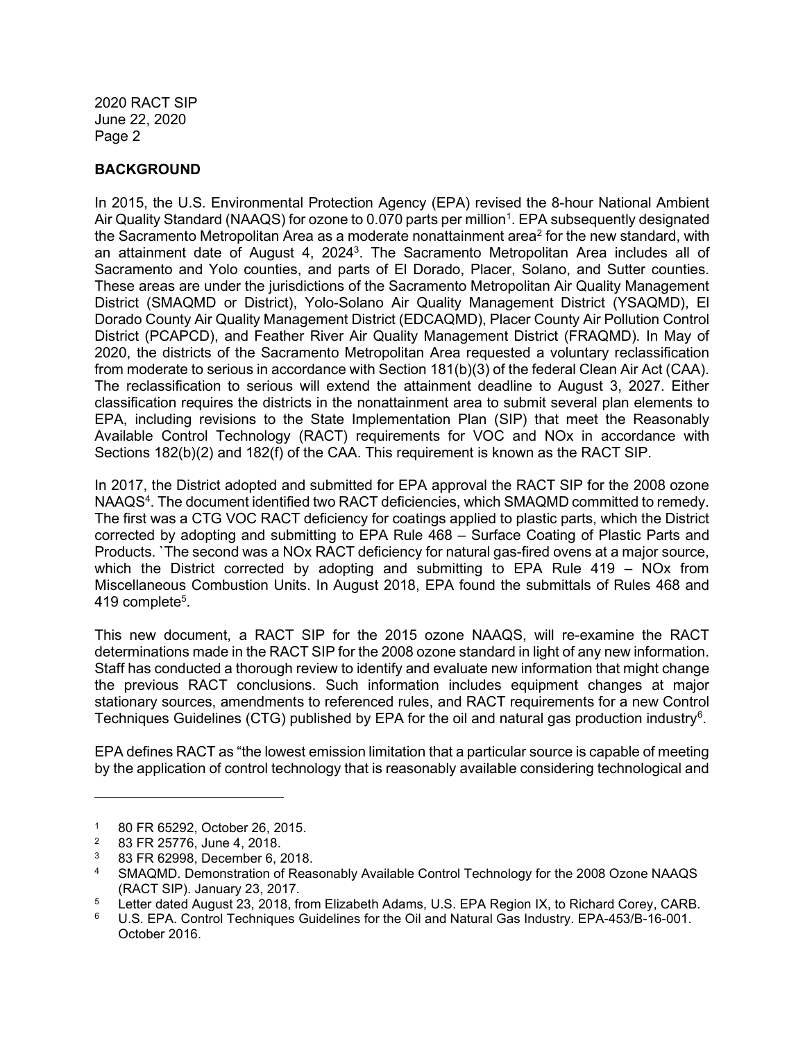## BACKGROUND

In 2015, the U.S. Environmental Protection Agency (EPA) revised the 8-hour National Ambient Air Quality Standard (NAAQS) for ozone to 0.070 parts per million[1]. EPA subsequently designated the Sacramento Metropolitan Area as a moderate nonattainment area[2] for the new standard, with an attainment date of August 4, 2024[3]. The Sacramento Metropolitan Area includes all of Sacramento and Yolo counties, and parts of El Dorado, Placer, Solano, and Sutter counties. These areas are under the jurisdictions of the Sacramento Metropolitan Air Quality Management District (SMAQMD or District), Yolo-Solano Air Quality Management District (YSAQMD), El Dorado County Air Quality Management District (EDCAQMD), Placer County Air Pollution Control District (PCAPCD), and Feather River Air Quality Management District (FRAQMD). In May of 2020, the districts of the Sacramento Metropolitan Area requested a voluntary reclassification from moderate to serious in accordance with Section 181(b)(3) of the federal Clean Air Act (CAA). The reclassification to serious will extend the attainment deadline to August 3, 2027. Either classification requires the districts in the nonattainment area to submit several plan elements to EPA, including revisions to the State Implementation Plan (SIP) that meet the Reasonably Available Control Technology (RACT) requirements for VOC and NOx in accordance with Sections 182(b)(2) and 182(f) of the CAA. This requirement is known as the RACT SIP.

In 2017, the District adopted and submitted for EPA approval the RACT SIP for the 2008 ozone NAAQS[4]. The document identified two RACT deficiencies, which SMAQMD committed to remedy. The first was a CTG VOC RACT deficiency for coatings applied to plastic parts, which the District corrected by adopting and submitting to EPA Rule 468 – Surface Coating of Plastic Parts and Products. `The second was a NOx RACT deficiency for natural gas-fired ovens at a major source, which the District corrected by adopting and submitting to EPA Rule 419 – NOx from Miscellaneous Combustion Units. In August 2018, EPA found the submittals of Rules 468 and 419 complete[5].

This new document, a RACT SIP for the 2015 ozone NAAQS, will re-examine the RACT determinations made in the RACT SIP for the 2008 ozone standard in light of any new information. Staff has conducted a thorough review to identify and evaluate new information that might change the previous RACT conclusions. Such information includes equipment changes at major stationary sources, amendments to referenced rules, and RACT requirements for a new Control Techniques Guidelines (CTG) published by EPA for the oil and natural gas production industry[6].

EPA defines RACT as "the lowest emission limitation that a particular source is capable of meeting by the application of control technology that is reasonably available considering technological and

---

[1] 80 FR 65292, October 26, 2015.

[2] 83 FR 25776, June 4, 2018.

[3] 83 FR 62998, December 6, 2018.

[4] SMAQMD. Demonstration of Reasonably Available Control Technology for the 2008 Ozone NAAQS (RACT SIP). January 23, 2017.

[5] Letter dated August 23, 2018, from Elizabeth Adams, U.S. EPA Region IX, to Richard Corey, CARB.

[6] U.S. EPA. Control Techniques Guidelines for the Oil and Natural Gas Industry. EPA-453/B-16-001. October 2016.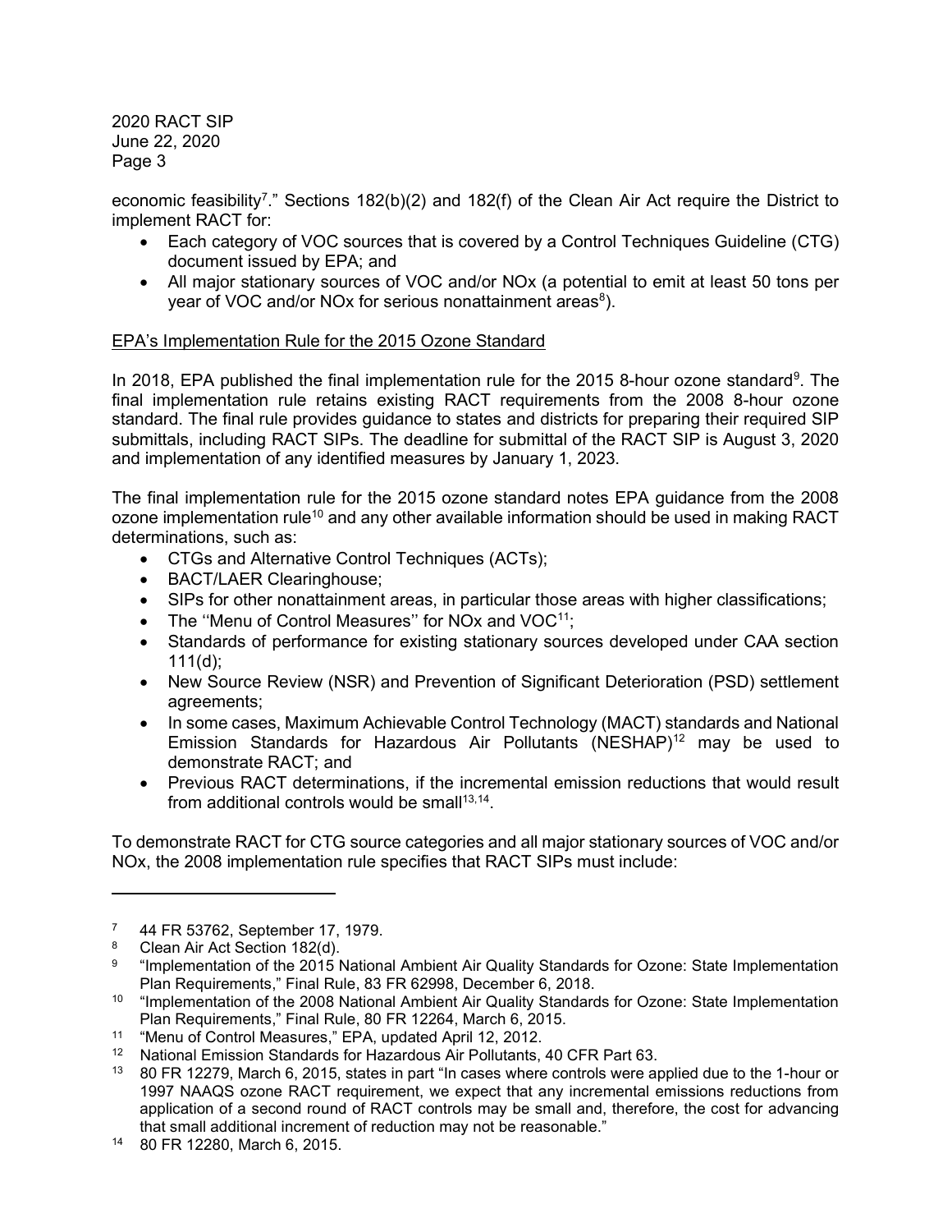economic feasibility[7]." Sections 182(b)(2) and 182(f) of the Clean Air Act require the District to implement RACT for:

- Each category of VOC sources that is covered by a Control Techniques Guideline (CTG) document issued by EPA; and
- All major stationary sources of VOC and/or NOx (a potential to emit at least 50 tons per year of VOC and/or NOx for serious nonattainment areas[8]).

<u>EPA's Implementation Rule for the 2015 Ozone Standard</u>

In 2018, EPA published the final implementation rule for the 2015 8-hour ozone standard[9]. The final implementation rule retains existing RACT requirements from the 2008 8-hour ozone standard. The final rule provides guidance to states and districts for preparing their required SIP submittals, including RACT SIPs. The deadline for submittal of the RACT SIP is August 3, 2020 and implementation of any identified measures by January 1, 2023.

The final implementation rule for the 2015 ozone standard notes EPA guidance from the 2008 ozone implementation rule[10] and any other available information should be used in making RACT determinations, such as:

- CTGs and Alternative Control Techniques (ACTs);
- BACT/LAER Clearinghouse;
- SIPs for other nonattainment areas, in particular those areas with higher classifications;
- The ''Menu of Control Measures'' for NOx and VOC[11];
- Standards of performance for existing stationary sources developed under CAA section 111(d);
- New Source Review (NSR) and Prevention of Significant Deterioration (PSD) settlement agreements;
- In some cases, Maximum Achievable Control Technology (MACT) standards and National Emission Standards for Hazardous Air Pollutants (NESHAP)[12] may be used to demonstrate RACT; and
- Previous RACT determinations, if the incremental emission reductions that would result from additional controls would be small[13,14].

To demonstrate RACT for CTG source categories and all major stationary sources of VOC and/or NOx, the 2008 implementation rule specifies that RACT SIPs must include:

---

[7] 44 FR 53762, September 17, 1979.

[8] Clean Air Act Section 182(d).

[9] "Implementation of the 2015 National Ambient Air Quality Standards for Ozone: State Implementation Plan Requirements," Final Rule, 83 FR 62998, December 6, 2018.

[10] "Implementation of the 2008 National Ambient Air Quality Standards for Ozone: State Implementation Plan Requirements," Final Rule, 80 FR 12264, March 6, 2015.

[11] "Menu of Control Measures," EPA, updated April 12, 2012.

[12] National Emission Standards for Hazardous Air Pollutants, 40 CFR Part 63.

[13] 80 FR 12279, March 6, 2015, states in part "In cases where controls were applied due to the 1-hour or 1997 NAAQS ozone RACT requirement, we expect that any incremental emissions reductions from application of a second round of RACT controls may be small and, therefore, the cost for advancing that small additional increment of reduction may not be reasonable."

[14] 80 FR 12280, March 6, 2015.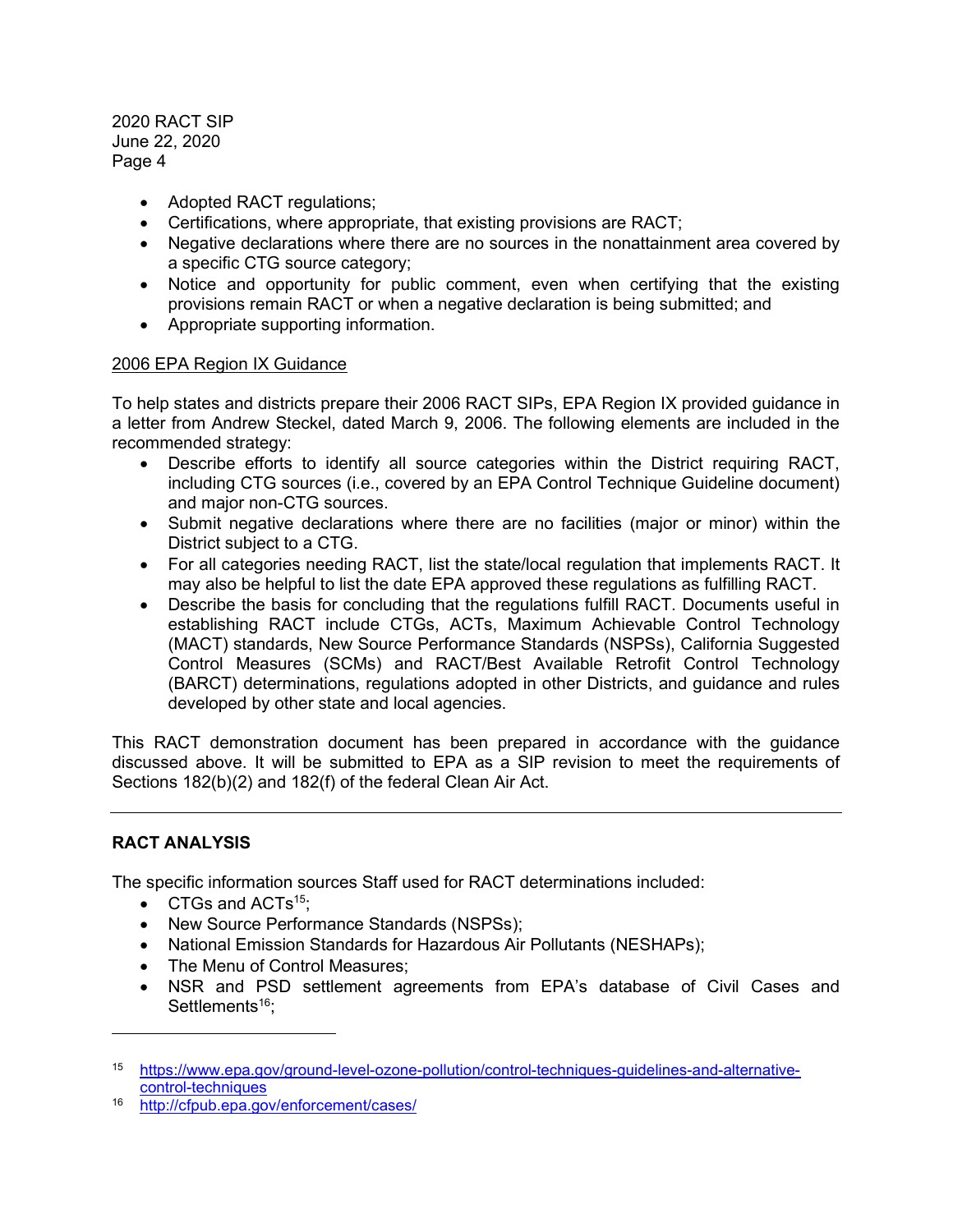- Adopted RACT regulations;
- Certifications, where appropriate, that existing provisions are RACT;
- Negative declarations where there are no sources in the nonattainment area covered by a specific CTG source category;
- Notice and opportunity for public comment, even when certifying that the existing provisions remain RACT or when a negative declaration is being submitted; and
- Appropriate supporting information.

2006 EPA Region IX Guidance

To help states and districts prepare their 2006 RACT SIPs, EPA Region IX provided guidance in a letter from Andrew Steckel, dated March 9, 2006. The following elements are included in the recommended strategy:

- Describe efforts to identify all source categories within the District requiring RACT, including CTG sources (i.e., covered by an EPA Control Technique Guideline document) and major non-CTG sources.
- Submit negative declarations where there are no facilities (major or minor) within the District subject to a CTG.
- For all categories needing RACT, list the state/local regulation that implements RACT. It may also be helpful to list the date EPA approved these regulations as fulfilling RACT.
- Describe the basis for concluding that the regulations fulfill RACT. Documents useful in establishing RACT include CTGs, ACTs, Maximum Achievable Control Technology (MACT) standards, New Source Performance Standards (NSPSs), California Suggested Control Measures (SCMs) and RACT/Best Available Retrofit Control Technology (BARCT) determinations, regulations adopted in other Districts, and guidance and rules developed by other state and local agencies.

This RACT demonstration document has been prepared in accordance with the guidance discussed above. It will be submitted to EPA as a SIP revision to meet the requirements of Sections 182(b)(2) and 182(f) of the federal Clean Air Act.

---

## RACT ANALYSIS

The specific information sources Staff used for RACT determinations included:

- CTGs and ACTs[15];
- New Source Performance Standards (NSPSs);
- National Emission Standards for Hazardous Air Pollutants (NESHAPs);
- The Menu of Control Measures;
- NSR and PSD settlement agreements from EPA's database of Civil Cases and Settlements[16];

---

[15] https://www.epa.gov/ground-level-ozone-pollution/control-techniques-guidelines-and-alternative-control-techniques

[16] http://cfpub.epa.gov/enforcement/cases/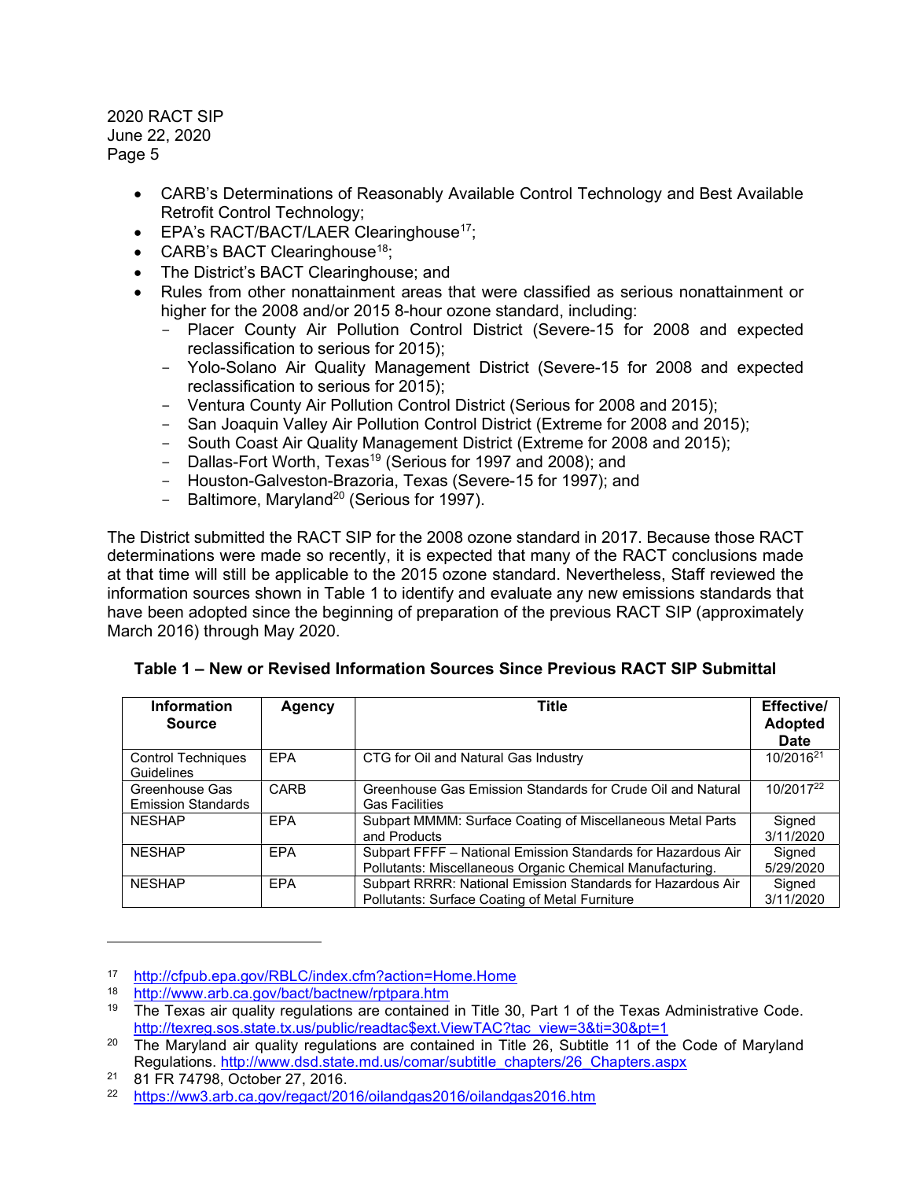- CARB's Determinations of Reasonably Available Control Technology and Best Available Retrofit Control Technology;
- EPA's RACT/BACT/LAER Clearinghouse[17];
- CARB's BACT Clearinghouse[18];
- The District's BACT Clearinghouse; and
- Rules from other nonattainment areas that were classified as serious nonattainment or higher for the 2008 and/or 2015 8-hour ozone standard, including:
  - Placer County Air Pollution Control District (Severe-15 for 2008 and expected reclassification to serious for 2015);
  - Yolo-Solano Air Quality Management District (Severe-15 for 2008 and expected reclassification to serious for 2015);
  - Ventura County Air Pollution Control District (Serious for 2008 and 2015);
  - San Joaquin Valley Air Pollution Control District (Extreme for 2008 and 2015);
  - South Coast Air Quality Management District (Extreme for 2008 and 2015);
  - Dallas-Fort Worth, Texas[19] (Serious for 1997 and 2008); and
  - Houston-Galveston-Brazoria, Texas (Severe-15 for 1997); and
  - Baltimore, Maryland[20] (Serious for 1997).

The District submitted the RACT SIP for the 2008 ozone standard in 2017. Because those RACT determinations were made so recently, it is expected that many of the RACT conclusions made at that time will still be applicable to the 2015 ozone standard. Nevertheless, Staff reviewed the information sources shown in Table 1 to identify and evaluate any new emissions standards that have been adopted since the beginning of preparation of the previous RACT SIP (approximately March 2016) through May 2020.

**Table 1 – New or Revised Information Sources Since Previous RACT SIP Submittal**

| Information Source | Agency | Title | Effective/ Adopted Date |
|---|---|---|---|
| Control Techniques Guidelines | EPA | CTG for Oil and Natural Gas Industry | 10/2016[21] |
| Greenhouse Gas Emission Standards | CARB | Greenhouse Gas Emission Standards for Crude Oil and Natural Gas Facilities | 10/2017[22] |
| NESHAP | EPA | Subpart MMMM: Surface Coating of Miscellaneous Metal Parts and Products | Signed 3/11/2020 |
| NESHAP | EPA | Subpart FFFF – National Emission Standards for Hazardous Air Pollutants: Miscellaneous Organic Chemical Manufacturing. | Signed 5/29/2020 |
| NESHAP | EPA | Subpart RRRR: National Emission Standards for Hazardous Air Pollutants: Surface Coating of Metal Furniture | Signed 3/11/2020 |

---

[17] http://cfpub.epa.gov/RBLC/index.cfm?action=Home.Home

[18] http://www.arb.ca.gov/bact/bactnew/rptpara.htm

[19] The Texas air quality regulations are contained in Title 30, Part 1 of the Texas Administrative Code. http://texreg.sos.state.tx.us/public/readtac$ext.ViewTAC?tac_view=3&ti=30&pt=1

[20] The Maryland air quality regulations are contained in Title 26, Subtitle 11 of the Code of Maryland Regulations. http://www.dsd.state.md.us/comar/subtitle_chapters/26_Chapters.aspx

[21] 81 FR 74798, October 27, 2016.

[22] https://ww3.arb.ca.gov/regact/2016/oilandgas2016/oilandgas2016.htm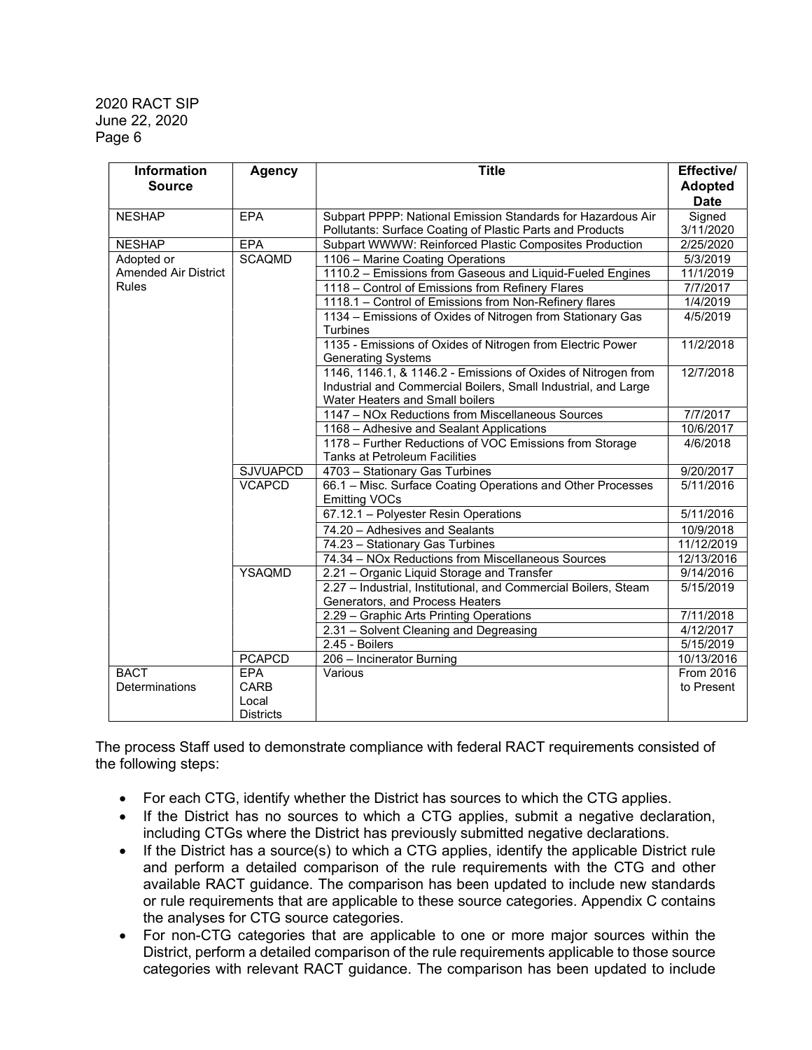| Information Source | Agency | Title | Effective/ Adopted Date |
|---|---|---|---|
| NESHAP | EPA | Subpart PPPP: National Emission Standards for Hazardous Air Pollutants: Surface Coating of Plastic Parts and Products | Signed 3/11/2020 |
| NESHAP | EPA | Subpart WWWW: Reinforced Plastic Composites Production | 2/25/2020 |
| Adopted or Amended Air District Rules | SCAQMD | 1106 – Marine Coating Operations | 5/3/2019 |
| | | 1110.2 – Emissions from Gaseous and Liquid-Fueled Engines | 11/1/2019 |
| | | 1118 – Control of Emissions from Refinery Flares | 7/7/2017 |
| | | 1118.1 – Control of Emissions from Non-Refinery flares | 1/4/2019 |
| | | 1134 – Emissions of Oxides of Nitrogen from Stationary Gas Turbines | 4/5/2019 |
| | | 1135 - Emissions of Oxides of Nitrogen from Electric Power Generating Systems | 11/2/2018 |
| | | 1146, 1146.1, & 1146.2 - Emissions of Oxides of Nitrogen from Industrial and Commercial Boilers, Small Industrial, and Large Water Heaters and Small boilers | 12/7/2018 |
| | | 1147 – NOx Reductions from Miscellaneous Sources | 7/7/2017 |
| | | 1168 – Adhesive and Sealant Applications | 10/6/2017 |
| | | 1178 – Further Reductions of VOC Emissions from Storage Tanks at Petroleum Facilities | 4/6/2018 |
| | SJVUAPCD | 4703 – Stationary Gas Turbines | 9/20/2017 |
| | VCAPCD | 66.1 – Misc. Surface Coating Operations and Other Processes Emitting VOCs | 5/11/2016 |
| | | 67.12.1 – Polyester Resin Operations | 5/11/2016 |
| | | 74.20 – Adhesives and Sealants | 10/9/2018 |
| | | 74.23 – Stationary Gas Turbines | 11/12/2019 |
| | | 74.34 – NOx Reductions from Miscellaneous Sources | 12/13/2016 |
| | YSAQMD | 2.21 – Organic Liquid Storage and Transfer | 9/14/2016 |
| | | 2.27 – Industrial, Institutional, and Commercial Boilers, Steam Generators, and Process Heaters | 5/15/2019 |
| | | 2.29 – Graphic Arts Printing Operations | 7/11/2018 |
| | | 2.31 – Solvent Cleaning and Degreasing | 4/12/2017 |
| | | 2.45 - Boilers | 5/15/2019 |
| | PCAPCD | 206 – Incinerator Burning | 10/13/2016 |
| BACT Determinations | EPA CARB Local Districts | Various | From 2016 to Present |

The process Staff used to demonstrate compliance with federal RACT requirements consisted of the following steps:

- For each CTG, identify whether the District has sources to which the CTG applies.
- If the District has no sources to which a CTG applies, submit a negative declaration, including CTGs where the District has previously submitted negative declarations.
- If the District has a source(s) to which a CTG applies, identify the applicable District rule and perform a detailed comparison of the rule requirements with the CTG and other available RACT guidance. The comparison has been updated to include new standards or rule requirements that are applicable to these source categories. Appendix C contains the analyses for CTG source categories.
- For non-CTG categories that are applicable to one or more major sources within the District, perform a detailed comparison of the rule requirements applicable to those source categories with relevant RACT guidance. The comparison has been updated to include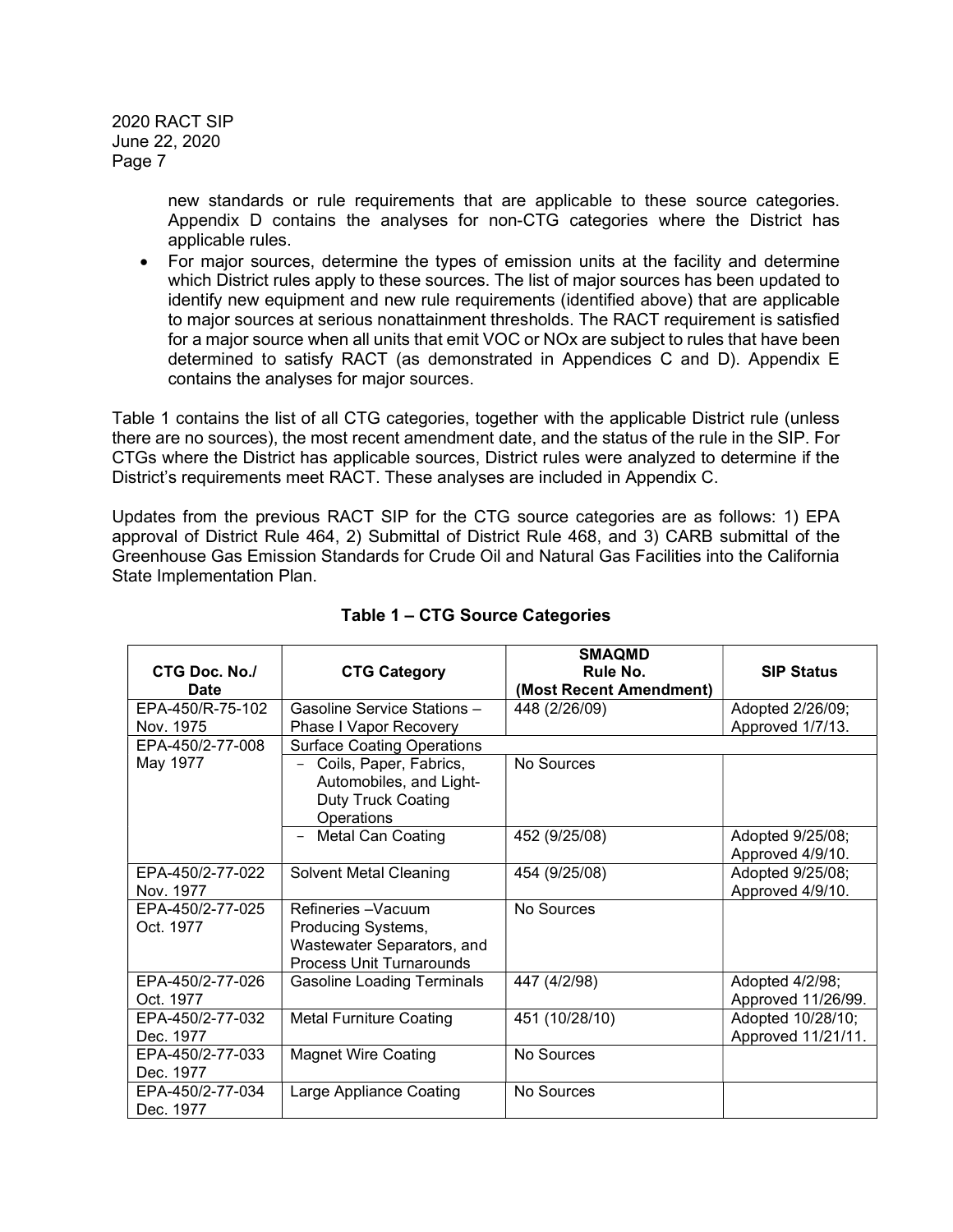new standards or rule requirements that are applicable to these source categories. Appendix D contains the analyses for non-CTG categories where the District has applicable rules.

- For major sources, determine the types of emission units at the facility and determine which District rules apply to these sources. The list of major sources has been updated to identify new equipment and new rule requirements (identified above) that are applicable to major sources at serious nonattainment thresholds. The RACT requirement is satisfied for a major source when all units that emit VOC or NOx are subject to rules that have been determined to satisfy RACT (as demonstrated in Appendices C and D). Appendix E contains the analyses for major sources.

Table 1 contains the list of all CTG categories, together with the applicable District rule (unless there are no sources), the most recent amendment date, and the status of the rule in the SIP. For CTGs where the District has applicable sources, District rules were analyzed to determine if the District's requirements meet RACT. These analyses are included in Appendix C.

Updates from the previous RACT SIP for the CTG source categories are as follows: 1) EPA approval of District Rule 464, 2) Submittal of District Rule 468, and 3) CARB submittal of the Greenhouse Gas Emission Standards for Crude Oil and Natural Gas Facilities into the California State Implementation Plan.

**Table 1 – CTG Source Categories**

| CTG Doc. No./ Date | CTG Category | SMAQMD Rule No. (Most Recent Amendment) | SIP Status |
|---|---|---|---|
| EPA-450/R-75-102 Nov. 1975 | Gasoline Service Stations – Phase I Vapor Recovery | 448 (2/26/09) | Adopted 2/26/09; Approved 1/7/13. |
| EPA-450/2-77-008 May 1977 | Surface Coating Operations | | |
| | - Coils, Paper, Fabrics, Automobiles, and Light-Duty Truck Coating Operations | No Sources | |
| | - Metal Can Coating | 452 (9/25/08) | Adopted 9/25/08; Approved 4/9/10. |
| EPA-450/2-77-022 Nov. 1977 | Solvent Metal Cleaning | 454 (9/25/08) | Adopted 9/25/08; Approved 4/9/10. |
| EPA-450/2-77-025 Oct. 1977 | Refineries –Vacuum Producing Systems, Wastewater Separators, and Process Unit Turnarounds | No Sources | |
| EPA-450/2-77-026 Oct. 1977 | Gasoline Loading Terminals | 447 (4/2/98) | Adopted 4/2/98; Approved 11/26/99. |
| EPA-450/2-77-032 Dec. 1977 | Metal Furniture Coating | 451 (10/28/10) | Adopted 10/28/10; Approved 11/21/11. |
| EPA-450/2-77-033 Dec. 1977 | Magnet Wire Coating | No Sources | |
| EPA-450/2-77-034 Dec. 1977 | Large Appliance Coating | No Sources | |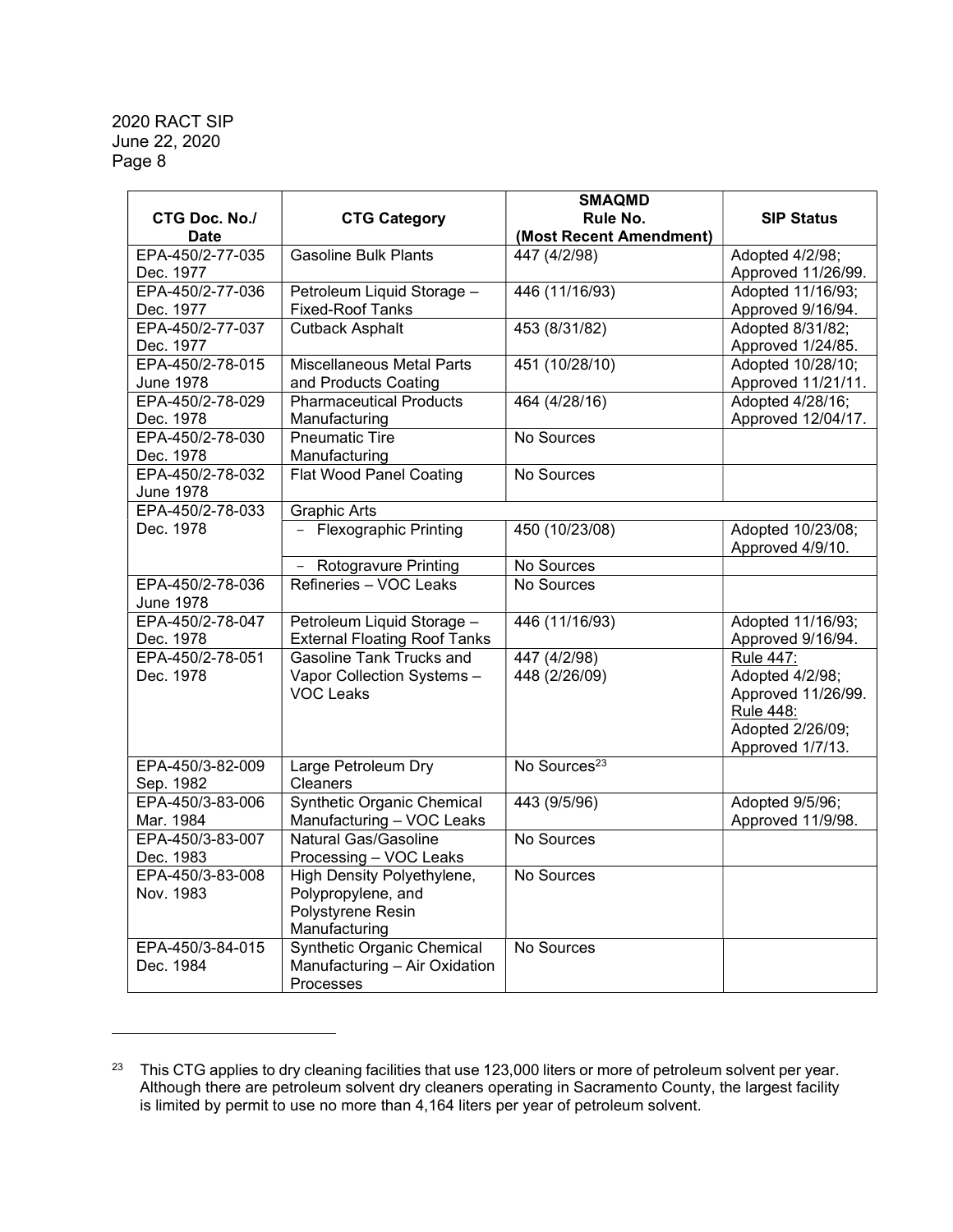| CTG Doc. No./ Date | CTG Category | SMAQMD Rule No. (Most Recent Amendment) | SIP Status |
|---|---|---|---|
| EPA-450/2-77-035 Dec. 1977 | Gasoline Bulk Plants | 447 (4/2/98) | Adopted 4/2/98; Approved 11/26/99. |
| EPA-450/2-77-036 Dec. 1977 | Petroleum Liquid Storage – Fixed-Roof Tanks | 446 (11/16/93) | Adopted 11/16/93; Approved 9/16/94. |
| EPA-450/2-77-037 Dec. 1977 | Cutback Asphalt | 453 (8/31/82) | Adopted 8/31/82; Approved 1/24/85. |
| EPA-450/2-78-015 June 1978 | Miscellaneous Metal Parts and Products Coating | 451 (10/28/10) | Adopted 10/28/10; Approved 11/21/11. |
| EPA-450/2-78-029 Dec. 1978 | Pharmaceutical Products Manufacturing | 464 (4/28/16) | Adopted 4/28/16; Approved 12/04/17. |
| EPA-450/2-78-030 Dec. 1978 | Pneumatic Tire Manufacturing | No Sources | |
| EPA-450/2-78-032 June 1978 | Flat Wood Panel Coating | No Sources | |
| EPA-450/2-78-033 Dec. 1978 | Graphic Arts | | |
| | - Flexographic Printing | 450 (10/23/08) | Adopted 10/23/08; Approved 4/9/10. |
| | - Rotogravure Printing | No Sources | |
| EPA-450/2-78-036 June 1978 | Refineries – VOC Leaks | No Sources | |
| EPA-450/2-78-047 Dec. 1978 | Petroleum Liquid Storage – External Floating Roof Tanks | 446 (11/16/93) | Adopted 11/16/93; Approved 9/16/94. |
| EPA-450/2-78-051 Dec. 1978 | Gasoline Tank Trucks and Vapor Collection Systems – VOC Leaks | 447 (4/2/98)<br>448 (2/26/09) | Rule 447: Adopted 4/2/98; Approved 11/26/99.<br>Rule 448: Adopted 2/26/09; Approved 1/7/13. |
| EPA-450/3-82-009 Sep. 1982 | Large Petroleum Dry Cleaners | No Sources[23] | |
| EPA-450/3-83-006 Mar. 1984 | Synthetic Organic Chemical Manufacturing – VOC Leaks | 443 (9/5/96) | Adopted 9/5/96; Approved 11/9/98. |
| EPA-450/3-83-007 Dec. 1983 | Natural Gas/Gasoline Processing – VOC Leaks | No Sources | |
| EPA-450/3-83-008 Nov. 1983 | High Density Polyethylene, Polypropylene, and Polystyrene Resin Manufacturing | No Sources | |
| EPA-450/3-84-015 Dec. 1984 | Synthetic Organic Chemical Manufacturing – Air Oxidation Processes | No Sources | |

[23] This CTG applies to dry cleaning facilities that use 123,000 liters or more of petroleum solvent per year. Although there are petroleum solvent dry cleaners operating in Sacramento County, the largest facility is limited by permit to use no more than 4,164 liters per year of petroleum solvent.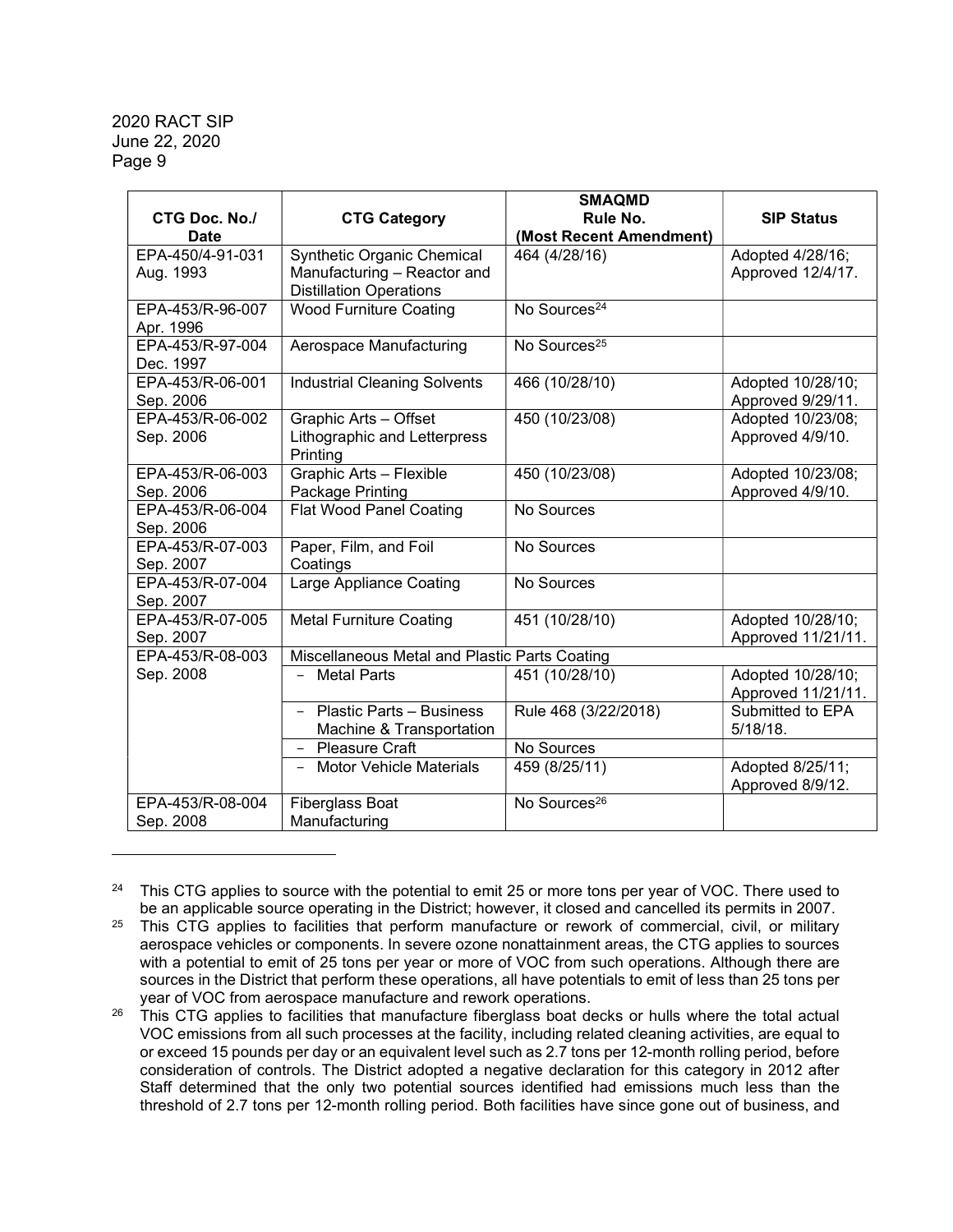| CTG Doc. No./ Date | CTG Category | SMAQMD Rule No. (Most Recent Amendment) | SIP Status |
|---|---|---|---|
| EPA-450/4-91-031 Aug. 1993 | Synthetic Organic Chemical Manufacturing – Reactor and Distillation Operations | 464 (4/28/16) | Adopted 4/28/16; Approved 12/4/17. |
| EPA-453/R-96-007 Apr. 1996 | Wood Furniture Coating | No Sources[24] | |
| EPA-453/R-97-004 Dec. 1997 | Aerospace Manufacturing | No Sources[25] | |
| EPA-453/R-06-001 Sep. 2006 | Industrial Cleaning Solvents | 466 (10/28/10) | Adopted 10/28/10; Approved 9/29/11. |
| EPA-453/R-06-002 Sep. 2006 | Graphic Arts – Offset Lithographic and Letterpress Printing | 450 (10/23/08) | Adopted 10/23/08; Approved 4/9/10. |
| EPA-453/R-06-003 Sep. 2006 | Graphic Arts – Flexible Package Printing | 450 (10/23/08) | Adopted 10/23/08; Approved 4/9/10. |
| EPA-453/R-06-004 Sep. 2006 | Flat Wood Panel Coating | No Sources | |
| EPA-453/R-07-003 Sep. 2007 | Paper, Film, and Foil Coatings | No Sources | |
| EPA-453/R-07-004 Sep. 2007 | Large Appliance Coating | No Sources | |
| EPA-453/R-07-005 Sep. 2007 | Metal Furniture Coating | 451 (10/28/10) | Adopted 10/28/10; Approved 11/21/11. |
| EPA-453/R-08-003 Sep. 2008 | Miscellaneous Metal and Plastic Parts Coating | | |
| | - Metal Parts | 451 (10/28/10) | Adopted 10/28/10; Approved 11/21/11. |
| | - Plastic Parts – Business Machine & Transportation | Rule 468 (3/22/2018) | Submitted to EPA 5/18/18. |
| | - Pleasure Craft | No Sources | |
| | - Motor Vehicle Materials | 459 (8/25/11) | Adopted 8/25/11; Approved 8/9/12. |
| EPA-453/R-08-004 Sep. 2008 | Fiberglass Boat Manufacturing | No Sources[26] | |

---

[24] This CTG applies to source with the potential to emit 25 or more tons per year of VOC. There used to be an applicable source operating in the District; however, it closed and cancelled its permits in 2007.

[25] This CTG applies to facilities that perform manufacture or rework of commercial, civil, or military aerospace vehicles or components. In severe ozone nonattainment areas, the CTG applies to sources with a potential to emit of 25 tons per year or more of VOC from such operations. Although there are sources in the District that perform these operations, all have potentials to emit of less than 25 tons per year of VOC from aerospace manufacture and rework operations.

[26] This CTG applies to facilities that manufacture fiberglass boat decks or hulls where the total actual VOC emissions from all such processes at the facility, including related cleaning activities, are equal to or exceed 15 pounds per day or an equivalent level such as 2.7 tons per 12-month rolling period, before consideration of controls. The District adopted a negative declaration for this category in 2012 after Staff determined that the only two potential sources identified had emissions much less than the threshold of 2.7 tons per 12-month rolling period. Both facilities have since gone out of business, and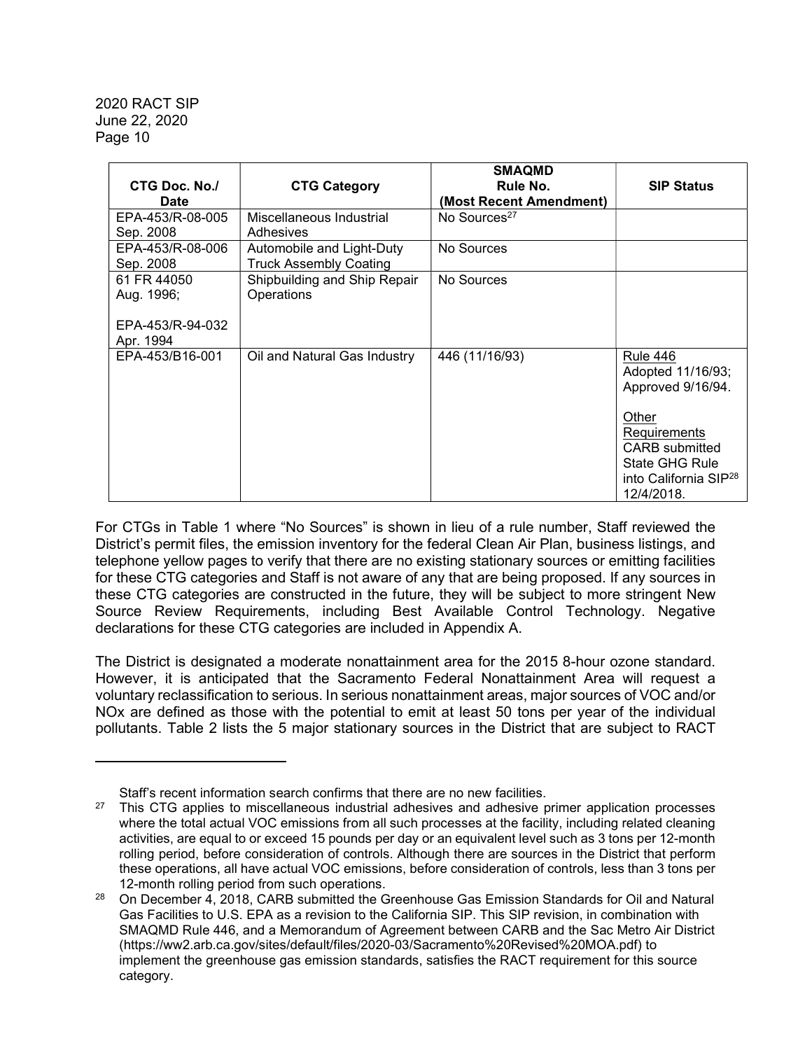| CTG Doc. No./ Date | CTG Category | SMAQMD Rule No. (Most Recent Amendment) | SIP Status |
|---|---|---|---|
| EPA-453/R-08-005 Sep. 2008 | Miscellaneous Industrial Adhesives | No Sources[27] | |
| EPA-453/R-08-006 Sep. 2008 | Automobile and Light-Duty Truck Assembly Coating | No Sources | |
| 61 FR 44050 Aug. 1996; EPA-453/R-94-032 Apr. 1994 | Shipbuilding and Ship Repair Operations | No Sources | |
| EPA-453/B16-001 | Oil and Natural Gas Industry | 446 (11/16/93) | Rule 446 Adopted 11/16/93; Approved 9/16/94. Other Requirements CARB submitted State GHG Rule into California SIP[28] 12/4/2018. |

For CTGs in Table 1 where "No Sources" is shown in lieu of a rule number, Staff reviewed the District's permit files, the emission inventory for the federal Clean Air Plan, business listings, and telephone yellow pages to verify that there are no existing stationary sources or emitting facilities for these CTG categories and Staff is not aware of any that are being proposed. If any sources in these CTG categories are constructed in the future, they will be subject to more stringent New Source Review Requirements, including Best Available Control Technology. Negative declarations for these CTG categories are included in Appendix A.

The District is designated a moderate nonattainment area for the 2015 8-hour ozone standard. However, it is anticipated that the Sacramento Federal Nonattainment Area will request a voluntary reclassification to serious. In serious nonattainment areas, major sources of VOC and/or NOx are defined as those with the potential to emit at least 50 tons per year of the individual pollutants. Table 2 lists the 5 major stationary sources in the District that are subject to RACT

---

Staff's recent information search confirms that there are no new facilities.

[27] This CTG applies to miscellaneous industrial adhesives and adhesive primer application processes where the total actual VOC emissions from all such processes at the facility, including related cleaning activities, are equal to or exceed 15 pounds per day or an equivalent level such as 3 tons per 12-month rolling period, before consideration of controls. Although there are sources in the District that perform these operations, all have actual VOC emissions, before consideration of controls, less than 3 tons per 12-month rolling period from such operations.

[28] On December 4, 2018, CARB submitted the Greenhouse Gas Emission Standards for Oil and Natural Gas Facilities to U.S. EPA as a revision to the California SIP. This SIP revision, in combination with SMAQMD Rule 446, and a Memorandum of Agreement between CARB and the Sac Metro Air District (https://ww2.arb.ca.gov/sites/default/files/2020-03/Sacramento%20Revised%20MOA.pdf) to implement the greenhouse gas emission standards, satisfies the RACT requirement for this source category.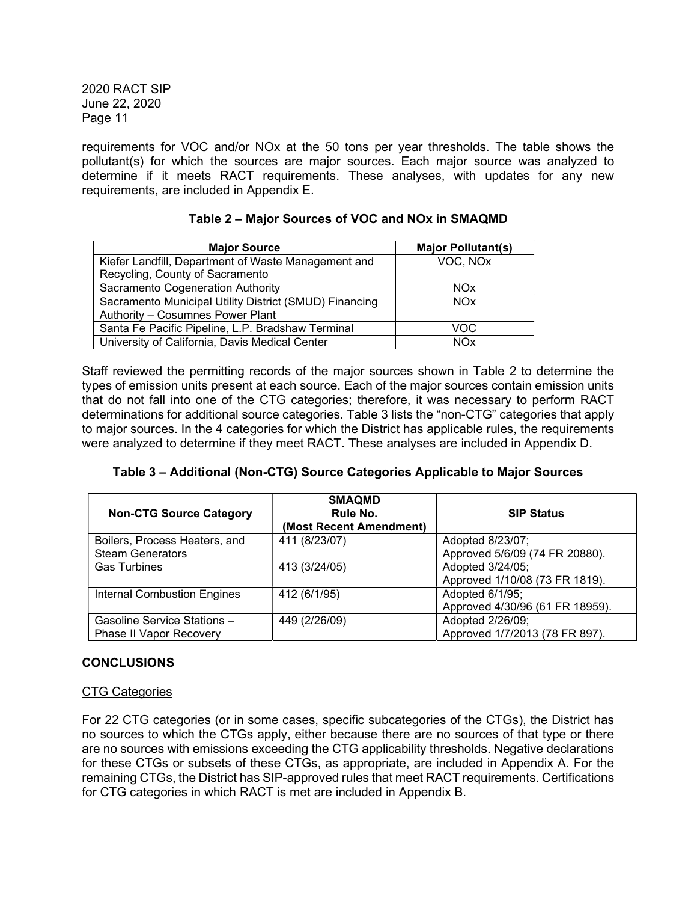requirements for VOC and/or NOx at the 50 tons per year thresholds. The table shows the pollutant(s) for which the sources are major sources. Each major source was analyzed to determine if it meets RACT requirements. These analyses, with updates for any new requirements, are included in Appendix E.

**Table 2 – Major Sources of VOC and NOx in SMAQMD**

| Major Source | Major Pollutant(s) |
| --- | --- |
| Kiefer Landfill, Department of Waste Management and Recycling, County of Sacramento | VOC, NOx |
| Sacramento Cogeneration Authority | NOx |
| Sacramento Municipal Utility District (SMUD) Financing Authority – Cosumnes Power Plant | NOx |
| Santa Fe Pacific Pipeline, L.P. Bradshaw Terminal | VOC |
| University of California, Davis Medical Center | NOx |

Staff reviewed the permitting records of the major sources shown in Table 2 to determine the types of emission units present at each source. Each of the major sources contain emission units that do not fall into one of the CTG categories; therefore, it was necessary to perform RACT determinations for additional source categories. Table 3 lists the "non-CTG" categories that apply to major sources. In the 4 categories for which the District has applicable rules, the requirements were analyzed to determine if they meet RACT. These analyses are included in Appendix D.

**Table 3 – Additional (Non-CTG) Source Categories Applicable to Major Sources**

| Non-CTG Source Category | SMAQMD Rule No. (Most Recent Amendment) | SIP Status |
| --- | --- | --- |
| Boilers, Process Heaters, and Steam Generators | 411 (8/23/07) | Adopted 8/23/07; Approved 5/6/09 (74 FR 20880). |
| Gas Turbines | 413 (3/24/05) | Adopted 3/24/05; Approved 1/10/08 (73 FR 1819). |
| Internal Combustion Engines | 412 (6/1/95) | Adopted 6/1/95; Approved 4/30/96 (61 FR 18959). |
| Gasoline Service Stations – Phase II Vapor Recovery | 449 (2/26/09) | Adopted 2/26/09; Approved 1/7/2013 (78 FR 897). |

## CONCLUSIONS

### CTG Categories

For 22 CTG categories (or in some cases, specific subcategories of the CTGs), the District has no sources to which the CTGs apply, either because there are no sources of that type or there are no sources with emissions exceeding the CTG applicability thresholds. Negative declarations for these CTGs or subsets of these CTGs, as appropriate, are included in Appendix A. For the remaining CTGs, the District has SIP-approved rules that meet RACT requirements. Certifications for CTG categories in which RACT is met are included in Appendix B.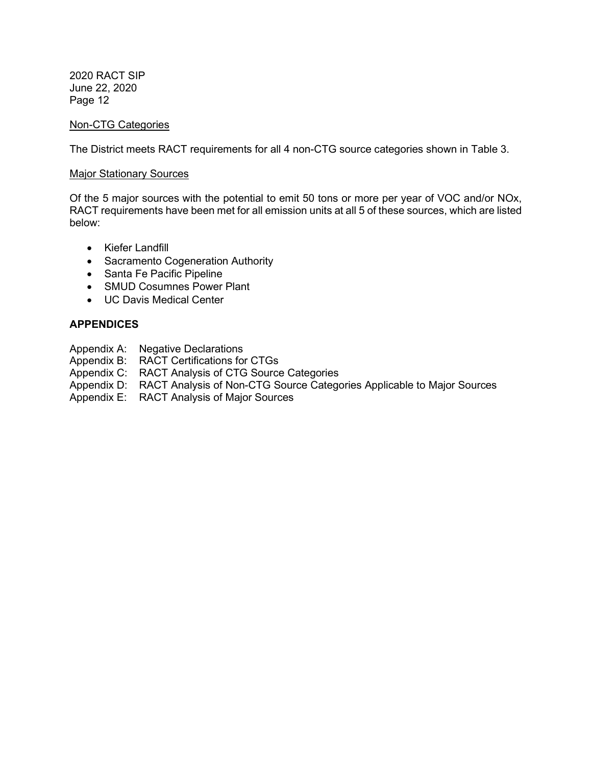Non-CTG Categories

The District meets RACT requirements for all 4 non-CTG source categories shown in Table 3.

Major Stationary Sources

Of the 5 major sources with the potential to emit 50 tons or more per year of VOC and/or NOx, RACT requirements have been met for all emission units at all 5 of these sources, which are listed below:

- Kiefer Landfill
- Sacramento Cogeneration Authority
- Santa Fe Pacific Pipeline
- SMUD Cosumnes Power Plant
- UC Davis Medical Center

## APPENDICES

Appendix A: Negative Declarations
Appendix B: RACT Certifications for CTGs
Appendix C: RACT Analysis of CTG Source Categories
Appendix D: RACT Analysis of Non-CTG Source Categories Applicable to Major Sources
Appendix E: RACT Analysis of Major Sources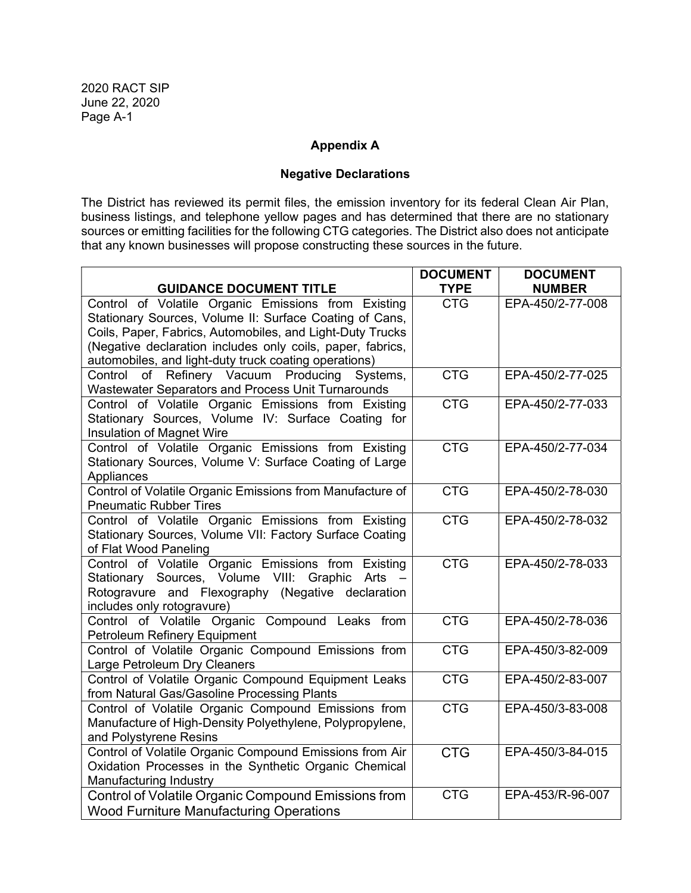## Appendix A

### Negative Declarations

The District has reviewed its permit files, the emission inventory for its federal Clean Air Plan, business listings, and telephone yellow pages and has determined that there are no stationary sources or emitting facilities for the following CTG categories. The District also does not anticipate that any known businesses will propose constructing these sources in the future.

| GUIDANCE DOCUMENT TITLE | DOCUMENT TYPE | DOCUMENT NUMBER |
|---|---|---|
| Control of Volatile Organic Emissions from Existing Stationary Sources, Volume II: Surface Coating of Cans, Coils, Paper, Fabrics, Automobiles, and Light-Duty Trucks (Negative declaration includes only coils, paper, fabrics, automobiles, and light-duty truck coating operations) | CTG | EPA-450/2-77-008 |
| Control of Refinery Vacuum Producing Systems, Wastewater Separators and Process Unit Turnarounds | CTG | EPA-450/2-77-025 |
| Control of Volatile Organic Emissions from Existing Stationary Sources, Volume IV: Surface Coating for Insulation of Magnet Wire | CTG | EPA-450/2-77-033 |
| Control of Volatile Organic Emissions from Existing Stationary Sources, Volume V: Surface Coating of Large Appliances | CTG | EPA-450/2-77-034 |
| Control of Volatile Organic Emissions from Manufacture of Pneumatic Rubber Tires | CTG | EPA-450/2-78-030 |
| Control of Volatile Organic Emissions from Existing Stationary Sources, Volume VII: Factory Surface Coating of Flat Wood Paneling | CTG | EPA-450/2-78-032 |
| Control of Volatile Organic Emissions from Existing Stationary Sources, Volume VIII: Graphic Arts – Rotogravure and Flexography (Negative declaration includes only rotogravure) | CTG | EPA-450/2-78-033 |
| Control of Volatile Organic Compound Leaks from Petroleum Refinery Equipment | CTG | EPA-450/2-78-036 |
| Control of Volatile Organic Compound Emissions from Large Petroleum Dry Cleaners | CTG | EPA-450/3-82-009 |
| Control of Volatile Organic Compound Equipment Leaks from Natural Gas/Gasoline Processing Plants | CTG | EPA-450/2-83-007 |
| Control of Volatile Organic Compound Emissions from Manufacture of High-Density Polyethylene, Polypropylene, and Polystyrene Resins | CTG | EPA-450/3-83-008 |
| Control of Volatile Organic Compound Emissions from Air Oxidation Processes in the Synthetic Organic Chemical Manufacturing Industry | CTG | EPA-450/3-84-015 |
| Control of Volatile Organic Compound Emissions from Wood Furniture Manufacturing Operations | CTG | EPA-453/R-96-007 |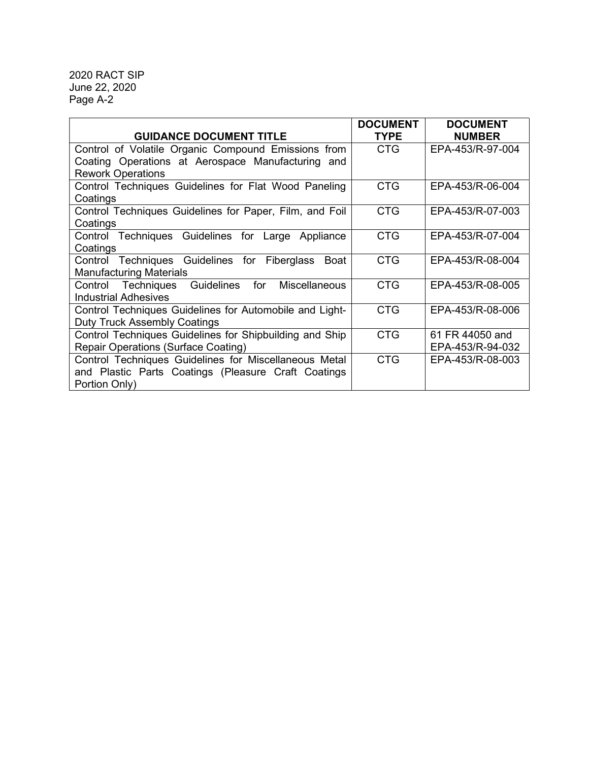| GUIDANCE DOCUMENT TITLE | DOCUMENT TYPE | DOCUMENT NUMBER |
|---|---|---|
| Control of Volatile Organic Compound Emissions from Coating Operations at Aerospace Manufacturing and Rework Operations | CTG | EPA-453/R-97-004 |
| Control Techniques Guidelines for Flat Wood Paneling Coatings | CTG | EPA-453/R-06-004 |
| Control Techniques Guidelines for Paper, Film, and Foil Coatings | CTG | EPA-453/R-07-003 |
| Control Techniques Guidelines for Large Appliance Coatings | CTG | EPA-453/R-07-004 |
| Control Techniques Guidelines for Fiberglass Boat Manufacturing Materials | CTG | EPA-453/R-08-004 |
| Control Techniques Guidelines for Miscellaneous Industrial Adhesives | CTG | EPA-453/R-08-005 |
| Control Techniques Guidelines for Automobile and Light-Duty Truck Assembly Coatings | CTG | EPA-453/R-08-006 |
| Control Techniques Guidelines for Shipbuilding and Ship Repair Operations (Surface Coating) | CTG | 61 FR 44050 and EPA-453/R-94-032 |
| Control Techniques Guidelines for Miscellaneous Metal and Plastic Parts Coatings (Pleasure Craft Coatings Portion Only) | CTG | EPA-453/R-08-003 |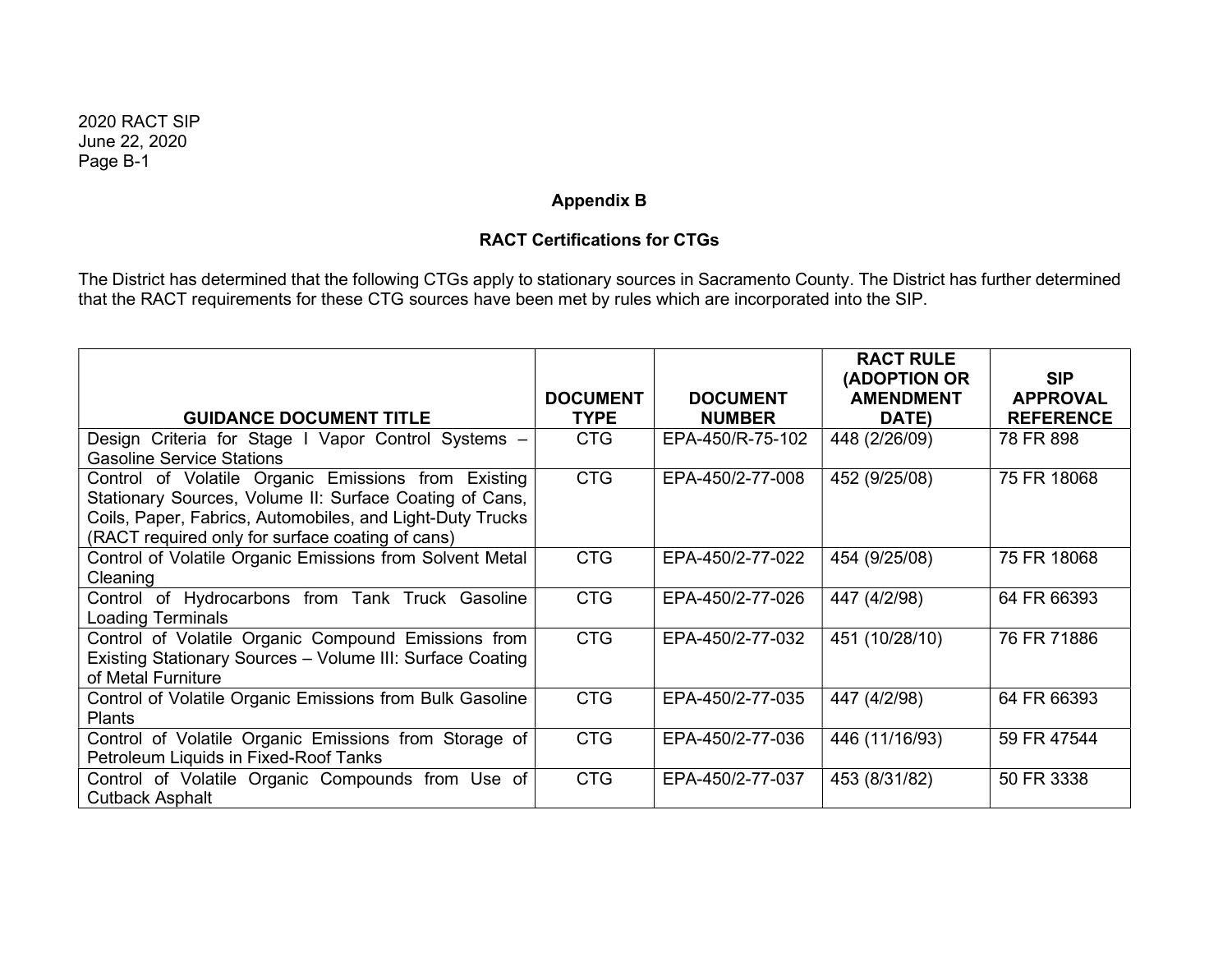## Appendix B

### RACT Certifications for CTGs

The District has determined that the following CTGs apply to stationary sources in Sacramento County. The District has further determined that the RACT requirements for these CTG sources have been met by rules which are incorporated into the SIP.

| GUIDANCE DOCUMENT TITLE | DOCUMENT TYPE | DOCUMENT NUMBER | RACT RULE (ADOPTION OR AMENDMENT DATE) | SIP APPROVAL REFERENCE |
|---|---|---|---|---|
| Design Criteria for Stage I Vapor Control Systems – Gasoline Service Stations | CTG | EPA-450/R-75-102 | 448 (2/26/09) | 78 FR 898 |
| Control of Volatile Organic Emissions from Existing Stationary Sources, Volume II: Surface Coating of Cans, Coils, Paper, Fabrics, Automobiles, and Light-Duty Trucks (RACT required only for surface coating of cans) | CTG | EPA-450/2-77-008 | 452 (9/25/08) | 75 FR 18068 |
| Control of Volatile Organic Emissions from Solvent Metal Cleaning | CTG | EPA-450/2-77-022 | 454 (9/25/08) | 75 FR 18068 |
| Control of Hydrocarbons from Tank Truck Gasoline Loading Terminals | CTG | EPA-450/2-77-026 | 447 (4/2/98) | 64 FR 66393 |
| Control of Volatile Organic Compound Emissions from Existing Stationary Sources – Volume III: Surface Coating of Metal Furniture | CTG | EPA-450/2-77-032 | 451 (10/28/10) | 76 FR 71886 |
| Control of Volatile Organic Emissions from Bulk Gasoline Plants | CTG | EPA-450/2-77-035 | 447 (4/2/98) | 64 FR 66393 |
| Control of Volatile Organic Emissions from Storage of Petroleum Liquids in Fixed-Roof Tanks | CTG | EPA-450/2-77-036 | 446 (11/16/93) | 59 FR 47544 |
| Control of Volatile Organic Compounds from Use of Cutback Asphalt | CTG | EPA-450/2-77-037 | 453 (8/31/82) | 50 FR 3338 |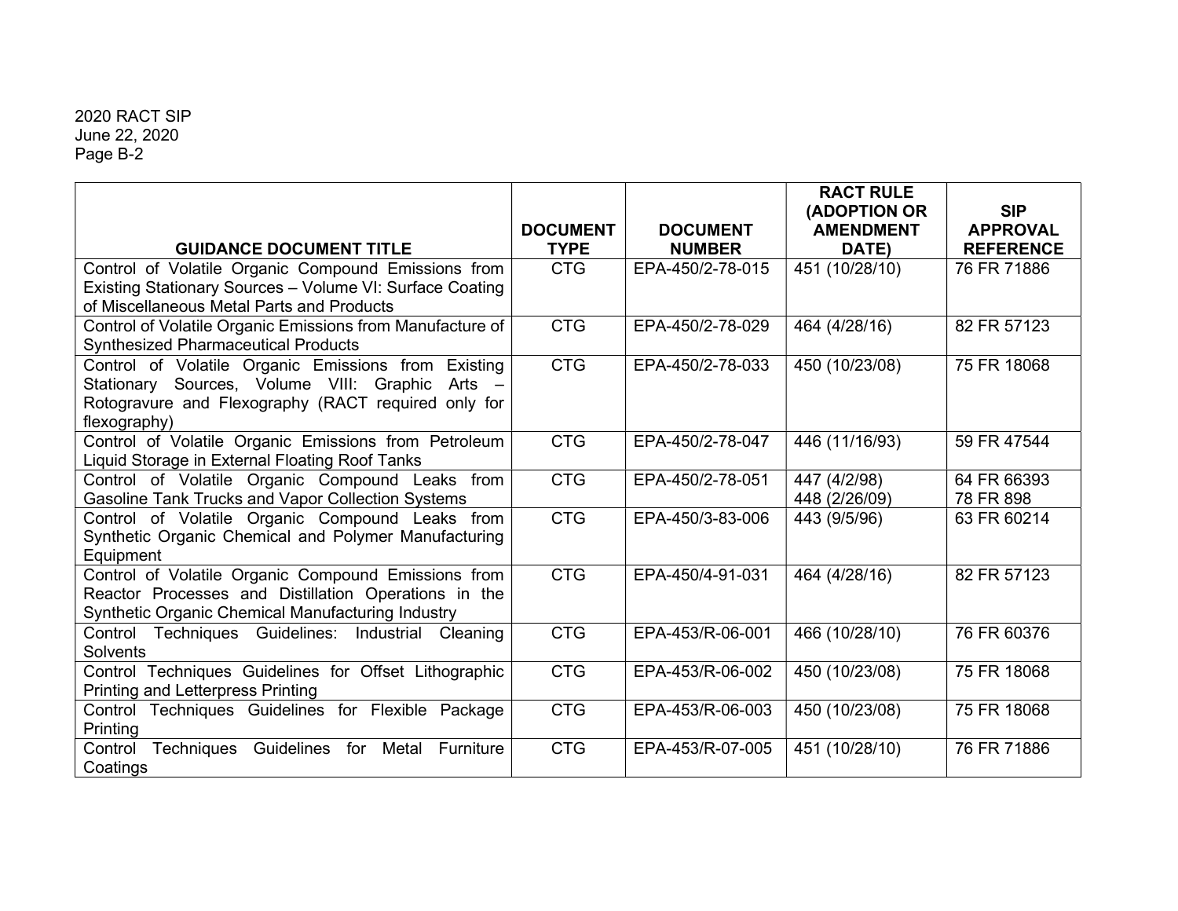| GUIDANCE DOCUMENT TITLE | DOCUMENT TYPE | DOCUMENT NUMBER | RACT RULE (ADOPTION OR AMENDMENT DATE) | SIP APPROVAL REFERENCE |
|---|---|---|---|---|
| Control of Volatile Organic Compound Emissions from Existing Stationary Sources – Volume VI: Surface Coating of Miscellaneous Metal Parts and Products | CTG | EPA-450/2-78-015 | 451 (10/28/10) | 76 FR 71886 |
| Control of Volatile Organic Emissions from Manufacture of Synthesized Pharmaceutical Products | CTG | EPA-450/2-78-029 | 464 (4/28/16) | 82 FR 57123 |
| Control of Volatile Organic Emissions from Existing Stationary Sources, Volume VIII: Graphic Arts – Rotogravure and Flexography (RACT required only for flexography) | CTG | EPA-450/2-78-033 | 450 (10/23/08) | 75 FR 18068 |
| Control of Volatile Organic Emissions from Petroleum Liquid Storage in External Floating Roof Tanks | CTG | EPA-450/2-78-047 | 446 (11/16/93) | 59 FR 47544 |
| Control of Volatile Organic Compound Leaks from Gasoline Tank Trucks and Vapor Collection Systems | CTG | EPA-450/2-78-051 | 447 (4/2/98)<br>448 (2/26/09) | 64 FR 66393<br>78 FR 898 |
| Control of Volatile Organic Compound Leaks from Synthetic Organic Chemical and Polymer Manufacturing Equipment | CTG | EPA-450/3-83-006 | 443 (9/5/96) | 63 FR 60214 |
| Control of Volatile Organic Compound Emissions from Reactor Processes and Distillation Operations in the Synthetic Organic Chemical Manufacturing Industry | CTG | EPA-450/4-91-031 | 464 (4/28/16) | 82 FR 57123 |
| Control Techniques Guidelines: Industrial Cleaning Solvents | CTG | EPA-453/R-06-001 | 466 (10/28/10) | 76 FR 60376 |
| Control Techniques Guidelines for Offset Lithographic Printing and Letterpress Printing | CTG | EPA-453/R-06-002 | 450 (10/23/08) | 75 FR 18068 |
| Control Techniques Guidelines for Flexible Package Printing | CTG | EPA-453/R-06-003 | 450 (10/23/08) | 75 FR 18068 |
| Control Techniques Guidelines for Metal Furniture Coatings | CTG | EPA-453/R-07-005 | 451 (10/28/10) | 76 FR 71886 |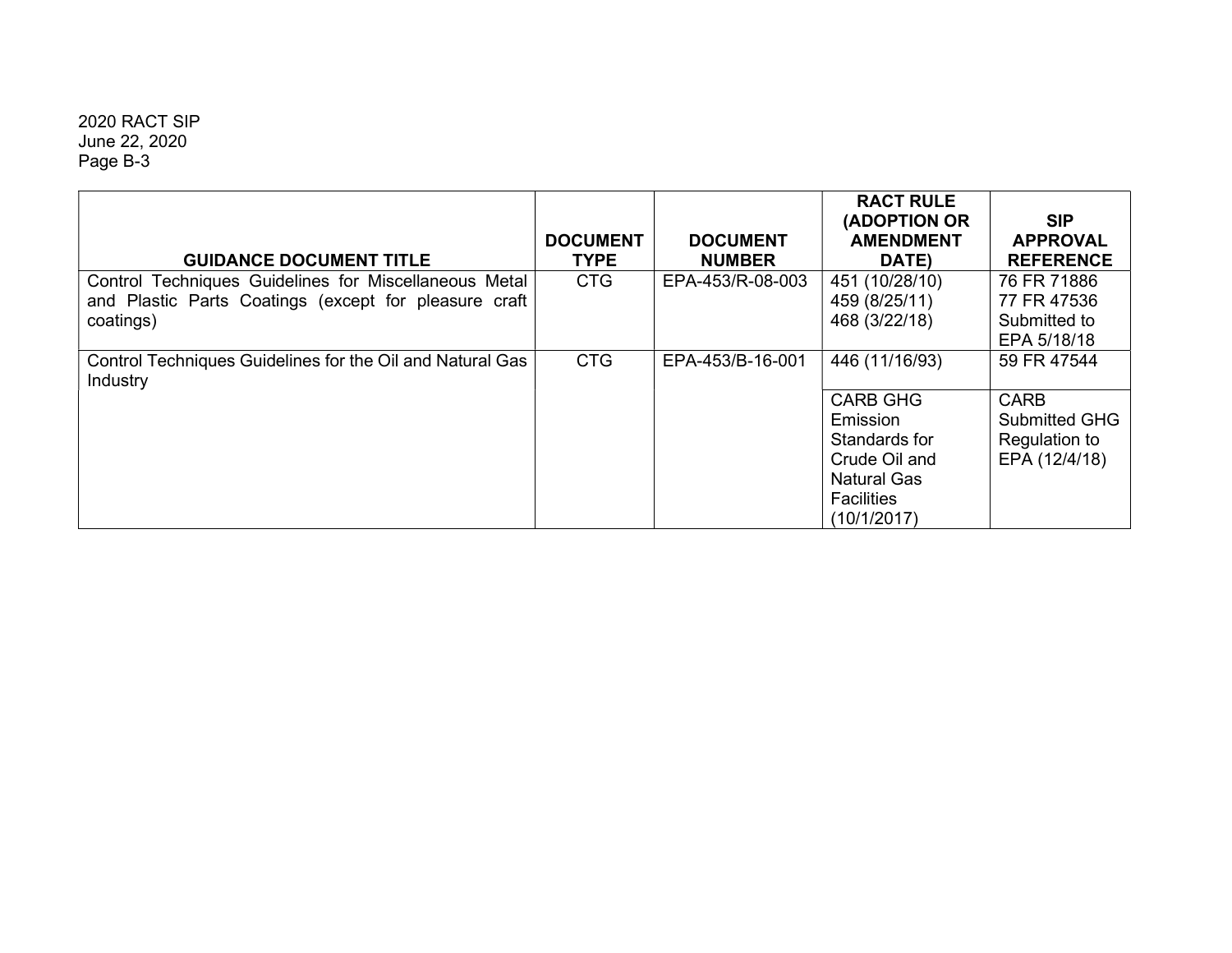| GUIDANCE DOCUMENT TITLE | DOCUMENT TYPE | DOCUMENT NUMBER | RACT RULE (ADOPTION OR AMENDMENT DATE) | SIP APPROVAL REFERENCE |
|---|---|---|---|---|
| Control Techniques Guidelines for Miscellaneous Metal and Plastic Parts Coatings (except for pleasure craft coatings) | CTG | EPA-453/R-08-003 | 451 (10/28/10)<br>459 (8/25/11)<br>468 (3/22/18) | 76 FR 71886<br>77 FR 47536<br>Submitted to EPA 5/18/18 |
| Control Techniques Guidelines for the Oil and Natural Gas Industry | CTG | EPA-453/B-16-001 | 446 (11/16/93) | 59 FR 47544 |
| | | | CARB GHG Emission Standards for Crude Oil and Natural Gas Facilities (10/1/2017) | CARB Submitted GHG Regulation to EPA (12/4/18) |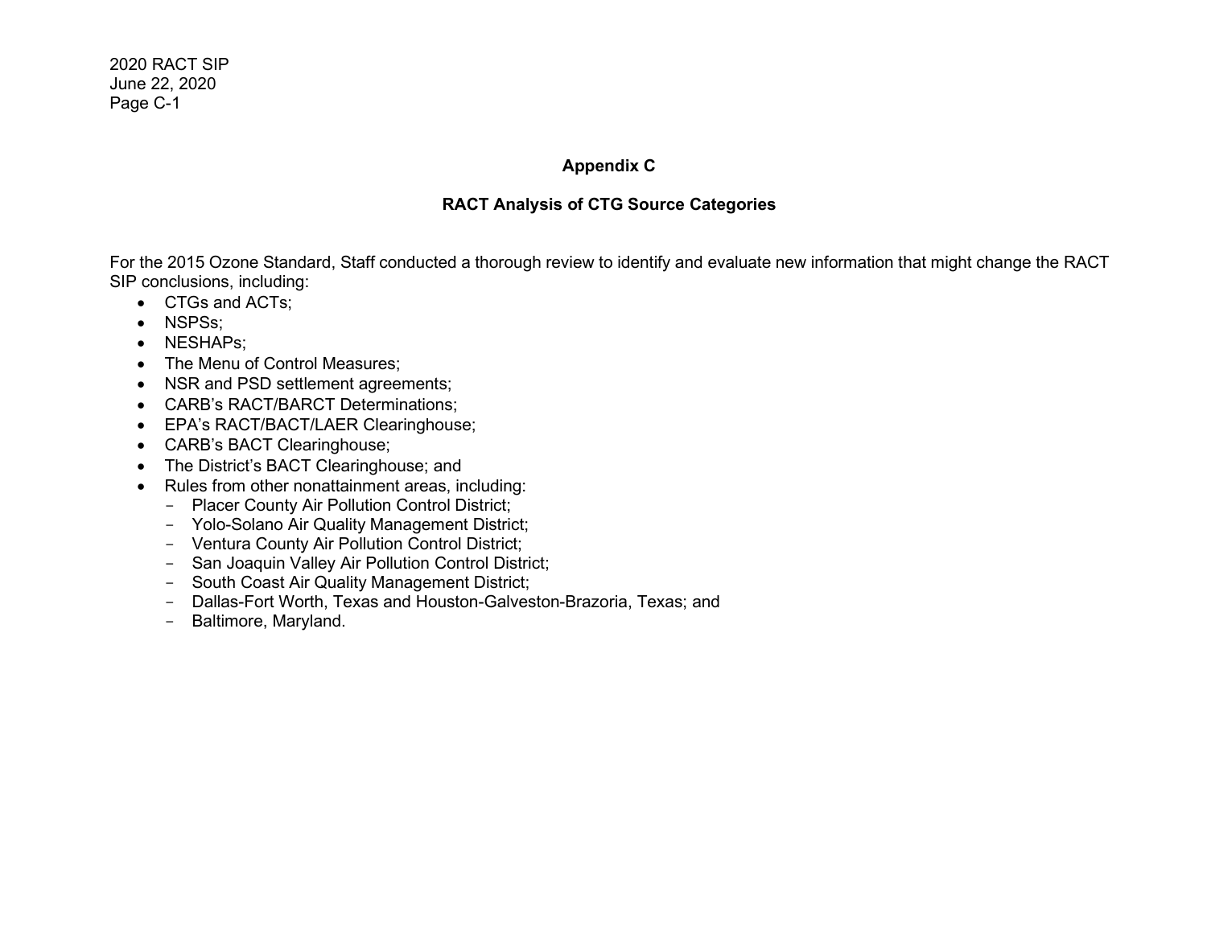## Appendix C

## RACT Analysis of CTG Source Categories

For the 2015 Ozone Standard, Staff conducted a thorough review to identify and evaluate new information that might change the RACT SIP conclusions, including:

- CTGs and ACTs;
- NSPSs;
- NESHAPs;
- The Menu of Control Measures;
- NSR and PSD settlement agreements;
- CARB's RACT/BARCT Determinations;
- EPA's RACT/BACT/LAER Clearinghouse;
- CARB's BACT Clearinghouse;
- The District's BACT Clearinghouse; and
- Rules from other nonattainment areas, including:
  - Placer County Air Pollution Control District;
  - Yolo-Solano Air Quality Management District;
  - Ventura County Air Pollution Control District;
  - San Joaquin Valley Air Pollution Control District;
  - South Coast Air Quality Management District;
  - Dallas-Fort Worth, Texas and Houston-Galveston-Brazoria, Texas; and
  - Baltimore, Maryland.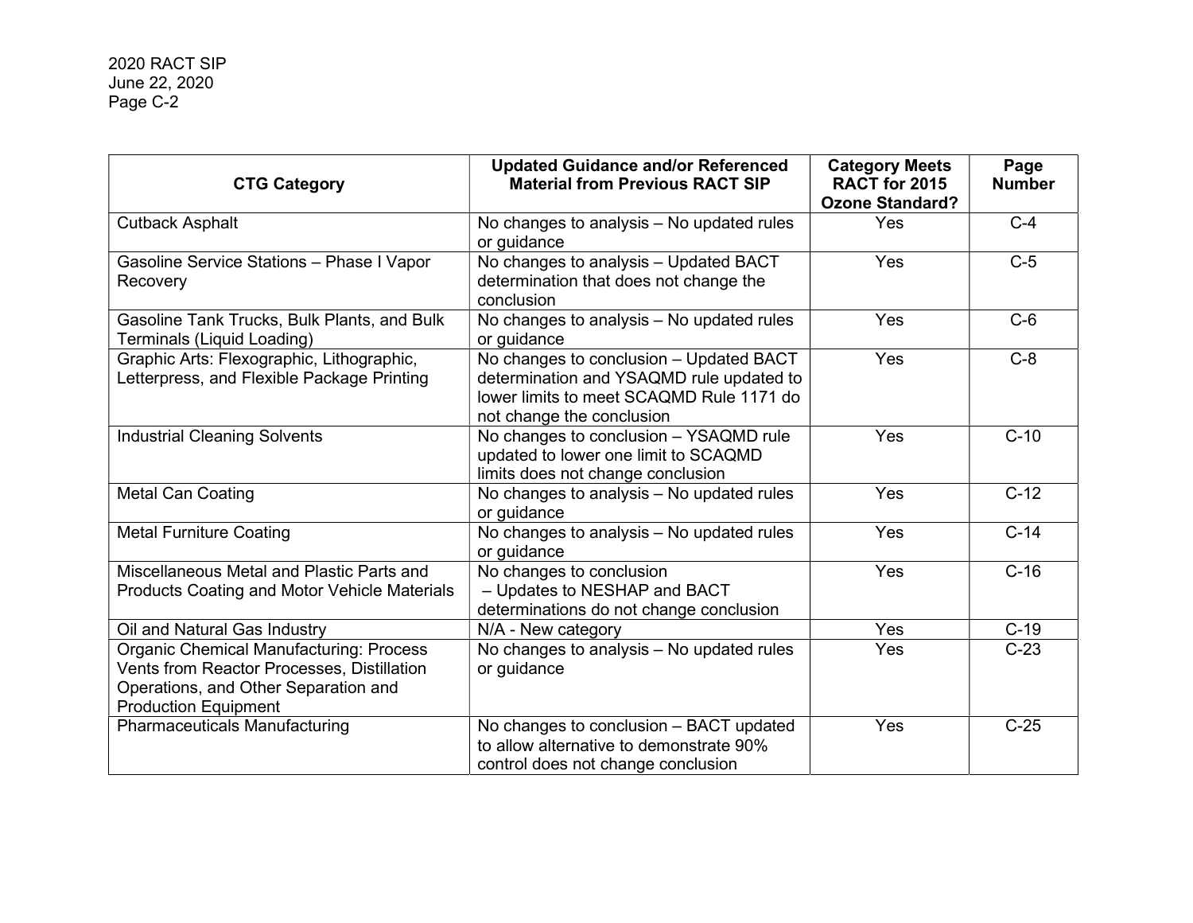| CTG Category | Updated Guidance and/or Referenced Material from Previous RACT SIP | Category Meets RACT for 2015 Ozone Standard? | Page Number |
|---|---|---|---|
| Cutback Asphalt | No changes to analysis – No updated rules or guidance | Yes | C-4 |
| Gasoline Service Stations – Phase I Vapor Recovery | No changes to analysis – Updated BACT determination that does not change the conclusion | Yes | C-5 |
| Gasoline Tank Trucks, Bulk Plants, and Bulk Terminals (Liquid Loading) | No changes to analysis – No updated rules or guidance | Yes | C-6 |
| Graphic Arts: Flexographic, Lithographic, Letterpress, and Flexible Package Printing | No changes to conclusion – Updated BACT determination and YSAQMD rule updated to lower limits to meet SCAQMD Rule 1171 do not change the conclusion | Yes | C-8 |
| Industrial Cleaning Solvents | No changes to conclusion – YSAQMD rule updated to lower one limit to SCAQMD limits does not change conclusion | Yes | C-10 |
| Metal Can Coating | No changes to analysis – No updated rules or guidance | Yes | C-12 |
| Metal Furniture Coating | No changes to analysis – No updated rules or guidance | Yes | C-14 |
| Miscellaneous Metal and Plastic Parts and Products Coating and Motor Vehicle Materials | No changes to conclusion – Updates to NESHAP and BACT determinations do not change conclusion | Yes | C-16 |
| Oil and Natural Gas Industry | N/A - New category | Yes | C-19 |
| Organic Chemical Manufacturing: Process Vents from Reactor Processes, Distillation Operations, and Other Separation and Production Equipment | No changes to analysis – No updated rules or guidance | Yes | C-23 |
| Pharmaceuticals Manufacturing | No changes to conclusion – BACT updated to allow alternative to demonstrate 90% control does not change conclusion | Yes | C-25 |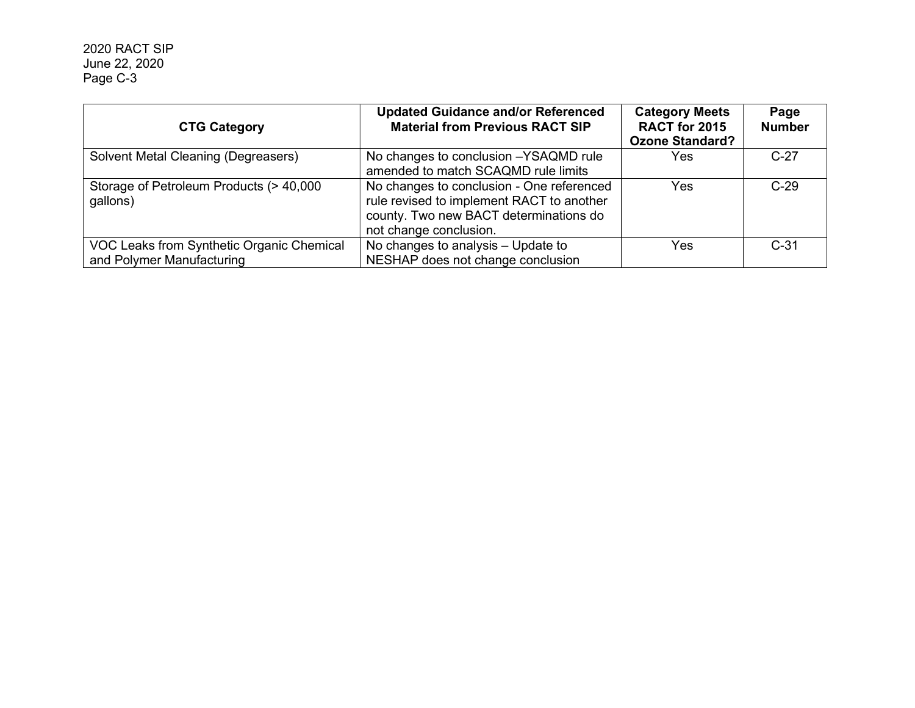| CTG Category | Updated Guidance and/or Referenced Material from Previous RACT SIP | Category Meets RACT for 2015 Ozone Standard? | Page Number |
|---|---|---|---|
| Solvent Metal Cleaning (Degreasers) | No changes to conclusion –YSAQMD rule amended to match SCAQMD rule limits | Yes | C-27 |
| Storage of Petroleum Products (> 40,000 gallons) | No changes to conclusion - One referenced rule revised to implement RACT to another county. Two new BACT determinations do not change conclusion. | Yes | C-29 |
| VOC Leaks from Synthetic Organic Chemical and Polymer Manufacturing | No changes to analysis – Update to NESHAP does not change conclusion | Yes | C-31 |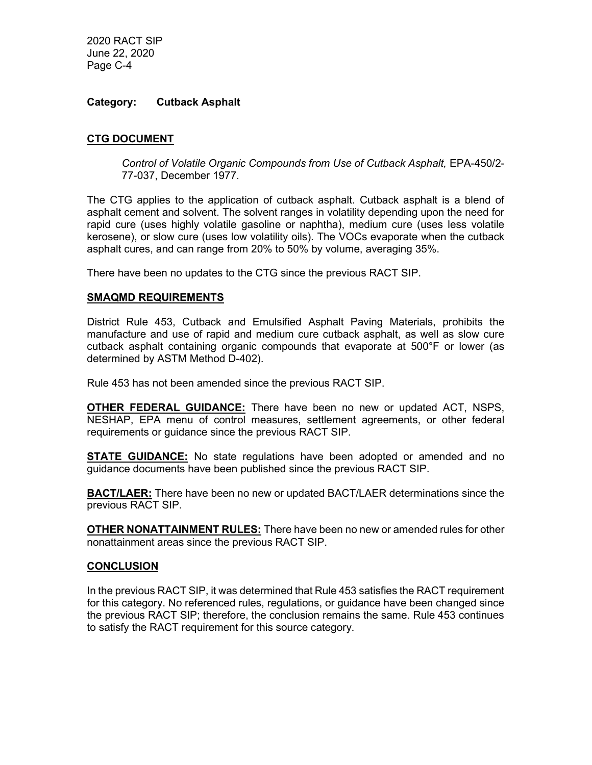**Category: Cutback Asphalt**

## CTG DOCUMENT

*Control of Volatile Organic Compounds from Use of Cutback Asphalt,* EPA-450/2-77-037, December 1977.

The CTG applies to the application of cutback asphalt. Cutback asphalt is a blend of asphalt cement and solvent. The solvent ranges in volatility depending upon the need for rapid cure (uses highly volatile gasoline or naphtha), medium cure (uses less volatile kerosene), or slow cure (uses low volatility oils). The VOCs evaporate when the cutback asphalt cures, and can range from 20% to 50% by volume, averaging 35%.

There have been no updates to the CTG since the previous RACT SIP.

## SMAQMD REQUIREMENTS

District Rule 453, Cutback and Emulsified Asphalt Paving Materials, prohibits the manufacture and use of rapid and medium cure cutback asphalt, as well as slow cure cutback asphalt containing organic compounds that evaporate at 500°F or lower (as determined by ASTM Method D-402).

Rule 453 has not been amended since the previous RACT SIP.

**OTHER FEDERAL GUIDANCE:** There have been no new or updated ACT, NSPS, NESHAP, EPA menu of control measures, settlement agreements, or other federal requirements or guidance since the previous RACT SIP.

**STATE GUIDANCE:** No state regulations have been adopted or amended and no guidance documents have been published since the previous RACT SIP.

**BACT/LAER:** There have been no new or updated BACT/LAER determinations since the previous RACT SIP.

**OTHER NONATTAINMENT RULES:** There have been no new or amended rules for other nonattainment areas since the previous RACT SIP.

## CONCLUSION

In the previous RACT SIP, it was determined that Rule 453 satisfies the RACT requirement for this category. No referenced rules, regulations, or guidance have been changed since the previous RACT SIP; therefore, the conclusion remains the same. Rule 453 continues to satisfy the RACT requirement for this source category.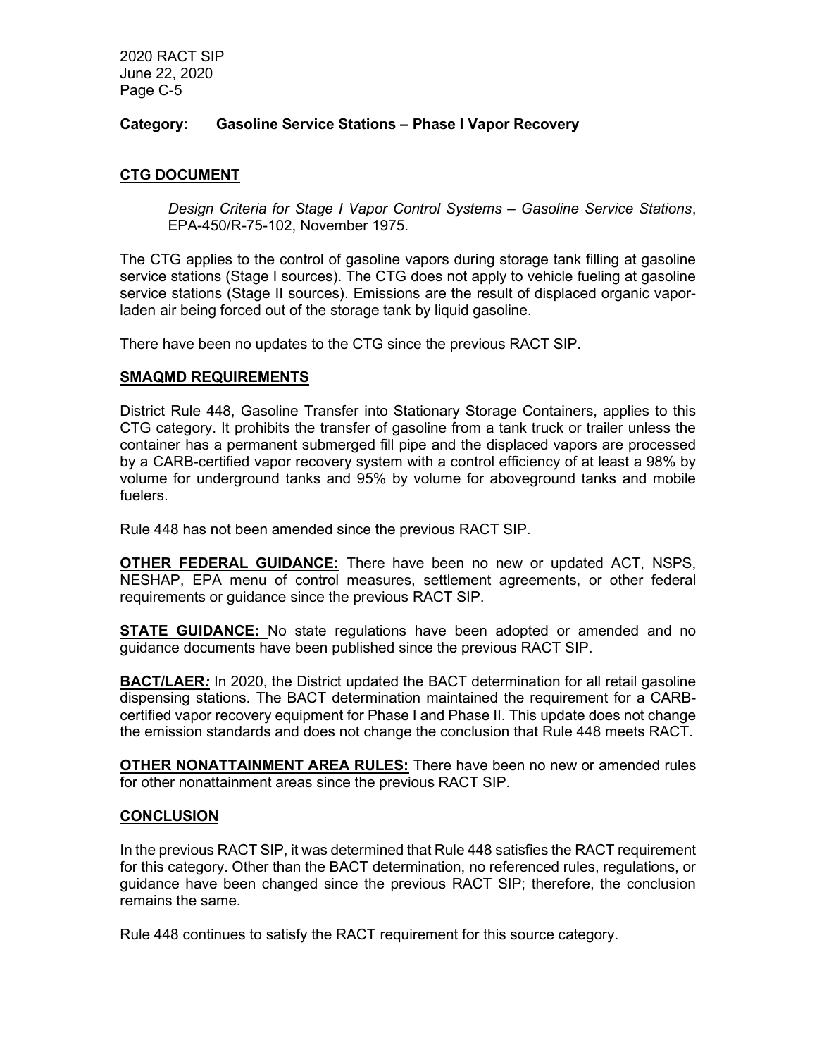**Category: Gasoline Service Stations – Phase I Vapor Recovery**

## CTG DOCUMENT

*Design Criteria for Stage I Vapor Control Systems – Gasoline Service Stations*, EPA-450/R-75-102, November 1975.

The CTG applies to the control of gasoline vapors during storage tank filling at gasoline service stations (Stage I sources). The CTG does not apply to vehicle fueling at gasoline service stations (Stage II sources). Emissions are the result of displaced organic vapor-laden air being forced out of the storage tank by liquid gasoline.

There have been no updates to the CTG since the previous RACT SIP.

## SMAQMD REQUIREMENTS

District Rule 448, Gasoline Transfer into Stationary Storage Containers, applies to this CTG category. It prohibits the transfer of gasoline from a tank truck or trailer unless the container has a permanent submerged fill pipe and the displaced vapors are processed by a CARB-certified vapor recovery system with a control efficiency of at least a 98% by volume for underground tanks and 95% by volume for aboveground tanks and mobile fuelers.

Rule 448 has not been amended since the previous RACT SIP.

**OTHER FEDERAL GUIDANCE:** There have been no new or updated ACT, NSPS, NESHAP, EPA menu of control measures, settlement agreements, or other federal requirements or guidance since the previous RACT SIP.

**STATE GUIDANCE:** No state regulations have been adopted or amended and no guidance documents have been published since the previous RACT SIP.

**BACT/LAER:** In 2020, the District updated the BACT determination for all retail gasoline dispensing stations. The BACT determination maintained the requirement for a CARB-certified vapor recovery equipment for Phase I and Phase II. This update does not change the emission standards and does not change the conclusion that Rule 448 meets RACT.

**OTHER NONATTAINMENT AREA RULES:** There have been no new or amended rules for other nonattainment areas since the previous RACT SIP.

## CONCLUSION

In the previous RACT SIP, it was determined that Rule 448 satisfies the RACT requirement for this category. Other than the BACT determination, no referenced rules, regulations, or guidance have been changed since the previous RACT SIP; therefore, the conclusion remains the same.

Rule 448 continues to satisfy the RACT requirement for this source category.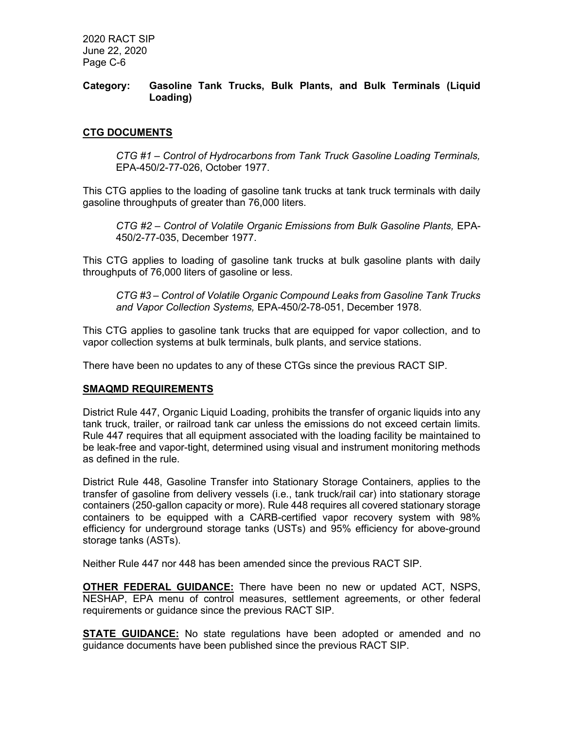**Category: Gasoline Tank Trucks, Bulk Plants, and Bulk Terminals (Liquid Loading)**

**CTG DOCUMENTS**

> *CTG #1 – Control of Hydrocarbons from Tank Truck Gasoline Loading Terminals,* EPA-450/2-77-026, October 1977.

This CTG applies to the loading of gasoline tank trucks at tank truck terminals with daily gasoline throughputs of greater than 76,000 liters.

> *CTG #2 – Control of Volatile Organic Emissions from Bulk Gasoline Plants,* EPA-450/2-77-035, December 1977.

This CTG applies to loading of gasoline tank trucks at bulk gasoline plants with daily throughputs of 76,000 liters of gasoline or less.

> *CTG #3 – Control of Volatile Organic Compound Leaks from Gasoline Tank Trucks and Vapor Collection Systems,* EPA-450/2-78-051, December 1978.

This CTG applies to gasoline tank trucks that are equipped for vapor collection, and to vapor collection systems at bulk terminals, bulk plants, and service stations.

There have been no updates to any of these CTGs since the previous RACT SIP.

**SMAQMD REQUIREMENTS**

District Rule 447, Organic Liquid Loading, prohibits the transfer of organic liquids into any tank truck, trailer, or railroad tank car unless the emissions do not exceed certain limits. Rule 447 requires that all equipment associated with the loading facility be maintained to be leak-free and vapor-tight, determined using visual and instrument monitoring methods as defined in the rule.

District Rule 448, Gasoline Transfer into Stationary Storage Containers, applies to the transfer of gasoline from delivery vessels (i.e., tank truck/rail car) into stationary storage containers (250-gallon capacity or more). Rule 448 requires all covered stationary storage containers to be equipped with a CARB-certified vapor recovery system with 98% efficiency for underground storage tanks (USTs) and 95% efficiency for above-ground storage tanks (ASTs).

Neither Rule 447 nor 448 has been amended since the previous RACT SIP.

**OTHER FEDERAL GUIDANCE:** There have been no new or updated ACT, NSPS, NESHAP, EPA menu of control measures, settlement agreements, or other federal requirements or guidance since the previous RACT SIP.

**STATE GUIDANCE:** No state regulations have been adopted or amended and no guidance documents have been published since the previous RACT SIP.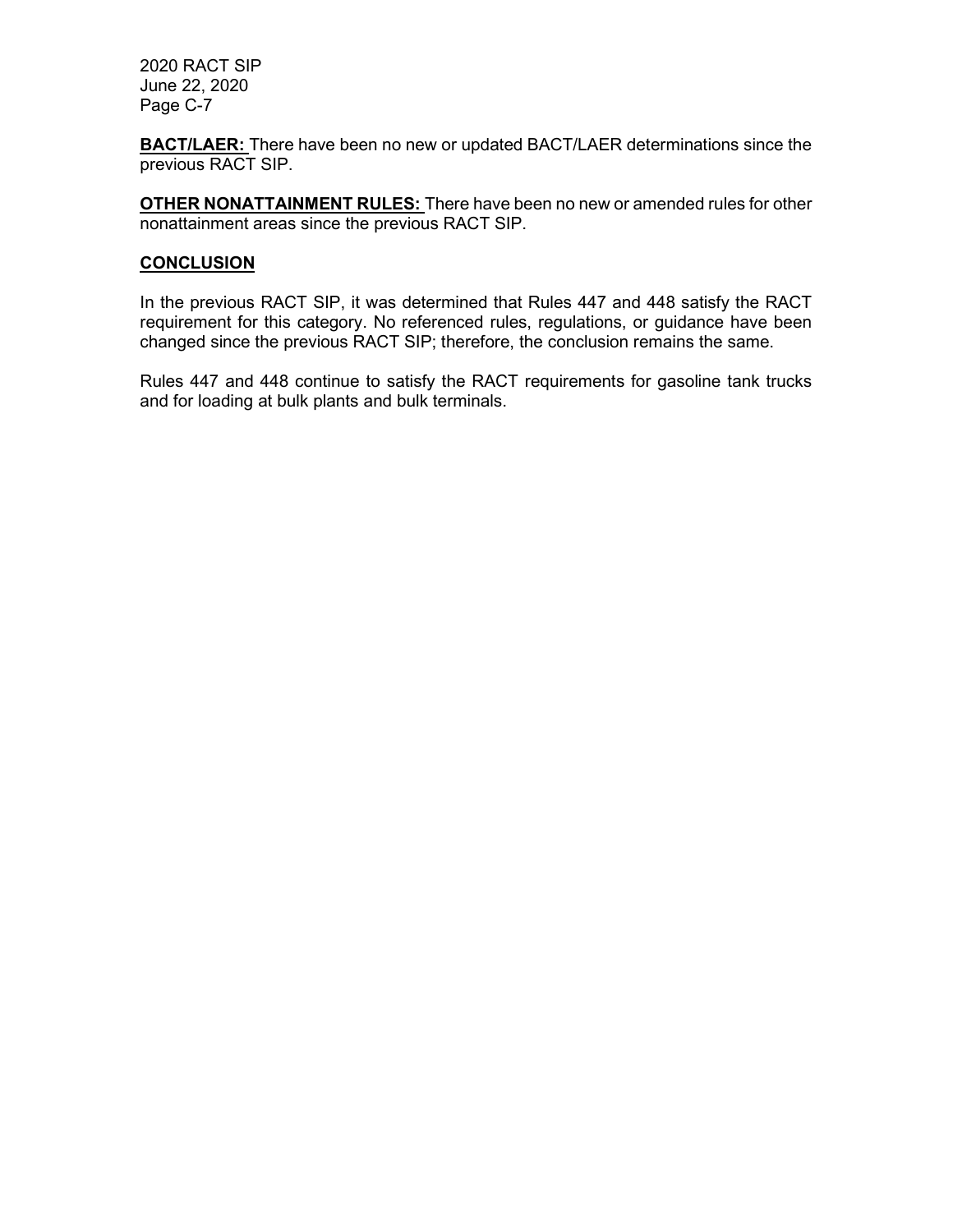**BACT/LAER:** There have been no new or updated BACT/LAER determinations since the previous RACT SIP.

**OTHER NONATTAINMENT RULES:** There have been no new or amended rules for other nonattainment areas since the previous RACT SIP.

## CONCLUSION

In the previous RACT SIP, it was determined that Rules 447 and 448 satisfy the RACT requirement for this category. No referenced rules, regulations, or guidance have been changed since the previous RACT SIP; therefore, the conclusion remains the same.

Rules 447 and 448 continue to satisfy the RACT requirements for gasoline tank trucks and for loading at bulk plants and bulk terminals.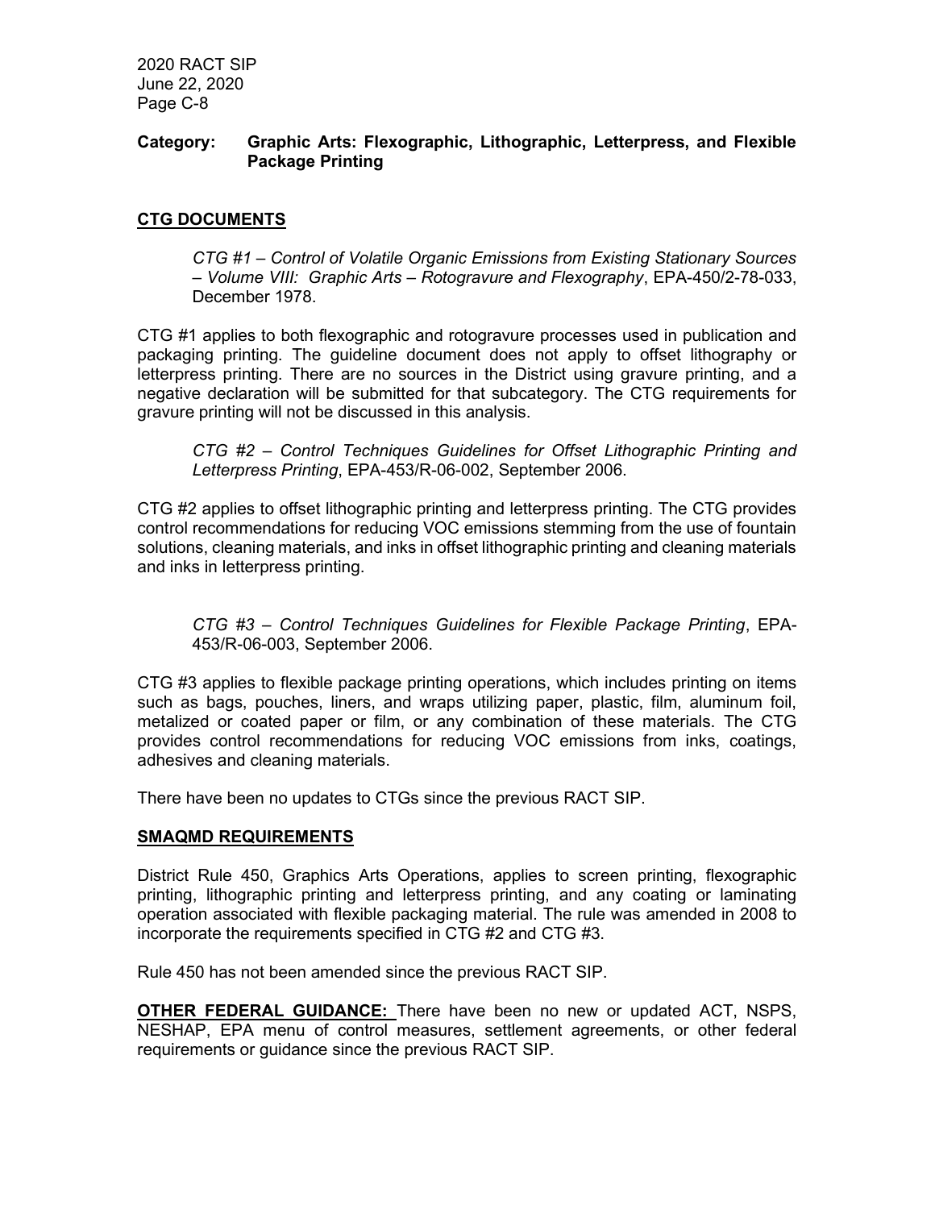**Category: Graphic Arts: Flexographic, Lithographic, Letterpress, and Flexible Package Printing**

## CTG DOCUMENTS

> *CTG #1 – Control of Volatile Organic Emissions from Existing Stationary Sources – Volume VIII: Graphic Arts – Rotogravure and Flexography*, EPA-450/2-78-033, December 1978.

CTG #1 applies to both flexographic and rotogravure processes used in publication and packaging printing. The guideline document does not apply to offset lithography or letterpress printing. There are no sources in the District using gravure printing, and a negative declaration will be submitted for that subcategory. The CTG requirements for gravure printing will not be discussed in this analysis.

> *CTG #2 – Control Techniques Guidelines for Offset Lithographic Printing and Letterpress Printing*, EPA-453/R-06-002, September 2006.

CTG #2 applies to offset lithographic printing and letterpress printing. The CTG provides control recommendations for reducing VOC emissions stemming from the use of fountain solutions, cleaning materials, and inks in offset lithographic printing and cleaning materials and inks in letterpress printing.

> *CTG #3 – Control Techniques Guidelines for Flexible Package Printing*, EPA-453/R-06-003, September 2006.

CTG #3 applies to flexible package printing operations, which includes printing on items such as bags, pouches, liners, and wraps utilizing paper, plastic, film, aluminum foil, metalized or coated paper or film, or any combination of these materials. The CTG provides control recommendations for reducing VOC emissions from inks, coatings, adhesives and cleaning materials.

There have been no updates to CTGs since the previous RACT SIP.

## SMAQMD REQUIREMENTS

District Rule 450, Graphics Arts Operations, applies to screen printing, flexographic printing, lithographic printing and letterpress printing, and any coating or laminating operation associated with flexible packaging material. The rule was amended in 2008 to incorporate the requirements specified in CTG #2 and CTG #3.

Rule 450 has not been amended since the previous RACT SIP.

**OTHER FEDERAL GUIDANCE:** There have been no new or updated ACT, NSPS, NESHAP, EPA menu of control measures, settlement agreements, or other federal requirements or guidance since the previous RACT SIP.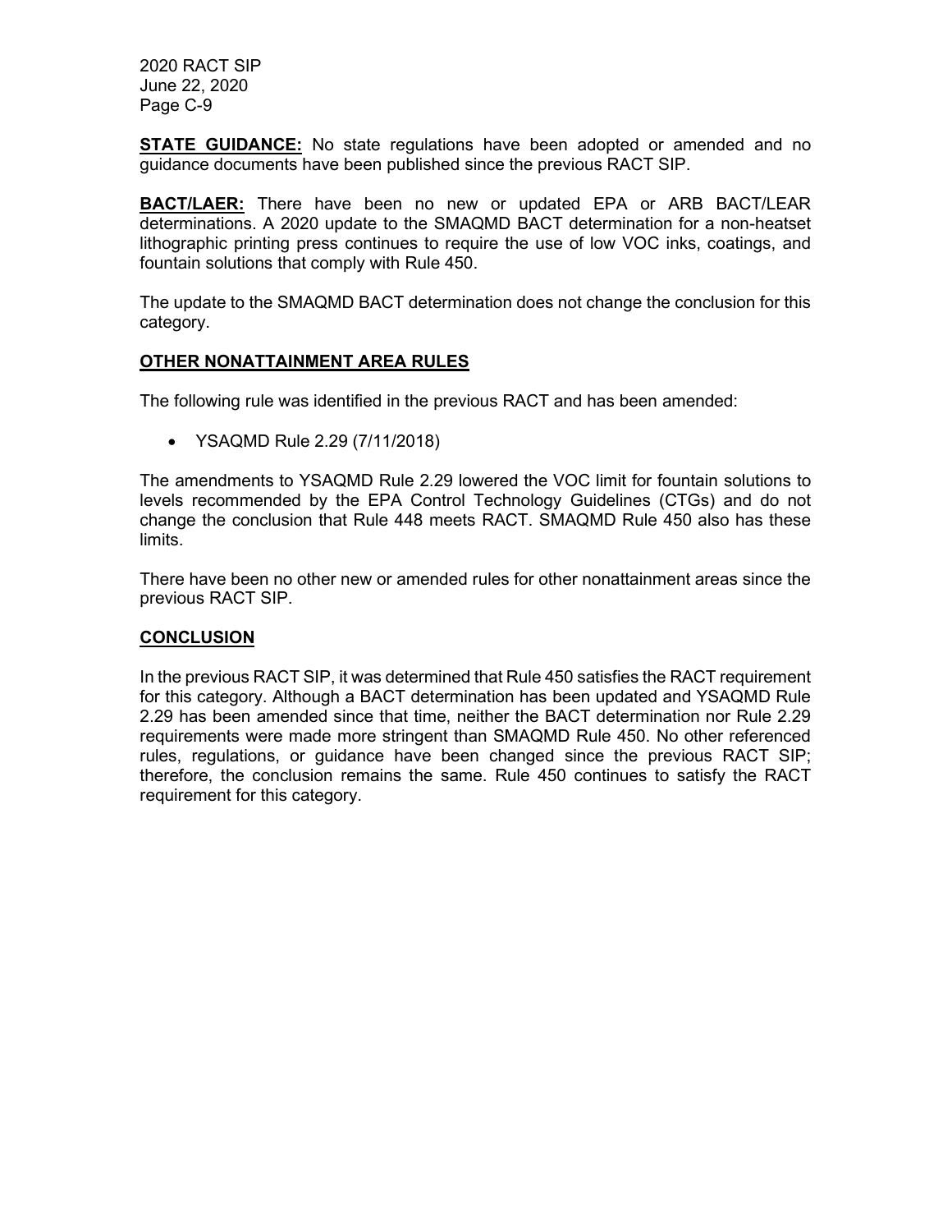**STATE GUIDANCE:** No state regulations have been adopted or amended and no guidance documents have been published since the previous RACT SIP.

**BACT/LAER:** There have been no new or updated EPA or ARB BACT/LEAR determinations. A 2020 update to the SMAQMD BACT determination for a non-heatset lithographic printing press continues to require the use of low VOC inks, coatings, and fountain solutions that comply with Rule 450.

The update to the SMAQMD BACT determination does not change the conclusion for this category.

## OTHER NONATTAINMENT AREA RULES

The following rule was identified in the previous RACT and has been amended:

- YSAQMD Rule 2.29 (7/11/2018)

The amendments to YSAQMD Rule 2.29 lowered the VOC limit for fountain solutions to levels recommended by the EPA Control Technology Guidelines (CTGs) and do not change the conclusion that Rule 448 meets RACT. SMAQMD Rule 450 also has these limits.

There have been no other new or amended rules for other nonattainment areas since the previous RACT SIP.

## CONCLUSION

In the previous RACT SIP, it was determined that Rule 450 satisfies the RACT requirement for this category. Although a BACT determination has been updated and YSAQMD Rule 2.29 has been amended since that time, neither the BACT determination nor Rule 2.29 requirements were made more stringent than SMAQMD Rule 450. No other referenced rules, regulations, or guidance have been changed since the previous RACT SIP; therefore, the conclusion remains the same. Rule 450 continues to satisfy the RACT requirement for this category.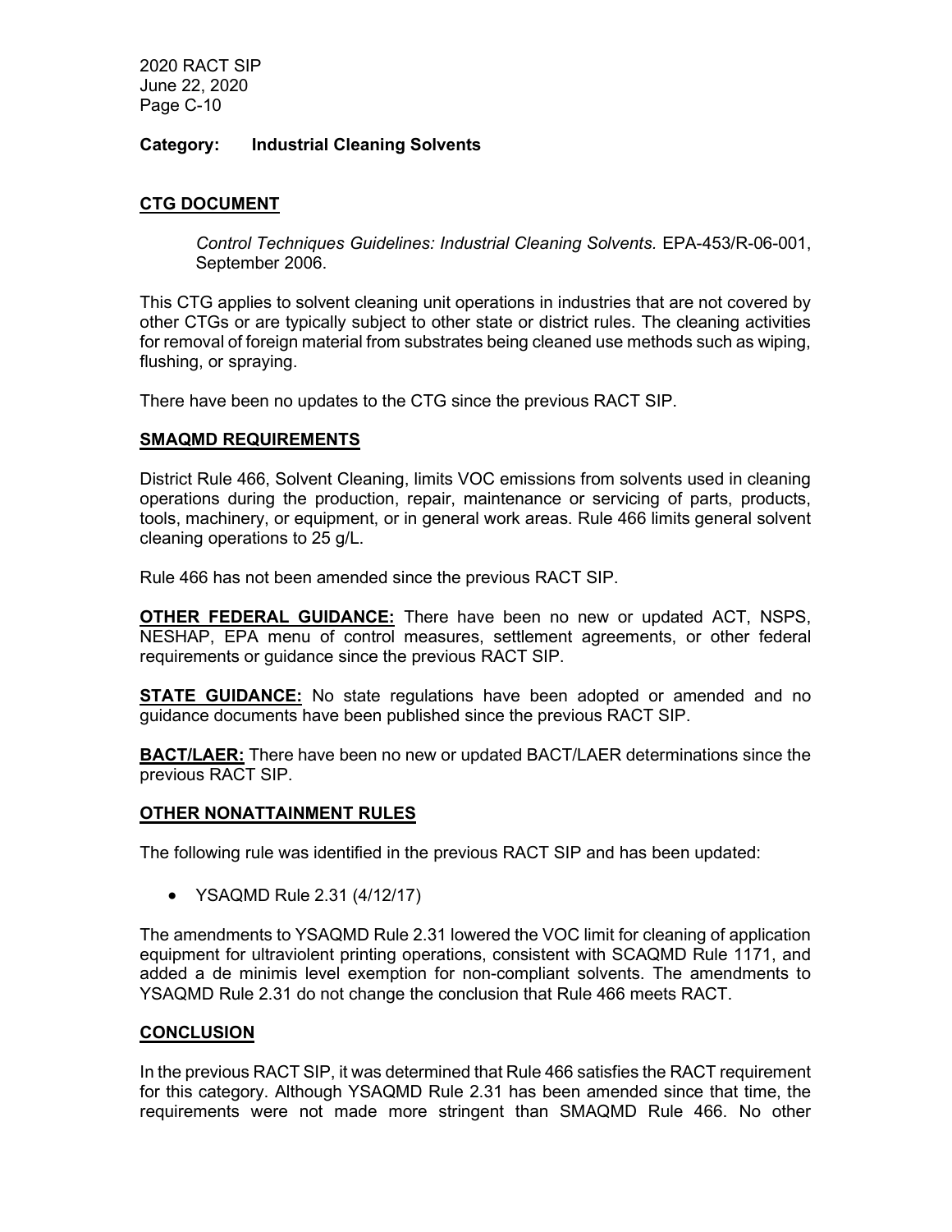**Category: Industrial Cleaning Solvents**

## CTG DOCUMENT

*Control Techniques Guidelines: Industrial Cleaning Solvents.* EPA-453/R-06-001, September 2006.

This CTG applies to solvent cleaning unit operations in industries that are not covered by other CTGs or are typically subject to other state or district rules. The cleaning activities for removal of foreign material from substrates being cleaned use methods such as wiping, flushing, or spraying.

There have been no updates to the CTG since the previous RACT SIP.

## SMAQMD REQUIREMENTS

District Rule 466, Solvent Cleaning, limits VOC emissions from solvents used in cleaning operations during the production, repair, maintenance or servicing of parts, products, tools, machinery, or equipment, or in general work areas. Rule 466 limits general solvent cleaning operations to 25 g/L.

Rule 466 has not been amended since the previous RACT SIP.

**OTHER FEDERAL GUIDANCE:** There have been no new or updated ACT, NSPS, NESHAP, EPA menu of control measures, settlement agreements, or other federal requirements or guidance since the previous RACT SIP.

**STATE GUIDANCE:** No state regulations have been adopted or amended and no guidance documents have been published since the previous RACT SIP.

**BACT/LAER:** There have been no new or updated BACT/LAER determinations since the previous RACT SIP.

## OTHER NONATTAINMENT RULES

The following rule was identified in the previous RACT SIP and has been updated:

- YSAQMD Rule 2.31 (4/12/17)

The amendments to YSAQMD Rule 2.31 lowered the VOC limit for cleaning of application equipment for ultraviolent printing operations, consistent with SCAQMD Rule 1171, and added a de minimis level exemption for non-compliant solvents. The amendments to YSAQMD Rule 2.31 do not change the conclusion that Rule 466 meets RACT.

## CONCLUSION

In the previous RACT SIP, it was determined that Rule 466 satisfies the RACT requirement for this category. Although YSAQMD Rule 2.31 has been amended since that time, the requirements were not made more stringent than SMAQMD Rule 466. No other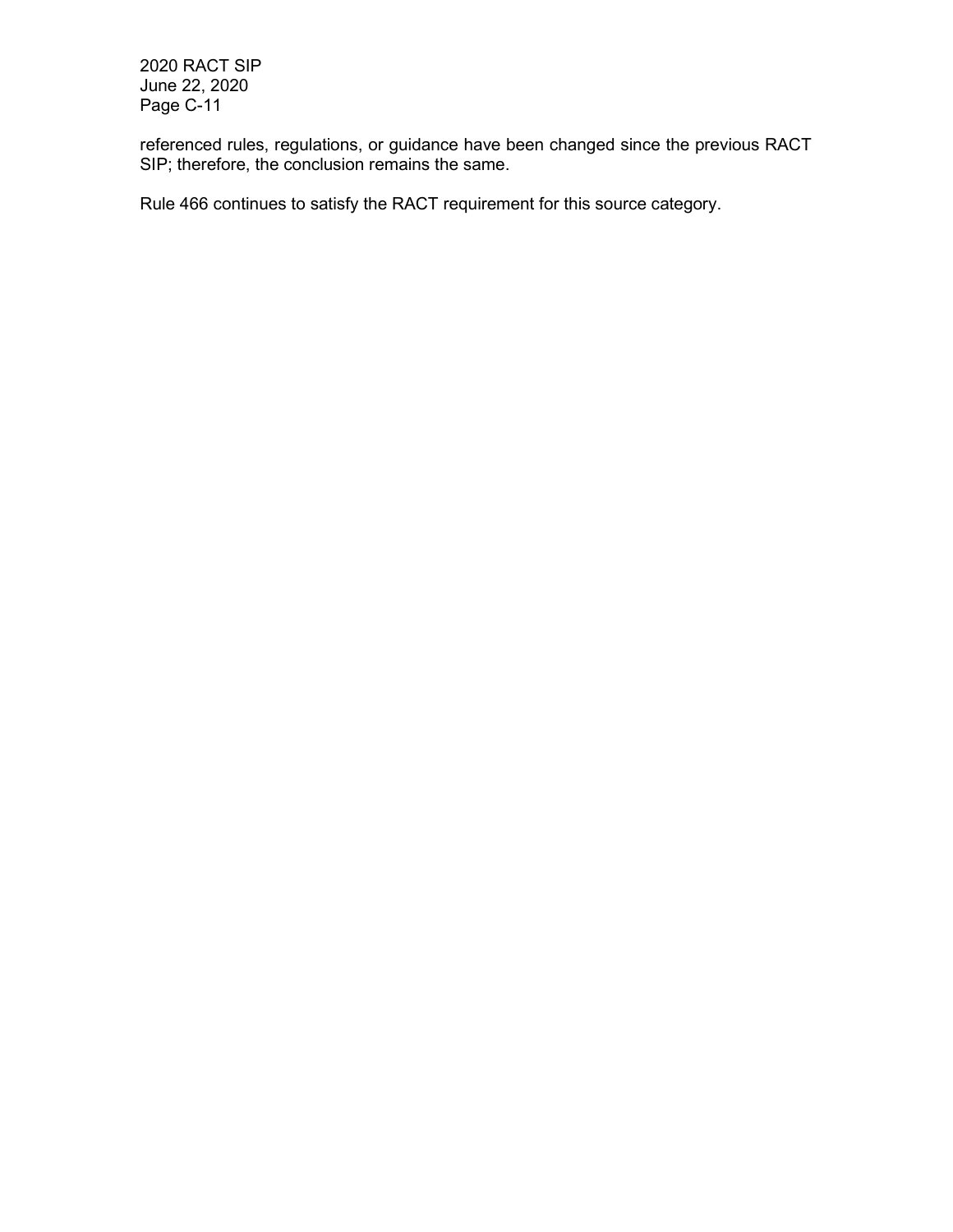referenced rules, regulations, or guidance have been changed since the previous RACT SIP; therefore, the conclusion remains the same.

Rule 466 continues to satisfy the RACT requirement for this source category.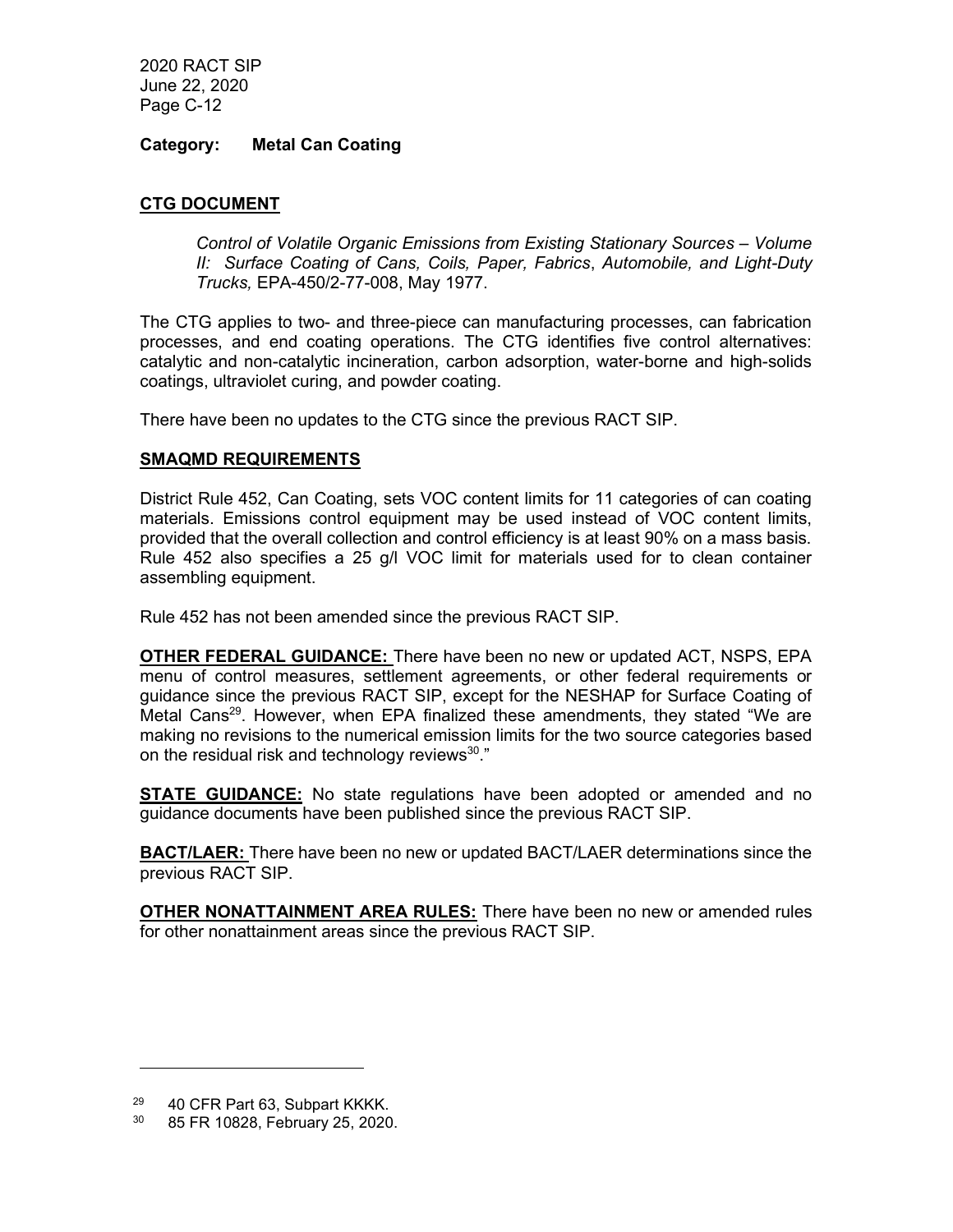**Category: Metal Can Coating**

## CTG DOCUMENT

*Control of Volatile Organic Emissions from Existing Stationary Sources – Volume II: Surface Coating of Cans, Coils, Paper, Fabrics, Automobile, and Light-Duty Trucks,* EPA-450/2-77-008, May 1977.

The CTG applies to two- and three-piece can manufacturing processes, can fabrication processes, and end coating operations. The CTG identifies five control alternatives: catalytic and non-catalytic incineration, carbon adsorption, water-borne and high-solids coatings, ultraviolet curing, and powder coating.

There have been no updates to the CTG since the previous RACT SIP.

## SMAQMD REQUIREMENTS

District Rule 452, Can Coating, sets VOC content limits for 11 categories of can coating materials. Emissions control equipment may be used instead of VOC content limits, provided that the overall collection and control efficiency is at least 90% on a mass basis. Rule 452 also specifies a 25 g/l VOC limit for materials used for to clean container assembling equipment.

Rule 452 has not been amended since the previous RACT SIP.

**OTHER FEDERAL GUIDANCE:** There have been no new or updated ACT, NSPS, EPA menu of control measures, settlement agreements, or other federal requirements or guidance since the previous RACT SIP, except for the NESHAP for Surface Coating of Metal Cans[29]. However, when EPA finalized these amendments, they stated "We are making no revisions to the numerical emission limits for the two source categories based on the residual risk and technology reviews[30]."

**STATE GUIDANCE:** No state regulations have been adopted or amended and no guidance documents have been published since the previous RACT SIP.

**BACT/LAER:** There have been no new or updated BACT/LAER determinations since the previous RACT SIP.

**OTHER NONATTAINMENT AREA RULES:** There have been no new or amended rules for other nonattainment areas since the previous RACT SIP.

---

[29] 40 CFR Part 63, Subpart KKKK.

[30] 85 FR 10828, February 25, 2020.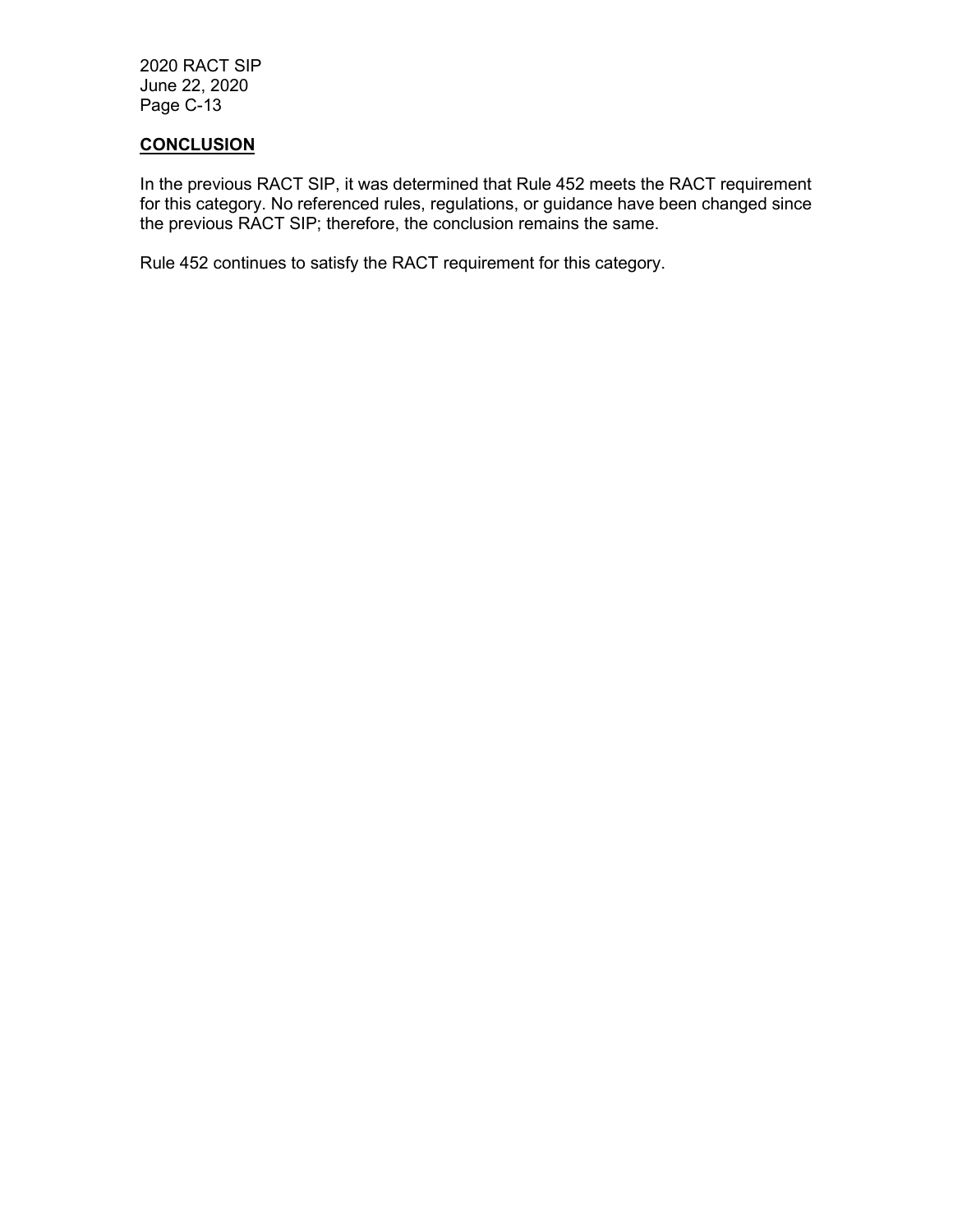## CONCLUSION

In the previous RACT SIP, it was determined that Rule 452 meets the RACT requirement for this category. No referenced rules, regulations, or guidance have been changed since the previous RACT SIP; therefore, the conclusion remains the same.

Rule 452 continues to satisfy the RACT requirement for this category.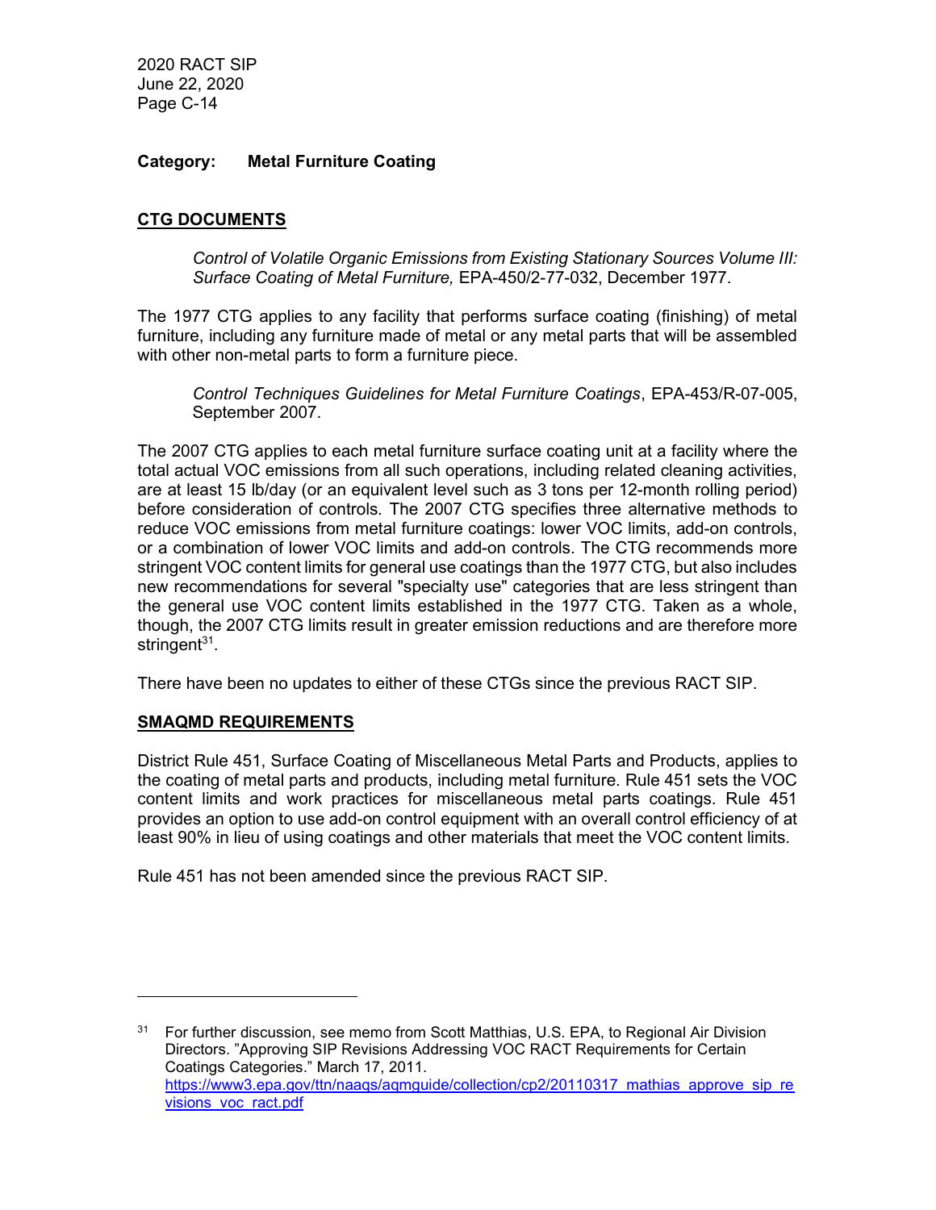**Category: Metal Furniture Coating**

## CTG DOCUMENTS

> *Control of Volatile Organic Emissions from Existing Stationary Sources Volume III: Surface Coating of Metal Furniture,* EPA-450/2-77-032, December 1977.

The 1977 CTG applies to any facility that performs surface coating (finishing) of metal furniture, including any furniture made of metal or any metal parts that will be assembled with other non-metal parts to form a furniture piece.

> *Control Techniques Guidelines for Metal Furniture Coatings*, EPA-453/R-07-005, September 2007.

The 2007 CTG applies to each metal furniture surface coating unit at a facility where the total actual VOC emissions from all such operations, including related cleaning activities, are at least 15 lb/day (or an equivalent level such as 3 tons per 12-month rolling period) before consideration of controls. The 2007 CTG specifies three alternative methods to reduce VOC emissions from metal furniture coatings: lower VOC limits, add-on controls, or a combination of lower VOC limits and add-on controls. The CTG recommends more stringent VOC content limits for general use coatings than the 1977 CTG, but also includes new recommendations for several "specialty use" categories that are less stringent than the general use VOC content limits established in the 1977 CTG. Taken as a whole, though, the 2007 CTG limits result in greater emission reductions and are therefore more stringent[31].

There have been no updates to either of these CTGs since the previous RACT SIP.

## SMAQMD REQUIREMENTS

District Rule 451, Surface Coating of Miscellaneous Metal Parts and Products, applies to the coating of metal parts and products, including metal furniture. Rule 451 sets the VOC content limits and work practices for miscellaneous metal parts coatings. Rule 451 provides an option to use add-on control equipment with an overall control efficiency of at least 90% in lieu of using coatings and other materials that meet the VOC content limits.

Rule 451 has not been amended since the previous RACT SIP.

---

[31] For further discussion, see memo from Scott Matthias, U.S. EPA, to Regional Air Division Directors. "Approving SIP Revisions Addressing VOC RACT Requirements for Certain Coatings Categories." March 17, 2011. https://www3.epa.gov/ttn/naaqs/aqmguide/collection/cp2/20110317_mathias_approve_sip_revisions_voc_ract.pdf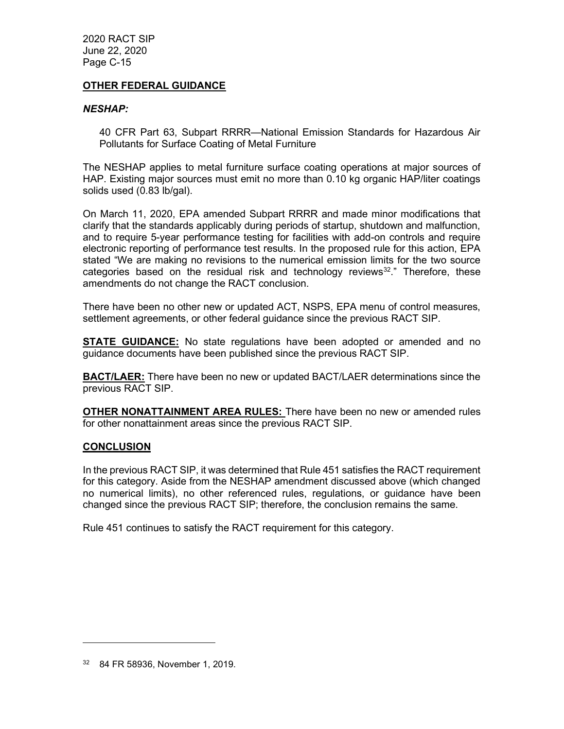## OTHER FEDERAL GUIDANCE

### *NESHAP:*

> 40 CFR Part 63, Subpart RRRR—National Emission Standards for Hazardous Air Pollutants for Surface Coating of Metal Furniture

The NESHAP applies to metal furniture surface coating operations at major sources of HAP. Existing major sources must emit no more than 0.10 kg organic HAP/liter coatings solids used (0.83 lb/gal).

On March 11, 2020, EPA amended Subpart RRRR and made minor modifications that clarify that the standards applicably during periods of startup, shutdown and malfunction, and to require 5-year performance testing for facilities with add-on controls and require electronic reporting of performance test results. In the proposed rule for this action, EPA stated "We are making no revisions to the numerical emission limits for the two source categories based on the residual risk and technology reviews[32]." Therefore, these amendments do not change the RACT conclusion.

There have been no other new or updated ACT, NSPS, EPA menu of control measures, settlement agreements, or other federal guidance since the previous RACT SIP.

**STATE GUIDANCE:** No state regulations have been adopted or amended and no guidance documents have been published since the previous RACT SIP.

**BACT/LAER:** There have been no new or updated BACT/LAER determinations since the previous RACT SIP.

**OTHER NONATTAINMENT AREA RULES:** There have been no new or amended rules for other nonattainment areas since the previous RACT SIP.

## CONCLUSION

In the previous RACT SIP, it was determined that Rule 451 satisfies the RACT requirement for this category. Aside from the NESHAP amendment discussed above (which changed no numerical limits), no other referenced rules, regulations, or guidance have been changed since the previous RACT SIP; therefore, the conclusion remains the same.

Rule 451 continues to satisfy the RACT requirement for this category.

---

[32] 84 FR 58936, November 1, 2019.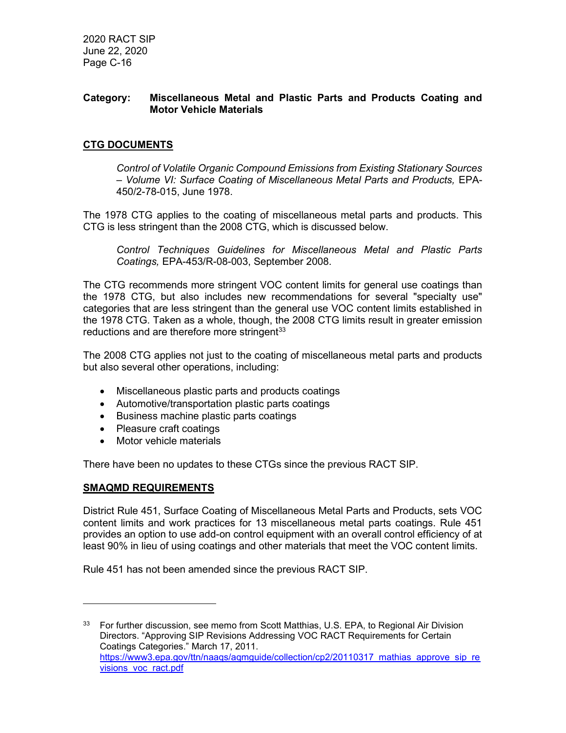**Category: Miscellaneous Metal and Plastic Parts and Products Coating and Motor Vehicle Materials**

## CTG DOCUMENTS

> *Control of Volatile Organic Compound Emissions from Existing Stationary Sources – Volume VI: Surface Coating of Miscellaneous Metal Parts and Products,* EPA-450/2-78-015, June 1978.

The 1978 CTG applies to the coating of miscellaneous metal parts and products. This CTG is less stringent than the 2008 CTG, which is discussed below.

> *Control Techniques Guidelines for Miscellaneous Metal and Plastic Parts Coatings,* EPA-453/R-08-003, September 2008.

The CTG recommends more stringent VOC content limits for general use coatings than the 1978 CTG, but also includes new recommendations for several "specialty use" categories that are less stringent than the general use VOC content limits established in the 1978 CTG. Taken as a whole, though, the 2008 CTG limits result in greater emission reductions and are therefore more stringent[33]

The 2008 CTG applies not just to the coating of miscellaneous metal parts and products but also several other operations, including:

- Miscellaneous plastic parts and products coatings
- Automotive/transportation plastic parts coatings
- Business machine plastic parts coatings
- Pleasure craft coatings
- Motor vehicle materials

There have been no updates to these CTGs since the previous RACT SIP.

## SMAQMD REQUIREMENTS

District Rule 451, Surface Coating of Miscellaneous Metal Parts and Products, sets VOC content limits and work practices for 13 miscellaneous metal parts coatings. Rule 451 provides an option to use add-on control equipment with an overall control efficiency of at least 90% in lieu of using coatings and other materials that meet the VOC content limits.

Rule 451 has not been amended since the previous RACT SIP.

---

[33] For further discussion, see memo from Scott Matthias, U.S. EPA, to Regional Air Division Directors. "Approving SIP Revisions Addressing VOC RACT Requirements for Certain Coatings Categories." March 17, 2011. https://www3.epa.gov/ttn/naaqs/aqmguide/collection/cp2/20110317_mathias_approve_sip_revisions_voc_ract.pdf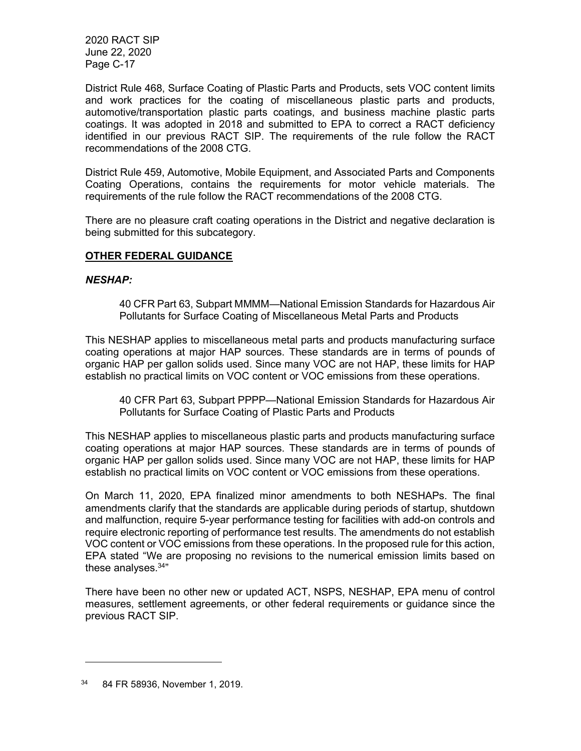District Rule 468, Surface Coating of Plastic Parts and Products, sets VOC content limits and work practices for the coating of miscellaneous plastic parts and products, automotive/transportation plastic parts coatings, and business machine plastic parts coatings. It was adopted in 2018 and submitted to EPA to correct a RACT deficiency identified in our previous RACT SIP. The requirements of the rule follow the RACT recommendations of the 2008 CTG.

District Rule 459, Automotive, Mobile Equipment, and Associated Parts and Components Coating Operations, contains the requirements for motor vehicle materials. The requirements of the rule follow the RACT recommendations of the 2008 CTG.

There are no pleasure craft coating operations in the District and negative declaration is being submitted for this subcategory.

## OTHER FEDERAL GUIDANCE

### *NESHAP:*

> 40 CFR Part 63, Subpart MMMM—National Emission Standards for Hazardous Air Pollutants for Surface Coating of Miscellaneous Metal Parts and Products

This NESHAP applies to miscellaneous metal parts and products manufacturing surface coating operations at major HAP sources. These standards are in terms of pounds of organic HAP per gallon solids used. Since many VOC are not HAP, these limits for HAP establish no practical limits on VOC content or VOC emissions from these operations.

> 40 CFR Part 63, Subpart PPPP—National Emission Standards for Hazardous Air Pollutants for Surface Coating of Plastic Parts and Products

This NESHAP applies to miscellaneous plastic parts and products manufacturing surface coating operations at major HAP sources. These standards are in terms of pounds of organic HAP per gallon solids used. Since many VOC are not HAP, these limits for HAP establish no practical limits on VOC content or VOC emissions from these operations.

On March 11, 2020, EPA finalized minor amendments to both NESHAPs. The final amendments clarify that the standards are applicable during periods of startup, shutdown and malfunction, require 5-year performance testing for facilities with add-on controls and require electronic reporting of performance test results. The amendments do not establish VOC content or VOC emissions from these operations. In the proposed rule for this action, EPA stated "We are proposing no revisions to the numerical emission limits based on these analyses.[34]"

There have been no other new or updated ACT, NSPS, NESHAP, EPA menu of control measures, settlement agreements, or other federal requirements or guidance since the previous RACT SIP.

---

[34] 84 FR 58936, November 1, 2019.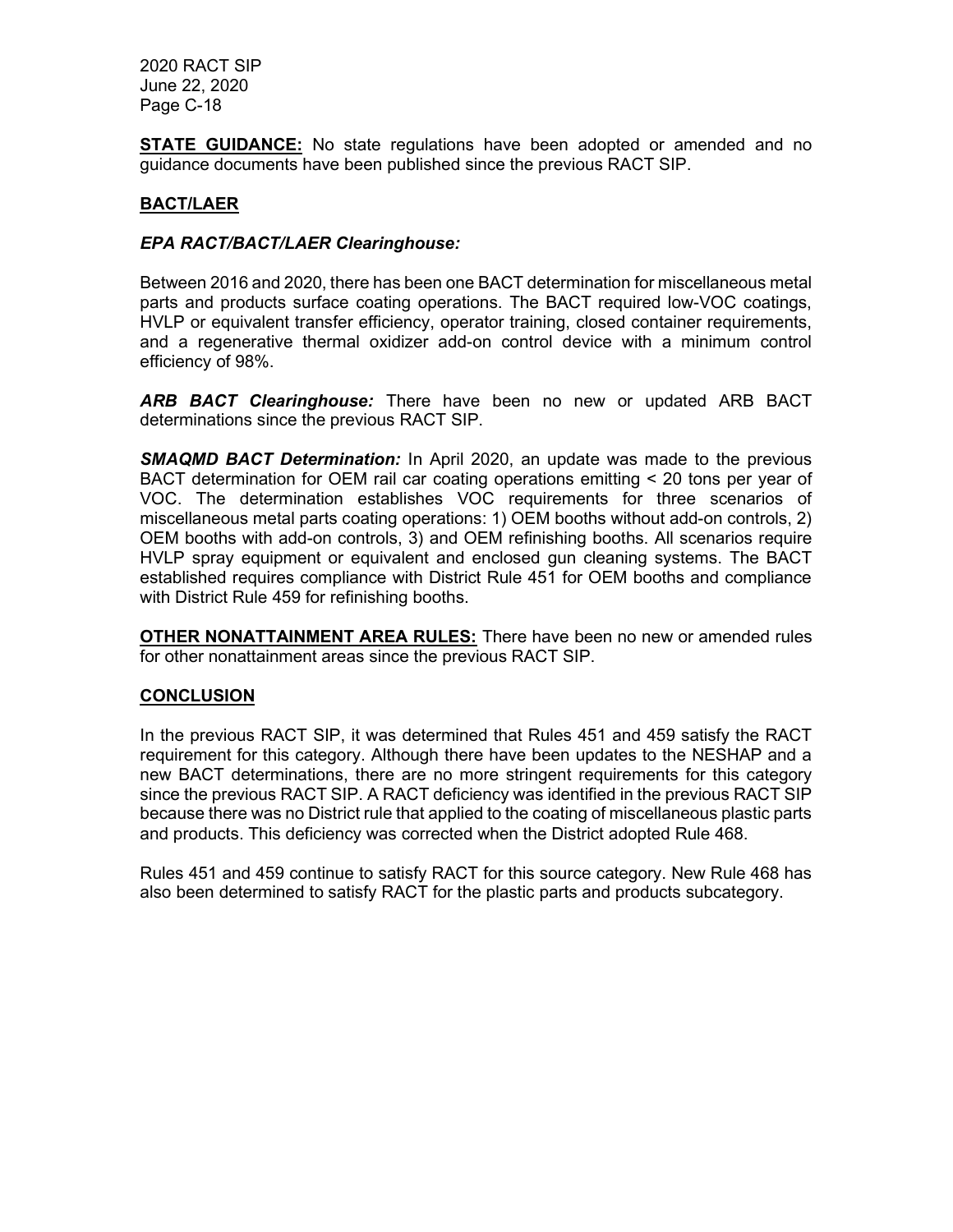**STATE GUIDANCE:** No state regulations have been adopted or amended and no guidance documents have been published since the previous RACT SIP.

## BACT/LAER

***EPA RACT/BACT/LAER Clearinghouse:***

Between 2016 and 2020, there has been one BACT determination for miscellaneous metal parts and products surface coating operations. The BACT required low-VOC coatings, HVLP or equivalent transfer efficiency, operator training, closed container requirements, and a regenerative thermal oxidizer add-on control device with a minimum control efficiency of 98%.

***ARB BACT Clearinghouse:*** There have been no new or updated ARB BACT determinations since the previous RACT SIP.

***SMAQMD BACT Determination:*** In April 2020, an update was made to the previous BACT determination for OEM rail car coating operations emitting < 20 tons per year of VOC. The determination establishes VOC requirements for three scenarios of miscellaneous metal parts coating operations: 1) OEM booths without add-on controls, 2) OEM booths with add-on controls, 3) and OEM refinishing booths. All scenarios require HVLP spray equipment or equivalent and enclosed gun cleaning systems. The BACT established requires compliance with District Rule 451 for OEM booths and compliance with District Rule 459 for refinishing booths.

**OTHER NONATTAINMENT AREA RULES:** There have been no new or amended rules for other nonattainment areas since the previous RACT SIP.

## CONCLUSION

In the previous RACT SIP, it was determined that Rules 451 and 459 satisfy the RACT requirement for this category. Although there have been updates to the NESHAP and a new BACT determinations, there are no more stringent requirements for this category since the previous RACT SIP. A RACT deficiency was identified in the previous RACT SIP because there was no District rule that applied to the coating of miscellaneous plastic parts and products. This deficiency was corrected when the District adopted Rule 468.

Rules 451 and 459 continue to satisfy RACT for this source category. New Rule 468 has also been determined to satisfy RACT for the plastic parts and products subcategory.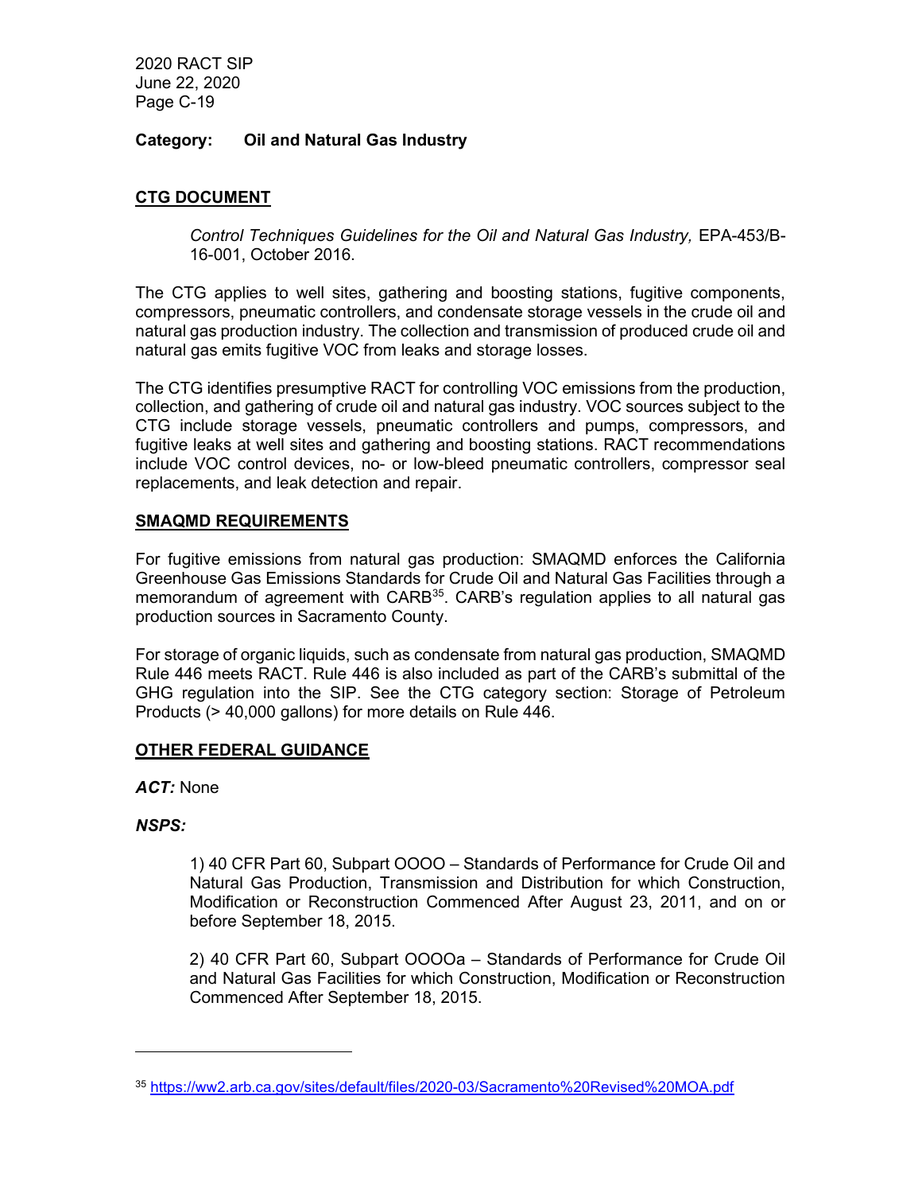**Category: Oil and Natural Gas Industry**

## CTG DOCUMENT

*Control Techniques Guidelines for the Oil and Natural Gas Industry,* EPA-453/B-16-001, October 2016.

The CTG applies to well sites, gathering and boosting stations, fugitive components, compressors, pneumatic controllers, and condensate storage vessels in the crude oil and natural gas production industry. The collection and transmission of produced crude oil and natural gas emits fugitive VOC from leaks and storage losses.

The CTG identifies presumptive RACT for controlling VOC emissions from the production, collection, and gathering of crude oil and natural gas industry. VOC sources subject to the CTG include storage vessels, pneumatic controllers and pumps, compressors, and fugitive leaks at well sites and gathering and boosting stations. RACT recommendations include VOC control devices, no- or low-bleed pneumatic controllers, compressor seal replacements, and leak detection and repair.

## SMAQMD REQUIREMENTS

For fugitive emissions from natural gas production: SMAQMD enforces the California Greenhouse Gas Emissions Standards for Crude Oil and Natural Gas Facilities through a memorandum of agreement with CARB[35]. CARB's regulation applies to all natural gas production sources in Sacramento County.

For storage of organic liquids, such as condensate from natural gas production, SMAQMD Rule 446 meets RACT. Rule 446 is also included as part of the CARB's submittal of the GHG regulation into the SIP. See the CTG category section: Storage of Petroleum Products (> 40,000 gallons) for more details on Rule 446.

## OTHER FEDERAL GUIDANCE

***ACT:*** None

***NSPS:***

1) 40 CFR Part 60, Subpart OOOO – Standards of Performance for Crude Oil and Natural Gas Production, Transmission and Distribution for which Construction, Modification or Reconstruction Commenced After August 23, 2011, and on or before September 18, 2015.

2) 40 CFR Part 60, Subpart OOOOa – Standards of Performance for Crude Oil and Natural Gas Facilities for which Construction, Modification or Reconstruction Commenced After September 18, 2015.

---

[35] https://ww2.arb.ca.gov/sites/default/files/2020-03/Sacramento%20Revised%20MOA.pdf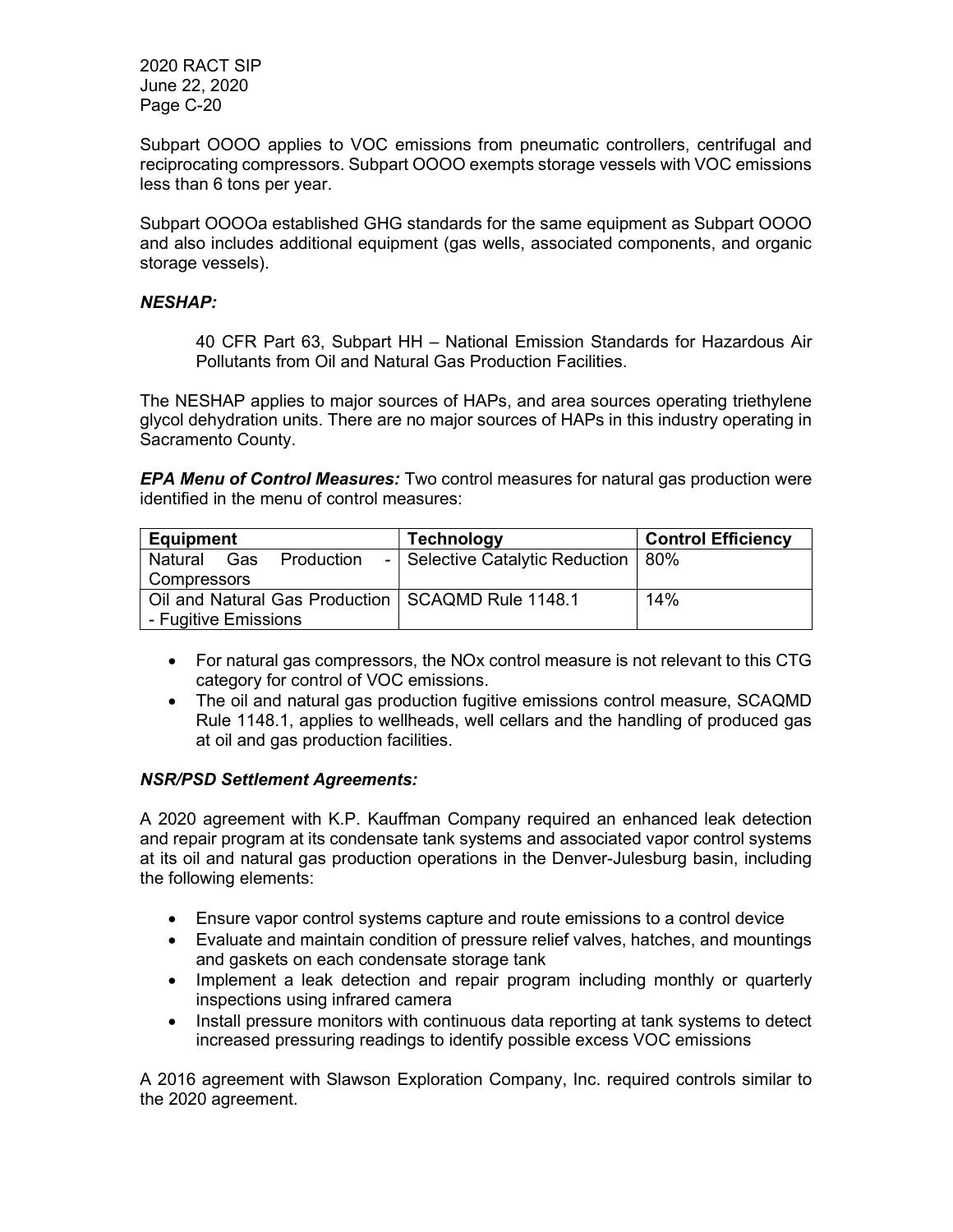Subpart OOOO applies to VOC emissions from pneumatic controllers, centrifugal and reciprocating compressors. Subpart OOOO exempts storage vessels with VOC emissions less than 6 tons per year.

Subpart OOOOa established GHG standards for the same equipment as Subpart OOOO and also includes additional equipment (gas wells, associated components, and organic storage vessels).

***NESHAP:***

> 40 CFR Part 63, Subpart HH – National Emission Standards for Hazardous Air Pollutants from Oil and Natural Gas Production Facilities.

The NESHAP applies to major sources of HAPs, and area sources operating triethylene glycol dehydration units. There are no major sources of HAPs in this industry operating in Sacramento County.

***EPA Menu of Control Measures:*** Two control measures for natural gas production were identified in the menu of control measures:

| Equipment | Technology | Control Efficiency |
|---|---|---|
| Natural Gas Production - Compressors | Selective Catalytic Reduction | 80% |
| Oil and Natural Gas Production - Fugitive Emissions | SCAQMD Rule 1148.1 | 14% |

- For natural gas compressors, the NOx control measure is not relevant to this CTG category for control of VOC emissions.
- The oil and natural gas production fugitive emissions control measure, SCAQMD Rule 1148.1, applies to wellheads, well cellars and the handling of produced gas at oil and gas production facilities.

***NSR/PSD Settlement Agreements:***

A 2020 agreement with K.P. Kauffman Company required an enhanced leak detection and repair program at its condensate tank systems and associated vapor control systems at its oil and natural gas production operations in the Denver-Julesburg basin, including the following elements:

- Ensure vapor control systems capture and route emissions to a control device
- Evaluate and maintain condition of pressure relief valves, hatches, and mountings and gaskets on each condensate storage tank
- Implement a leak detection and repair program including monthly or quarterly inspections using infrared camera
- Install pressure monitors with continuous data reporting at tank systems to detect increased pressuring readings to identify possible excess VOC emissions

A 2016 agreement with Slawson Exploration Company, Inc. required controls similar to the 2020 agreement.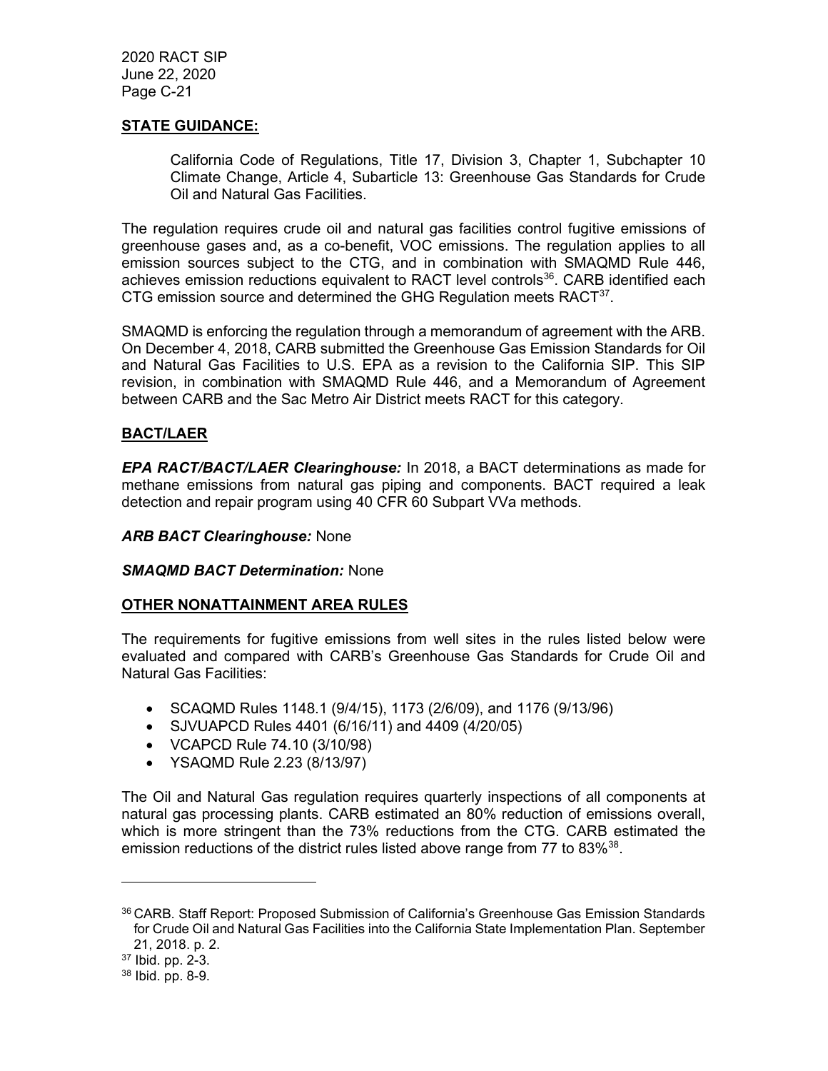**STATE GUIDANCE:**

> California Code of Regulations, Title 17, Division 3, Chapter 1, Subchapter 10 Climate Change, Article 4, Subarticle 13: Greenhouse Gas Standards for Crude Oil and Natural Gas Facilities.

The regulation requires crude oil and natural gas facilities control fugitive emissions of greenhouse gases and, as a co-benefit, VOC emissions. The regulation applies to all emission sources subject to the CTG, and in combination with SMAQMD Rule 446, achieves emission reductions equivalent to RACT level controls[36]. CARB identified each CTG emission source and determined the GHG Regulation meets RACT[37].

SMAQMD is enforcing the regulation through a memorandum of agreement with the ARB. On December 4, 2018, CARB submitted the Greenhouse Gas Emission Standards for Oil and Natural Gas Facilities to U.S. EPA as a revision to the California SIP. This SIP revision, in combination with SMAQMD Rule 446, and a Memorandum of Agreement between CARB and the Sac Metro Air District meets RACT for this category.

**BACT/LAER**

***EPA RACT/BACT/LAER Clearinghouse:*** In 2018, a BACT determinations as made for methane emissions from natural gas piping and components. BACT required a leak detection and repair program using 40 CFR 60 Subpart VVa methods.

***ARB BACT Clearinghouse:*** None

***SMAQMD BACT Determination:*** None

**OTHER NONATTAINMENT AREA RULES**

The requirements for fugitive emissions from well sites in the rules listed below were evaluated and compared with CARB's Greenhouse Gas Standards for Crude Oil and Natural Gas Facilities:

- SCAQMD Rules 1148.1 (9/4/15), 1173 (2/6/09), and 1176 (9/13/96)
- SJVUAPCD Rules 4401 (6/16/11) and 4409 (4/20/05)
- VCAPCD Rule 74.10 (3/10/98)
- YSAQMD Rule 2.23 (8/13/97)

The Oil and Natural Gas regulation requires quarterly inspections of all components at natural gas processing plants. CARB estimated an 80% reduction of emissions overall, which is more stringent than the 73% reductions from the CTG. CARB estimated the emission reductions of the district rules listed above range from 77 to 83%[38].

---

[36] CARB. Staff Report: Proposed Submission of California's Greenhouse Gas Emission Standards for Crude Oil and Natural Gas Facilities into the California State Implementation Plan. September 21, 2018. p. 2.

[37] Ibid. pp. 2-3.

[38] Ibid. pp. 8-9.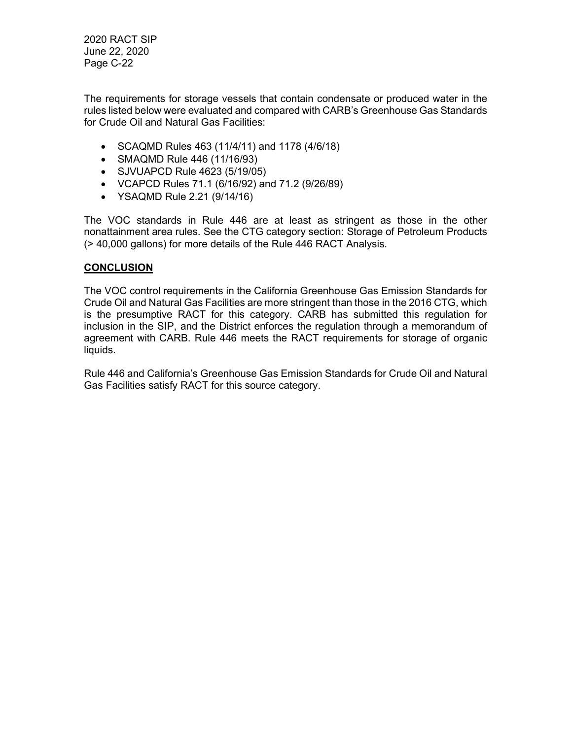The requirements for storage vessels that contain condensate or produced water in the rules listed below were evaluated and compared with CARB's Greenhouse Gas Standards for Crude Oil and Natural Gas Facilities:

- SCAQMD Rules 463 (11/4/11) and 1178 (4/6/18)
- SMAQMD Rule 446 (11/16/93)
- SJVUAPCD Rule 4623 (5/19/05)
- VCAPCD Rules 71.1 (6/16/92) and 71.2 (9/26/89)
- YSAQMD Rule 2.21 (9/14/16)

The VOC standards in Rule 446 are at least as stringent as those in the other nonattainment area rules. See the CTG category section: Storage of Petroleum Products (> 40,000 gallons) for more details of the Rule 446 RACT Analysis.

## **CONCLUSION**

The VOC control requirements in the California Greenhouse Gas Emission Standards for Crude Oil and Natural Gas Facilities are more stringent than those in the 2016 CTG, which is the presumptive RACT for this category. CARB has submitted this regulation for inclusion in the SIP, and the District enforces the regulation through a memorandum of agreement with CARB. Rule 446 meets the RACT requirements for storage of organic liquids.

Rule 446 and California's Greenhouse Gas Emission Standards for Crude Oil and Natural Gas Facilities satisfy RACT for this source category.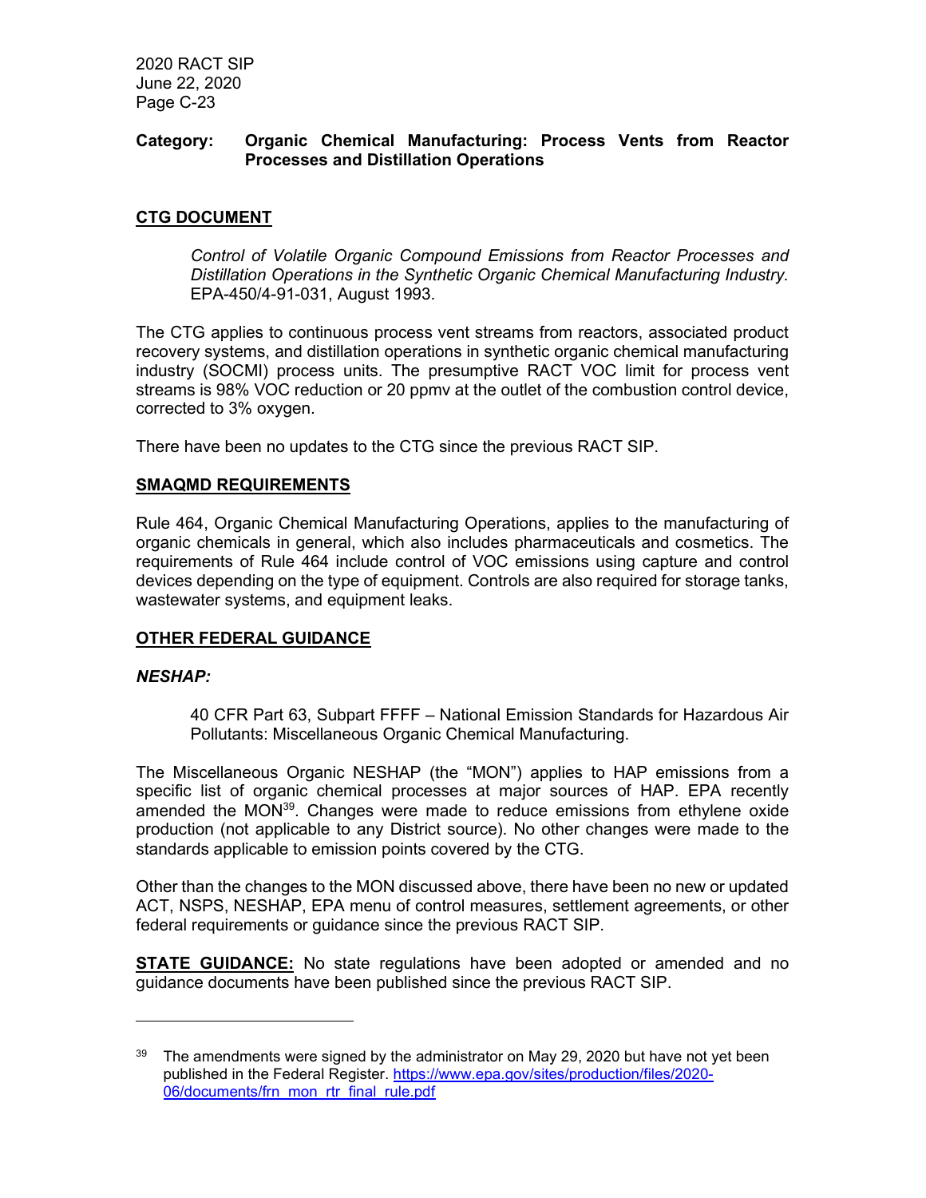**Category: Organic Chemical Manufacturing: Process Vents from Reactor Processes and Distillation Operations**

**CTG DOCUMENT**

*Control of Volatile Organic Compound Emissions from Reactor Processes and Distillation Operations in the Synthetic Organic Chemical Manufacturing Industry.* EPA-450/4-91-031, August 1993.

The CTG applies to continuous process vent streams from reactors, associated product recovery systems, and distillation operations in synthetic organic chemical manufacturing industry (SOCMI) process units. The presumptive RACT VOC limit for process vent streams is 98% VOC reduction or 20 ppmv at the outlet of the combustion control device, corrected to 3% oxygen.

There have been no updates to the CTG since the previous RACT SIP.

**SMAQMD REQUIREMENTS**

Rule 464, Organic Chemical Manufacturing Operations, applies to the manufacturing of organic chemicals in general, which also includes pharmaceuticals and cosmetics. The requirements of Rule 464 include control of VOC emissions using capture and control devices depending on the type of equipment. Controls are also required for storage tanks, wastewater systems, and equipment leaks.

**OTHER FEDERAL GUIDANCE**

***NESHAP:***

40 CFR Part 63, Subpart FFFF – National Emission Standards for Hazardous Air Pollutants: Miscellaneous Organic Chemical Manufacturing.

The Miscellaneous Organic NESHAP (the "MON") applies to HAP emissions from a specific list of organic chemical processes at major sources of HAP. EPA recently amended the MON[39]. Changes were made to reduce emissions from ethylene oxide production (not applicable to any District source). No other changes were made to the standards applicable to emission points covered by the CTG.

Other than the changes to the MON discussed above, there have been no new or updated ACT, NSPS, NESHAP, EPA menu of control measures, settlement agreements, or other federal requirements or guidance since the previous RACT SIP.

**STATE GUIDANCE:** No state regulations have been adopted or amended and no guidance documents have been published since the previous RACT SIP.

---

[39] The amendments were signed by the administrator on May 29, 2020 but have not yet been published in the Federal Register. https://www.epa.gov/sites/production/files/2020-06/documents/frn_mon_rtr_final_rule.pdf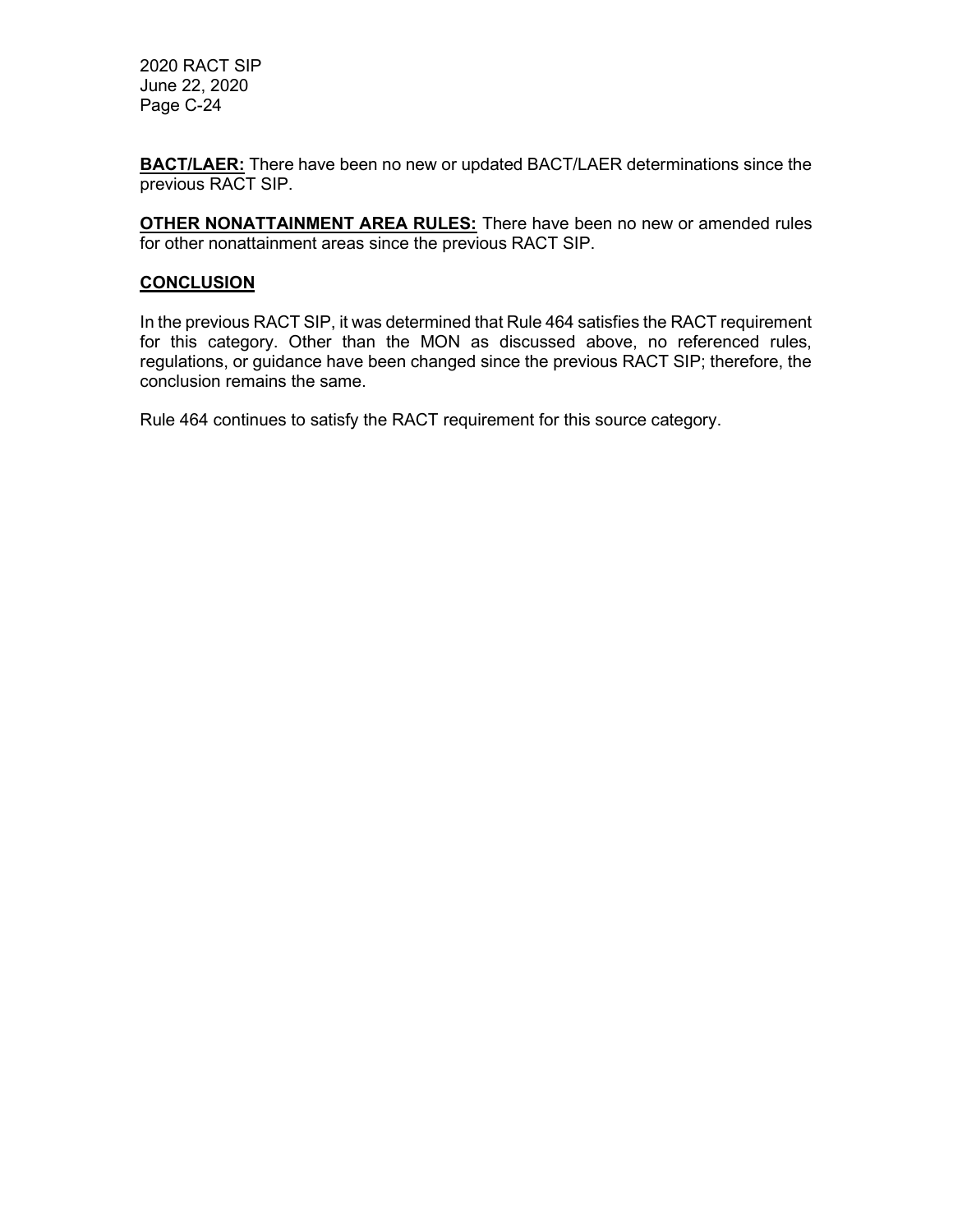**BACT/LAER:** There have been no new or updated BACT/LAER determinations since the previous RACT SIP.

**OTHER NONATTAINMENT AREA RULES:** There have been no new or amended rules for other nonattainment areas since the previous RACT SIP.

## CONCLUSION

In the previous RACT SIP, it was determined that Rule 464 satisfies the RACT requirement for this category. Other than the MON as discussed above, no referenced rules, regulations, or guidance have been changed since the previous RACT SIP; therefore, the conclusion remains the same.

Rule 464 continues to satisfy the RACT requirement for this source category.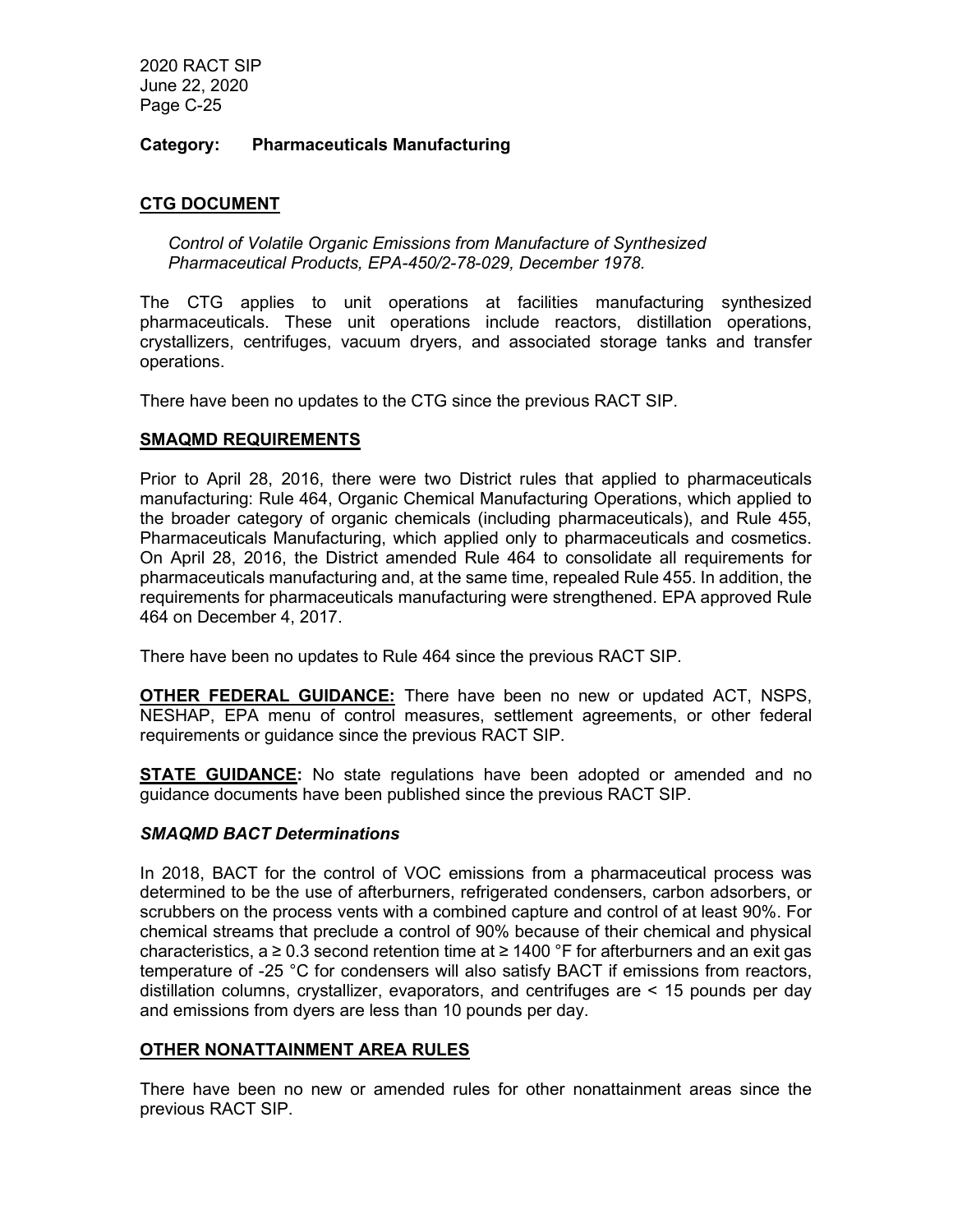**Category: Pharmaceuticals Manufacturing**

## CTG DOCUMENT

*Control of Volatile Organic Emissions from Manufacture of Synthesized Pharmaceutical Products, EPA-450/2-78-029, December 1978.*

The CTG applies to unit operations at facilities manufacturing synthesized pharmaceuticals. These unit operations include reactors, distillation operations, crystallizers, centrifuges, vacuum dryers, and associated storage tanks and transfer operations.

There have been no updates to the CTG since the previous RACT SIP.

## SMAQMD REQUIREMENTS

Prior to April 28, 2016, there were two District rules that applied to pharmaceuticals manufacturing: Rule 464, Organic Chemical Manufacturing Operations, which applied to the broader category of organic chemicals (including pharmaceuticals), and Rule 455, Pharmaceuticals Manufacturing, which applied only to pharmaceuticals and cosmetics. On April 28, 2016, the District amended Rule 464 to consolidate all requirements for pharmaceuticals manufacturing and, at the same time, repealed Rule 455. In addition, the requirements for pharmaceuticals manufacturing were strengthened. EPA approved Rule 464 on December 4, 2017.

There have been no updates to Rule 464 since the previous RACT SIP.

**OTHER FEDERAL GUIDANCE:** There have been no new or updated ACT, NSPS, NESHAP, EPA menu of control measures, settlement agreements, or other federal requirements or guidance since the previous RACT SIP.

**STATE GUIDANCE:** No state regulations have been adopted or amended and no guidance documents have been published since the previous RACT SIP.

### *SMAQMD BACT Determinations*

In 2018, BACT for the control of VOC emissions from a pharmaceutical process was determined to be the use of afterburners, refrigerated condensers, carbon adsorbers, or scrubbers on the process vents with a combined capture and control of at least 90%. For chemical streams that preclude a control of 90% because of their chemical and physical characteristics, a ≥ 0.3 second retention time at ≥ 1400 °F for afterburners and an exit gas temperature of -25 °C for condensers will also satisfy BACT if emissions from reactors, distillation columns, crystallizer, evaporators, and centrifuges are < 15 pounds per day and emissions from dyers are less than 10 pounds per day.

## OTHER NONATTAINMENT AREA RULES

There have been no new or amended rules for other nonattainment areas since the previous RACT SIP.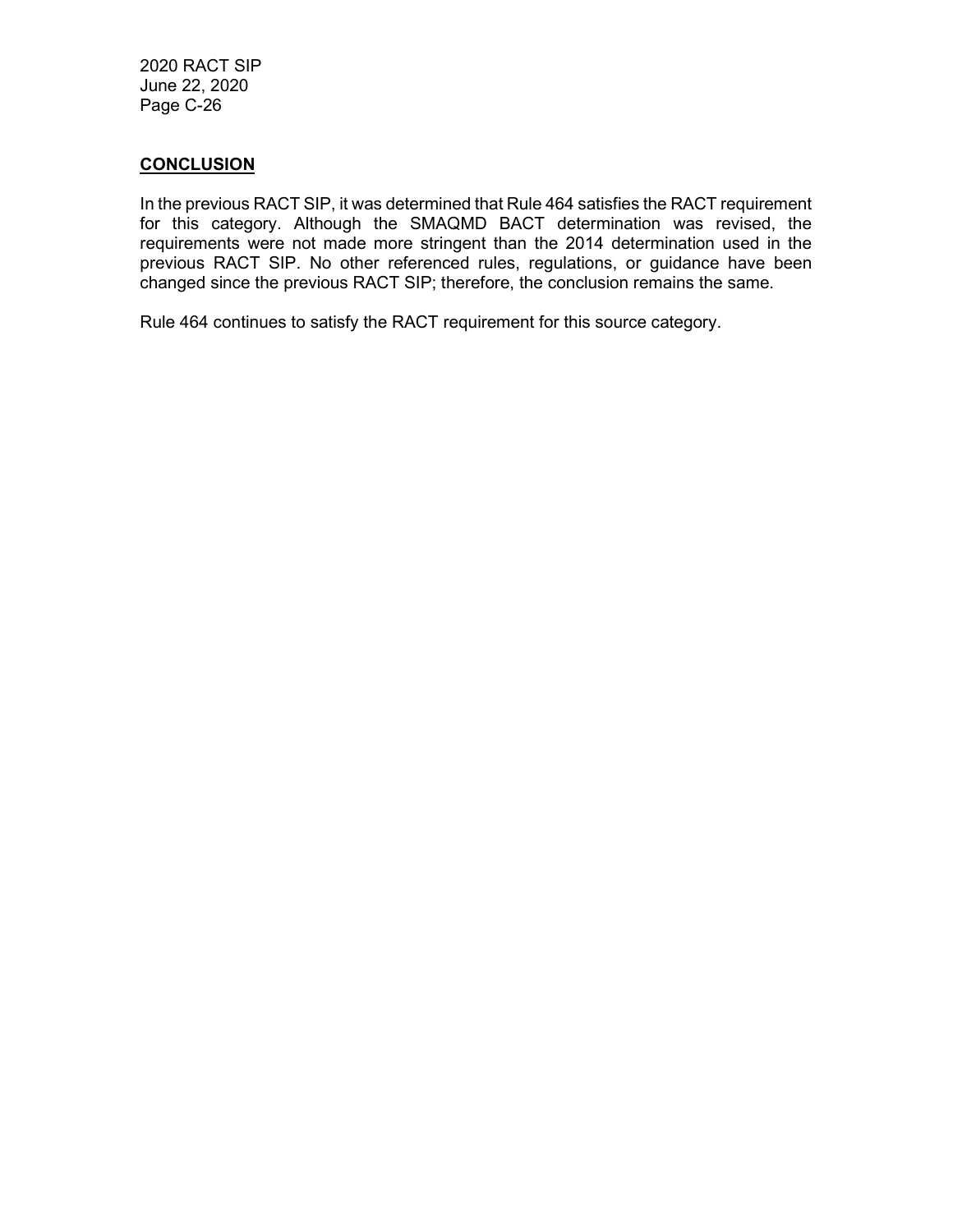## CONCLUSION

In the previous RACT SIP, it was determined that Rule 464 satisfies the RACT requirement for this category. Although the SMAQMD BACT determination was revised, the requirements were not made more stringent than the 2014 determination used in the previous RACT SIP. No other referenced rules, regulations, or guidance have been changed since the previous RACT SIP; therefore, the conclusion remains the same.

Rule 464 continues to satisfy the RACT requirement for this source category.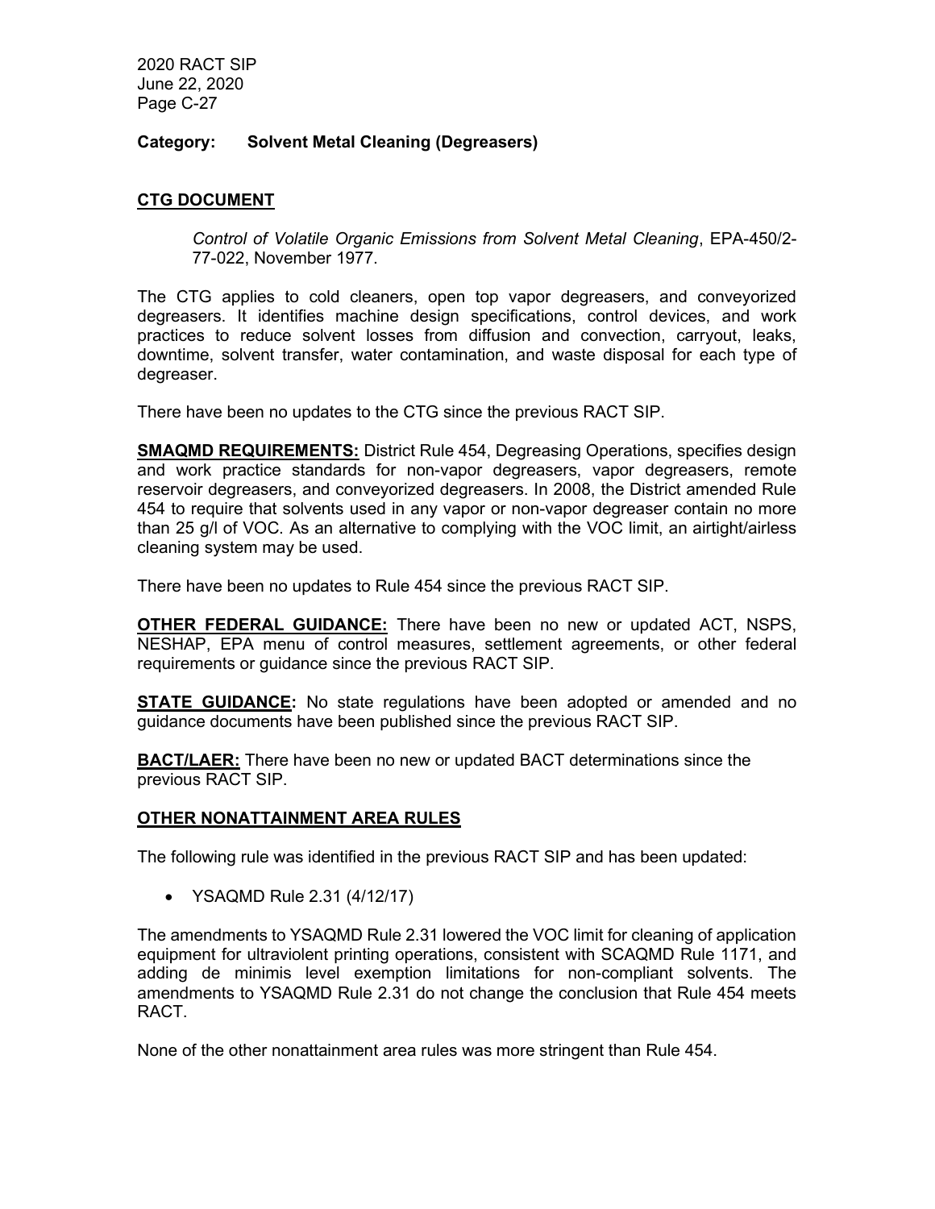**Category: Solvent Metal Cleaning (Degreasers)**

## CTG DOCUMENT

*Control of Volatile Organic Emissions from Solvent Metal Cleaning*, EPA-450/2-77-022, November 1977.

The CTG applies to cold cleaners, open top vapor degreasers, and conveyorized degreasers. It identifies machine design specifications, control devices, and work practices to reduce solvent losses from diffusion and convection, carryout, leaks, downtime, solvent transfer, water contamination, and waste disposal for each type of degreaser.

There have been no updates to the CTG since the previous RACT SIP.

**SMAQMD REQUIREMENTS:** District Rule 454, Degreasing Operations, specifies design and work practice standards for non-vapor degreasers, vapor degreasers, remote reservoir degreasers, and conveyorized degreasers. In 2008, the District amended Rule 454 to require that solvents used in any vapor or non-vapor degreaser contain no more than 25 g/l of VOC. As an alternative to complying with the VOC limit, an airtight/airless cleaning system may be used.

There have been no updates to Rule 454 since the previous RACT SIP.

**OTHER FEDERAL GUIDANCE:** There have been no new or updated ACT, NSPS, NESHAP, EPA menu of control measures, settlement agreements, or other federal requirements or guidance since the previous RACT SIP.

**STATE GUIDANCE:** No state regulations have been adopted or amended and no guidance documents have been published since the previous RACT SIP.

**BACT/LAER:** There have been no new or updated BACT determinations since the previous RACT SIP.

## OTHER NONATTAINMENT AREA RULES

The following rule was identified in the previous RACT SIP and has been updated:

- YSAQMD Rule 2.31 (4/12/17)

The amendments to YSAQMD Rule 2.31 lowered the VOC limit for cleaning of application equipment for ultraviolent printing operations, consistent with SCAQMD Rule 1171, and adding de minimis level exemption limitations for non-compliant solvents. The amendments to YSAQMD Rule 2.31 do not change the conclusion that Rule 454 meets RACT.

None of the other nonattainment area rules was more stringent than Rule 454.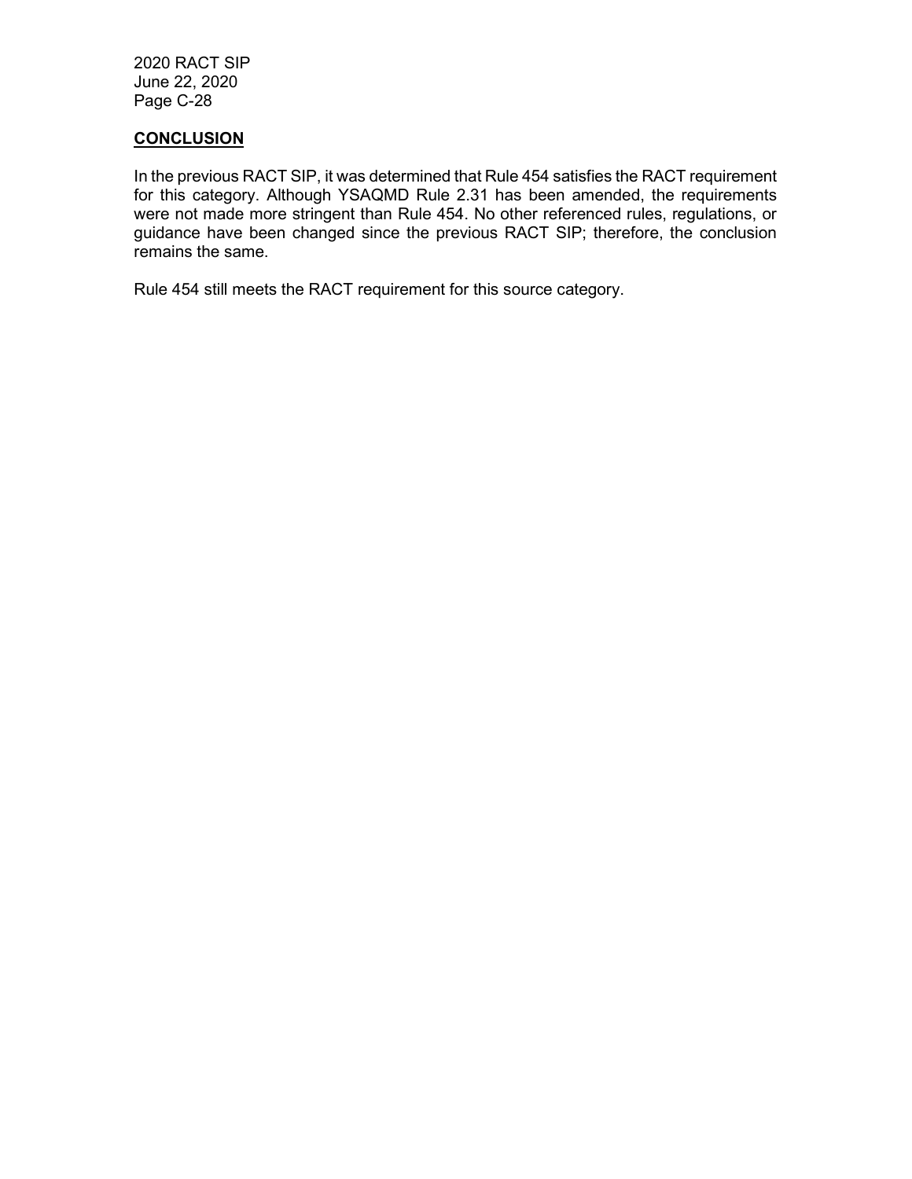## CONCLUSION

In the previous RACT SIP, it was determined that Rule 454 satisfies the RACT requirement for this category. Although YSAQMD Rule 2.31 has been amended, the requirements were not made more stringent than Rule 454. No other referenced rules, regulations, or guidance have been changed since the previous RACT SIP; therefore, the conclusion remains the same.

Rule 454 still meets the RACT requirement for this source category.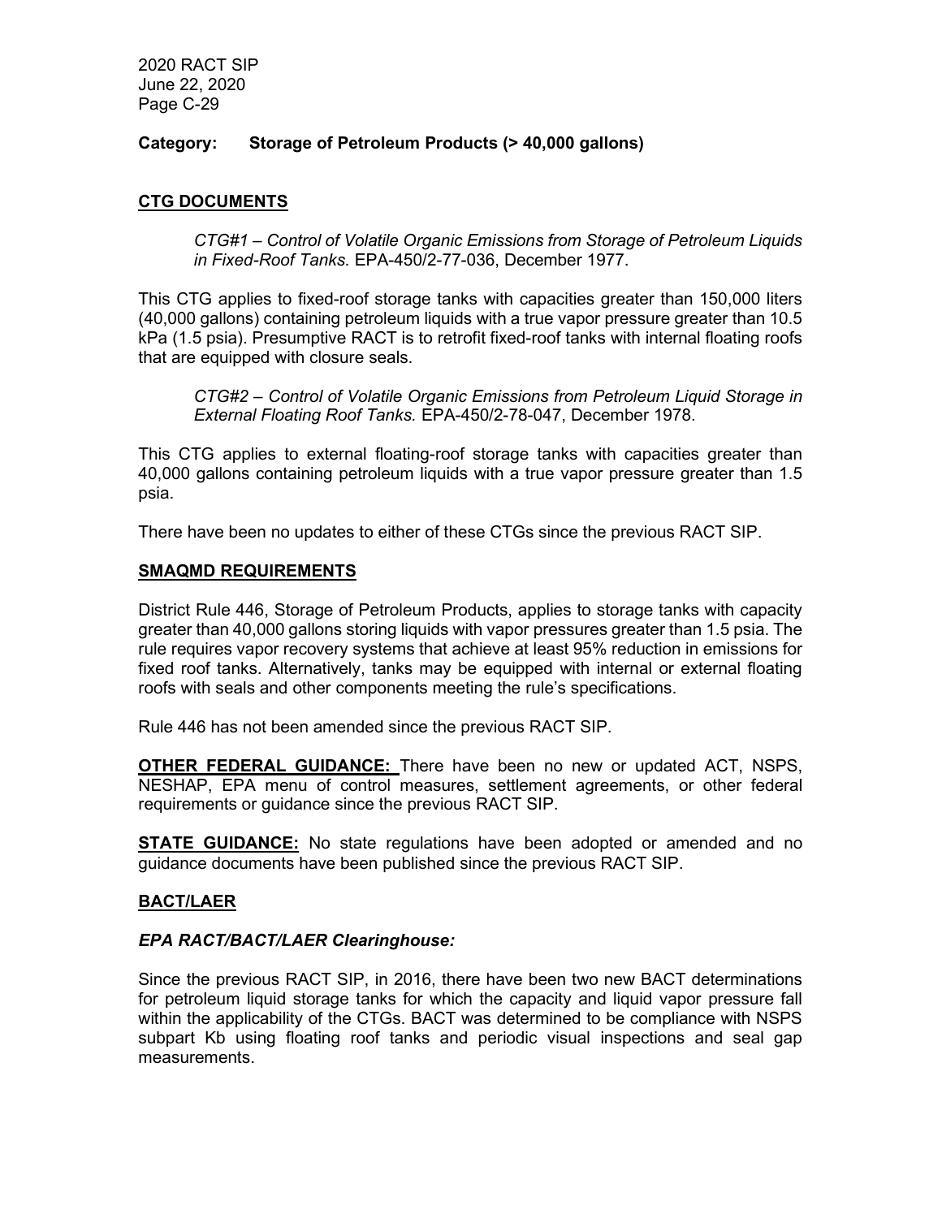**Category: Storage of Petroleum Products (> 40,000 gallons)**

## CTG DOCUMENTS

> *CTG#1 – Control of Volatile Organic Emissions from Storage of Petroleum Liquids in Fixed-Roof Tanks.* EPA-450/2-77-036, December 1977.

This CTG applies to fixed-roof storage tanks with capacities greater than 150,000 liters (40,000 gallons) containing petroleum liquids with a true vapor pressure greater than 10.5 kPa (1.5 psia). Presumptive RACT is to retrofit fixed-roof tanks with internal floating roofs that are equipped with closure seals.

> *CTG#2 – Control of Volatile Organic Emissions from Petroleum Liquid Storage in External Floating Roof Tanks.* EPA-450/2-78-047, December 1978.

This CTG applies to external floating-roof storage tanks with capacities greater than 40,000 gallons containing petroleum liquids with a true vapor pressure greater than 1.5 psia.

There have been no updates to either of these CTGs since the previous RACT SIP.

## SMAQMD REQUIREMENTS

District Rule 446, Storage of Petroleum Products, applies to storage tanks with capacity greater than 40,000 gallons storing liquids with vapor pressures greater than 1.5 psia. The rule requires vapor recovery systems that achieve at least 95% reduction in emissions for fixed roof tanks. Alternatively, tanks may be equipped with internal or external floating roofs with seals and other components meeting the rule's specifications.

Rule 446 has not been amended since the previous RACT SIP.

**OTHER FEDERAL GUIDANCE:** There have been no new or updated ACT, NSPS, NESHAP, EPA menu of control measures, settlement agreements, or other federal requirements or guidance since the previous RACT SIP.

**STATE GUIDANCE:** No state regulations have been adopted or amended and no guidance documents have been published since the previous RACT SIP.

## BACT/LAER

### *EPA RACT/BACT/LAER Clearinghouse:*

Since the previous RACT SIP, in 2016, there have been two new BACT determinations for petroleum liquid storage tanks for which the capacity and liquid vapor pressure fall within the applicability of the CTGs. BACT was determined to be compliance with NSPS subpart Kb using floating roof tanks and periodic visual inspections and seal gap measurements.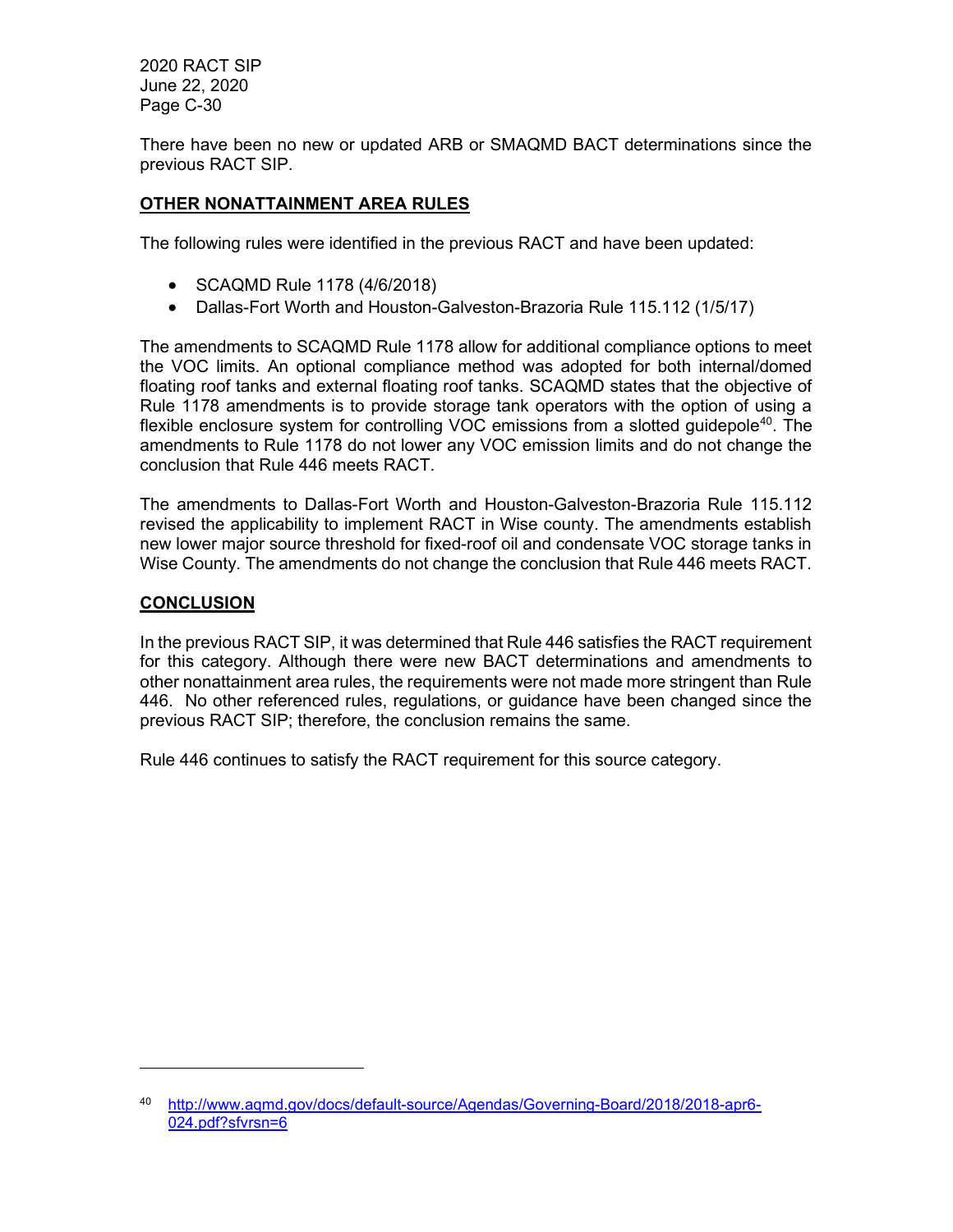There have been no new or updated ARB or SMAQMD BACT determinations since the previous RACT SIP.

**OTHER NONATTAINMENT AREA RULES**

The following rules were identified in the previous RACT and have been updated:

- SCAQMD Rule 1178 (4/6/2018)
- Dallas-Fort Worth and Houston-Galveston-Brazoria Rule 115.112 (1/5/17)

The amendments to SCAQMD Rule 1178 allow for additional compliance options to meet the VOC limits. An optional compliance method was adopted for both internal/domed floating roof tanks and external floating roof tanks. SCAQMD states that the objective of Rule 1178 amendments is to provide storage tank operators with the option of using a flexible enclosure system for controlling VOC emissions from a slotted guidepole[40]. The amendments to Rule 1178 do not lower any VOC emission limits and do not change the conclusion that Rule 446 meets RACT.

The amendments to Dallas-Fort Worth and Houston-Galveston-Brazoria Rule 115.112 revised the applicability to implement RACT in Wise county. The amendments establish new lower major source threshold for fixed-roof oil and condensate VOC storage tanks in Wise County. The amendments do not change the conclusion that Rule 446 meets RACT.

**CONCLUSION**

In the previous RACT SIP, it was determined that Rule 446 satisfies the RACT requirement for this category. Although there were new BACT determinations and amendments to other nonattainment area rules, the requirements were not made more stringent than Rule 446. No other referenced rules, regulations, or guidance have been changed since the previous RACT SIP; therefore, the conclusion remains the same.

Rule 446 continues to satisfy the RACT requirement for this source category.

---

[40] http://www.aqmd.gov/docs/default-source/Agendas/Governing-Board/2018/2018-apr6-024.pdf?sfvrsn=6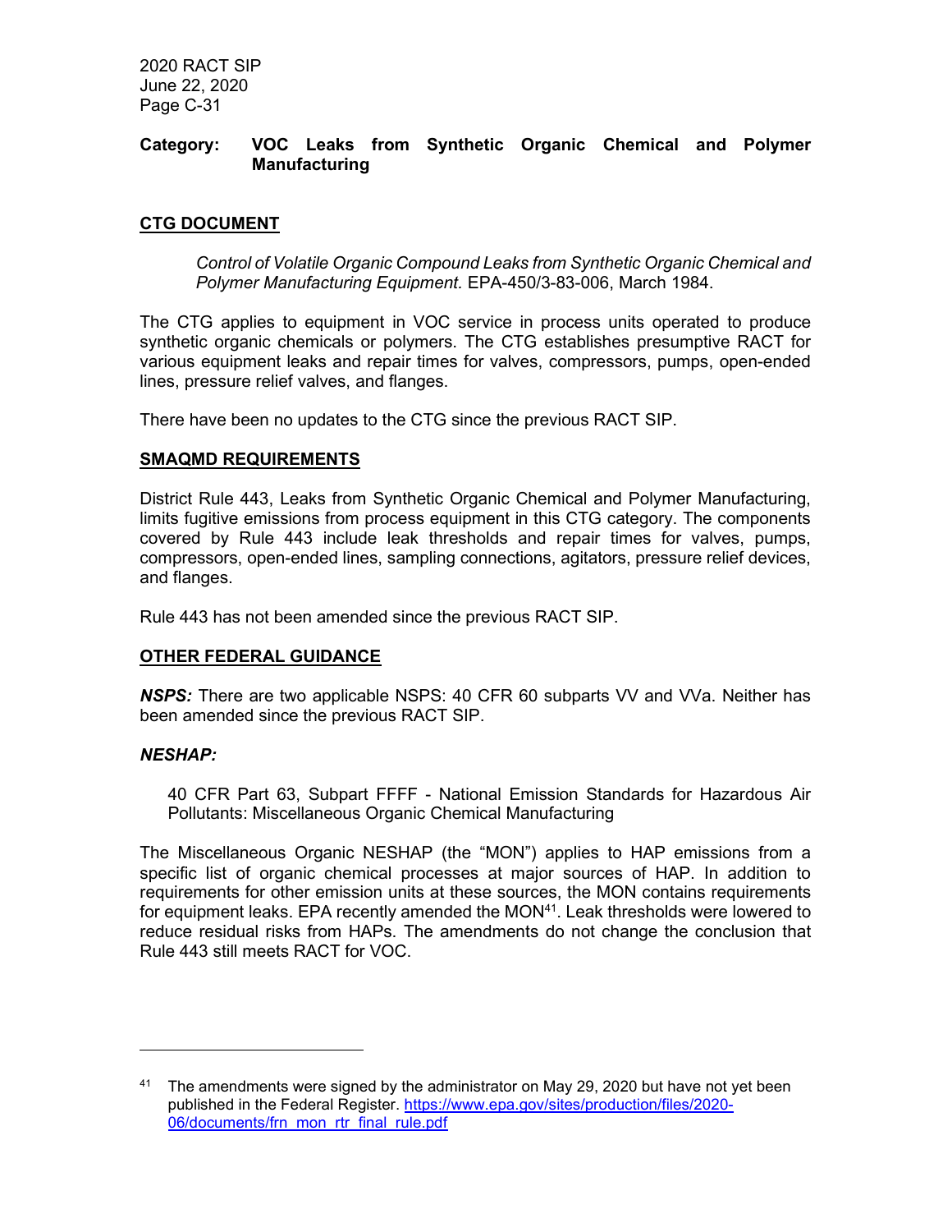**Category: VOC Leaks from Synthetic Organic Chemical and Polymer Manufacturing**

## CTG DOCUMENT

> *Control of Volatile Organic Compound Leaks from Synthetic Organic Chemical and Polymer Manufacturing Equipment.* EPA-450/3-83-006, March 1984.

The CTG applies to equipment in VOC service in process units operated to produce synthetic organic chemicals or polymers. The CTG establishes presumptive RACT for various equipment leaks and repair times for valves, compressors, pumps, open-ended lines, pressure relief valves, and flanges.

There have been no updates to the CTG since the previous RACT SIP.

## SMAQMD REQUIREMENTS

District Rule 443, Leaks from Synthetic Organic Chemical and Polymer Manufacturing, limits fugitive emissions from process equipment in this CTG category. The components covered by Rule 443 include leak thresholds and repair times for valves, pumps, compressors, open-ended lines, sampling connections, agitators, pressure relief devices, and flanges.

Rule 443 has not been amended since the previous RACT SIP.

## OTHER FEDERAL GUIDANCE

***NSPS:*** There are two applicable NSPS: 40 CFR 60 subparts VV and VVa. Neither has been amended since the previous RACT SIP.

***NESHAP:***

> 40 CFR Part 63, Subpart FFFF - National Emission Standards for Hazardous Air Pollutants: Miscellaneous Organic Chemical Manufacturing

The Miscellaneous Organic NESHAP (the "MON") applies to HAP emissions from a specific list of organic chemical processes at major sources of HAP. In addition to requirements for other emission units at these sources, the MON contains requirements for equipment leaks. EPA recently amended the MON[41]. Leak thresholds were lowered to reduce residual risks from HAPs. The amendments do not change the conclusion that Rule 443 still meets RACT for VOC.

---

[41] The amendments were signed by the administrator on May 29, 2020 but have not yet been published in the Federal Register. https://www.epa.gov/sites/production/files/2020-06/documents/frn_mon_rtr_final_rule.pdf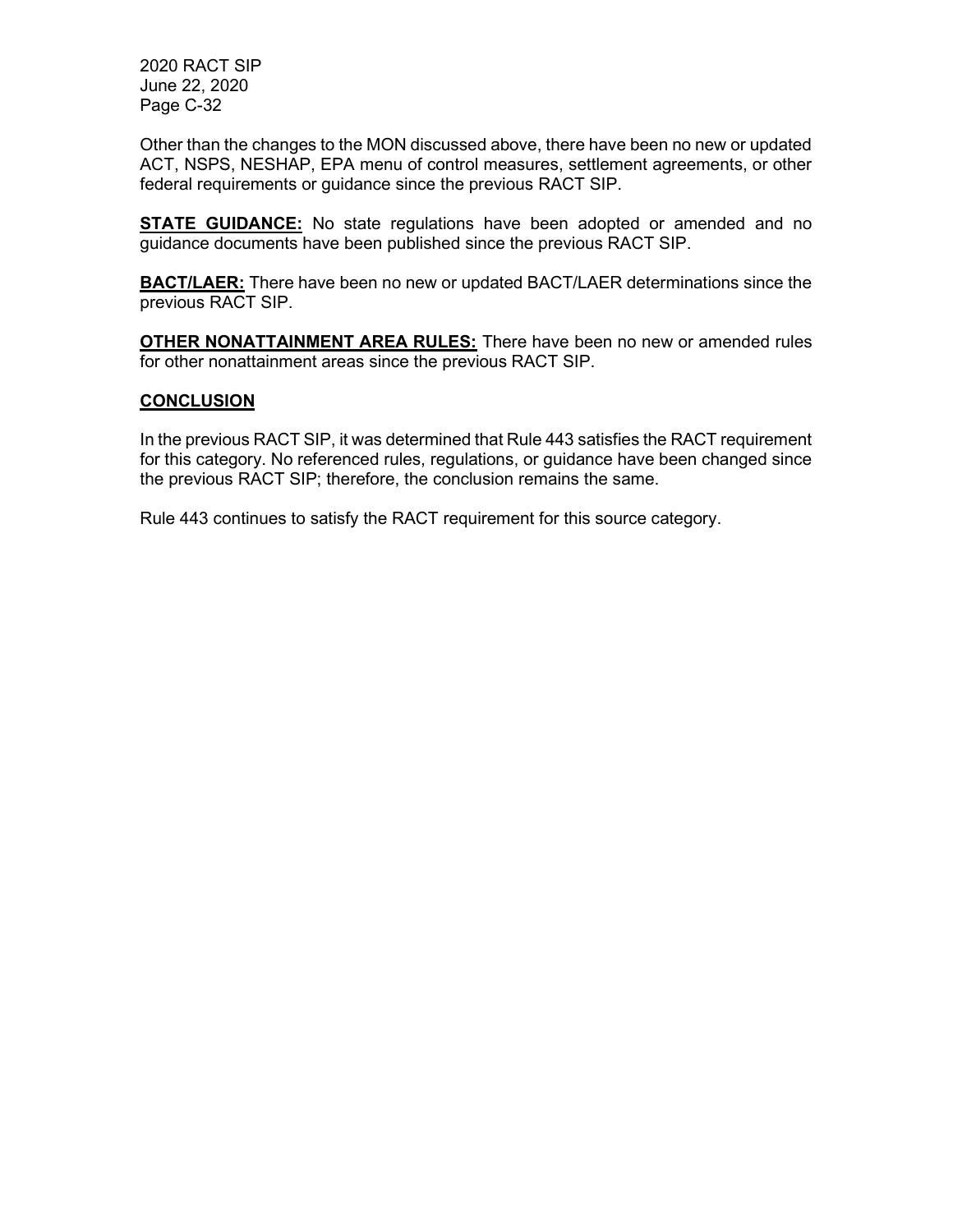Other than the changes to the MON discussed above, there have been no new or updated ACT, NSPS, NESHAP, EPA menu of control measures, settlement agreements, or other federal requirements or guidance since the previous RACT SIP.

**STATE GUIDANCE:** No state regulations have been adopted or amended and no guidance documents have been published since the previous RACT SIP.

**BACT/LAER:** There have been no new or updated BACT/LAER determinations since the previous RACT SIP.

**OTHER NONATTAINMENT AREA RULES:** There have been no new or amended rules for other nonattainment areas since the previous RACT SIP.

## CONCLUSION

In the previous RACT SIP, it was determined that Rule 443 satisfies the RACT requirement for this category. No referenced rules, regulations, or guidance have been changed since the previous RACT SIP; therefore, the conclusion remains the same.

Rule 443 continues to satisfy the RACT requirement for this source category.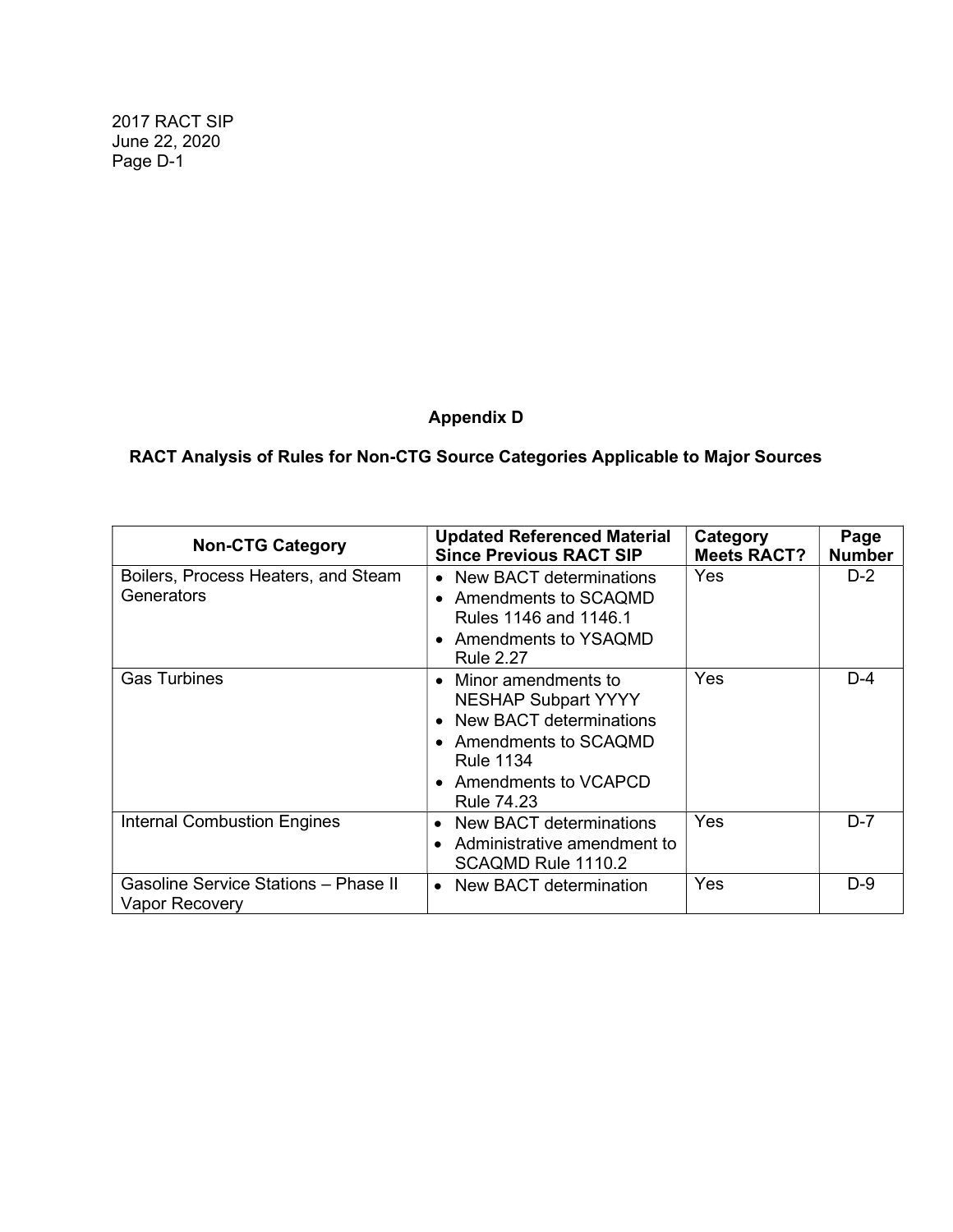## Appendix D

## RACT Analysis of Rules for Non-CTG Source Categories Applicable to Major Sources

| Non-CTG Category | Updated Referenced Material Since Previous RACT SIP | Category Meets RACT? | Page Number |
|---|---|---|---|
| Boilers, Process Heaters, and Steam Generators | • New BACT determinations<br>• Amendments to SCAQMD Rules 1146 and 1146.1<br>• Amendments to YSAQMD Rule 2.27 | Yes | D-2 |
| Gas Turbines | • Minor amendments to NESHAP Subpart YYYY<br>• New BACT determinations<br>• Amendments to SCAQMD Rule 1134<br>• Amendments to VCAPCD Rule 74.23 | Yes | D-4 |
| Internal Combustion Engines | • New BACT determinations<br>• Administrative amendment to SCAQMD Rule 1110.2 | Yes | D-7 |
| Gasoline Service Stations – Phase II Vapor Recovery | • New BACT determination | Yes | D-9 |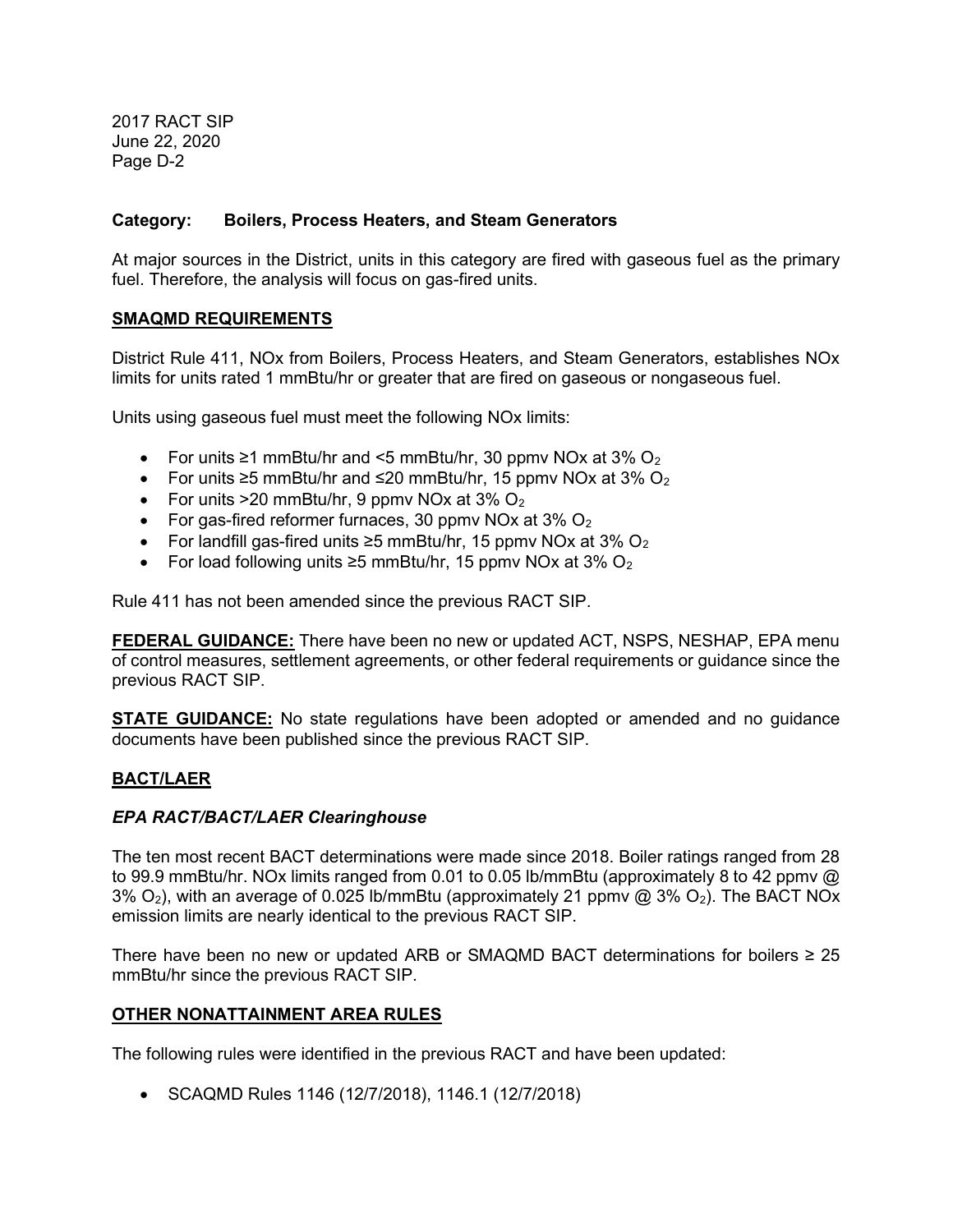**Category: Boilers, Process Heaters, and Steam Generators**

At major sources in the District, units in this category are fired with gaseous fuel as the primary fuel. Therefore, the analysis will focus on gas-fired units.

**SMAQMD REQUIREMENTS**

District Rule 411, NOx from Boilers, Process Heaters, and Steam Generators, establishes NOx limits for units rated 1 mmBtu/hr or greater that are fired on gaseous or nongaseous fuel.

Units using gaseous fuel must meet the following NOx limits:

- For units ≥1 mmBtu/hr and <5 mmBtu/hr, 30 ppmv NOx at 3% $O_2$
- For units ≥5 mmBtu/hr and ≤20 mmBtu/hr, 15 ppmv NOx at 3% $O_2$
- For units >20 mmBtu/hr, 9 ppmv NOx at 3% $O_2$
- For gas-fired reformer furnaces, 30 ppmv NOx at 3% $O_2$
- For landfill gas-fired units ≥5 mmBtu/hr, 15 ppmv NOx at 3% $O_2$
- For load following units ≥5 mmBtu/hr, 15 ppmv NOx at 3% $O_2$

Rule 411 has not been amended since the previous RACT SIP.

**FEDERAL GUIDANCE:** There have been no new or updated ACT, NSPS, NESHAP, EPA menu of control measures, settlement agreements, or other federal requirements or guidance since the previous RACT SIP.

**STATE GUIDANCE:** No state regulations have been adopted or amended and no guidance documents have been published since the previous RACT SIP.

**BACT/LAER**

***EPA RACT/BACT/LAER Clearinghouse***

The ten most recent BACT determinations were made since 2018. Boiler ratings ranged from 28 to 99.9 mmBtu/hr. NOx limits ranged from 0.01 to 0.05 lb/mmBtu (approximately 8 to 42 ppmv @ 3% $O_2$), with an average of 0.025 lb/mmBtu (approximately 21 ppmv @ 3% $O_2$). The BACT NOx emission limits are nearly identical to the previous RACT SIP.

There have been no new or updated ARB or SMAQMD BACT determinations for boilers ≥ 25 mmBtu/hr since the previous RACT SIP.

**OTHER NONATTAINMENT AREA RULES**

The following rules were identified in the previous RACT and have been updated:

- SCAQMD Rules 1146 (12/7/2018), 1146.1 (12/7/2018)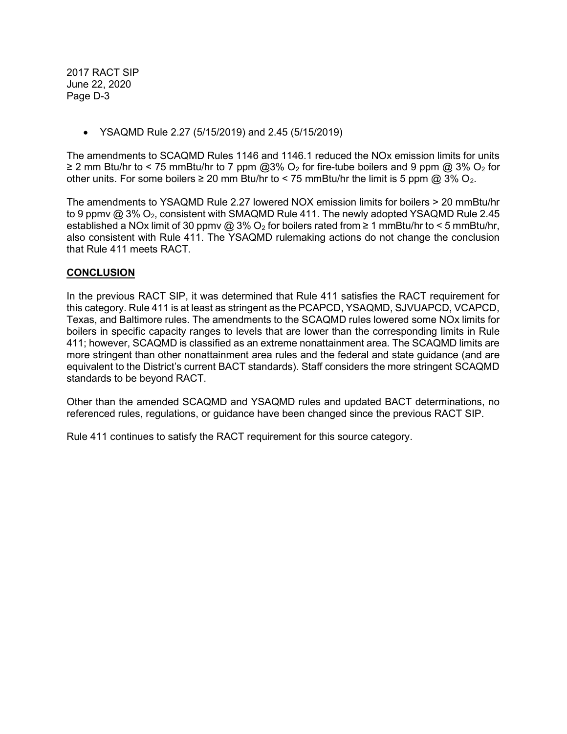- YSAQMD Rule 2.27 (5/15/2019) and 2.45 (5/15/2019)

The amendments to SCAQMD Rules 1146 and 1146.1 reduced the NOx emission limits for units ≥ 2 mm Btu/hr to < 75 mmBtu/hr to 7 ppm @3% $O_2$ for fire-tube boilers and 9 ppm @ 3% $O_2$ for other units. For some boilers ≥ 20 mm Btu/hr to < 75 mmBtu/hr the limit is 5 ppm @ 3% $O_2$.

The amendments to YSAQMD Rule 2.27 lowered NOX emission limits for boilers > 20 mmBtu/hr to 9 ppmv @ 3% $O_2$, consistent with SMAQMD Rule 411. The newly adopted YSAQMD Rule 2.45 established a NOx limit of 30 ppmv @ 3% $O_2$ for boilers rated from ≥ 1 mmBtu/hr to < 5 mmBtu/hr, also consistent with Rule 411. The YSAQMD rulemaking actions do not change the conclusion that Rule 411 meets RACT.

## CONCLUSION

In the previous RACT SIP, it was determined that Rule 411 satisfies the RACT requirement for this category. Rule 411 is at least as stringent as the PCAPCD, YSAQMD, SJVUAPCD, VCAPCD, Texas, and Baltimore rules. The amendments to the SCAQMD rules lowered some NOx limits for boilers in specific capacity ranges to levels that are lower than the corresponding limits in Rule 411; however, SCAQMD is classified as an extreme nonattainment area. The SCAQMD limits are more stringent than other nonattainment area rules and the federal and state guidance (and are equivalent to the District's current BACT standards). Staff considers the more stringent SCAQMD standards to be beyond RACT.

Other than the amended SCAQMD and YSAQMD rules and updated BACT determinations, no referenced rules, regulations, or guidance have been changed since the previous RACT SIP.

Rule 411 continues to satisfy the RACT requirement for this source category.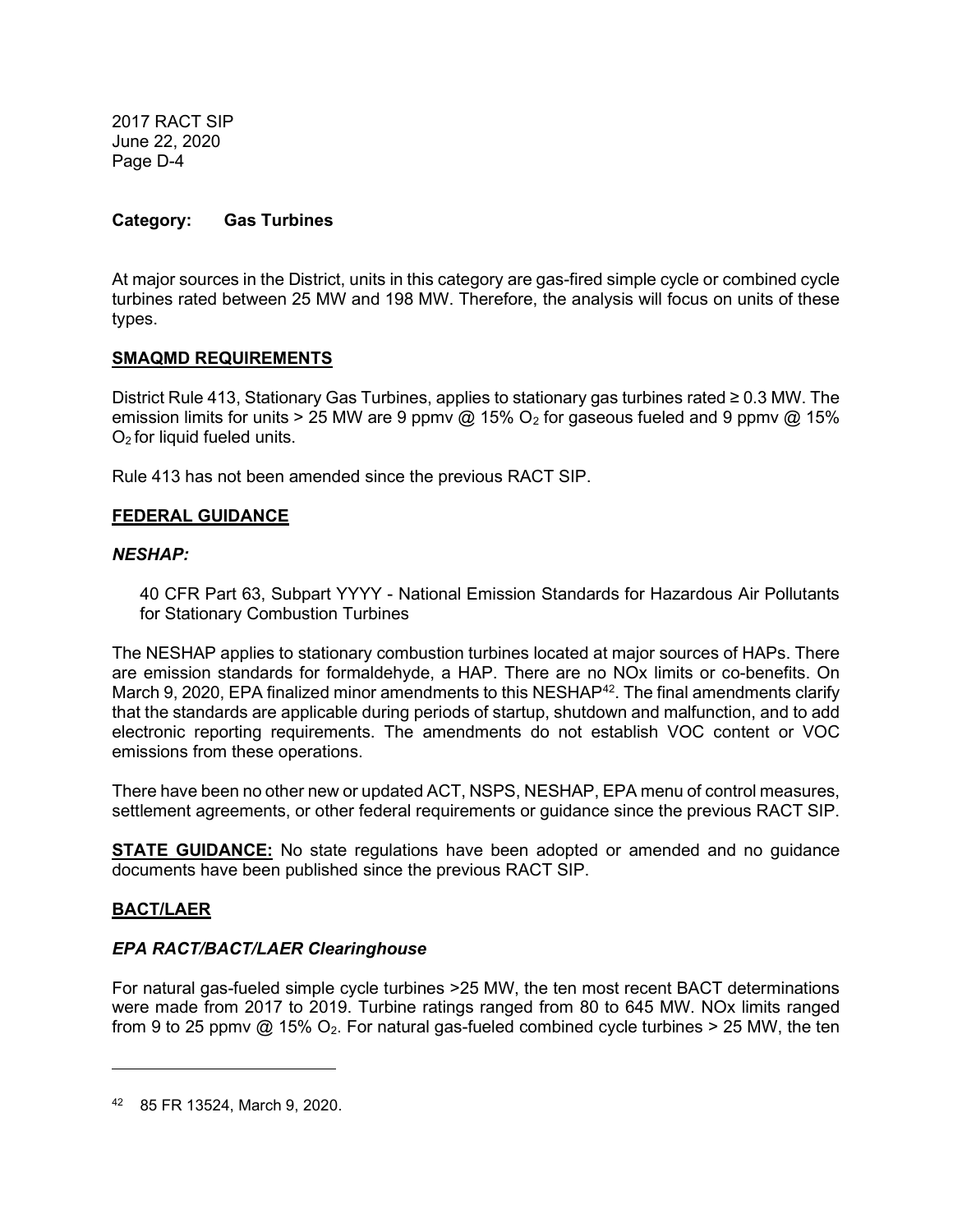**Category: Gas Turbines**

At major sources in the District, units in this category are gas-fired simple cycle or combined cycle turbines rated between 25 MW and 198 MW. Therefore, the analysis will focus on units of these types.

**SMAQMD REQUIREMENTS**

District Rule 413, Stationary Gas Turbines, applies to stationary gas turbines rated ≥ 0.3 MW. The emission limits for units > 25 MW are 9 ppmv @ 15% $O_2$ for gaseous fueled and 9 ppmv @ 15% $O_2$ for liquid fueled units.

Rule 413 has not been amended since the previous RACT SIP.

**FEDERAL GUIDANCE**

***NESHAP:***

> 40 CFR Part 63, Subpart YYYY - National Emission Standards for Hazardous Air Pollutants for Stationary Combustion Turbines

The NESHAP applies to stationary combustion turbines located at major sources of HAPs. There are emission standards for formaldehyde, a HAP. There are no NOx limits or co-benefits. On March 9, 2020, EPA finalized minor amendments to this NESHAP[42]. The final amendments clarify that the standards are applicable during periods of startup, shutdown and malfunction, and to add electronic reporting requirements. The amendments do not establish VOC content or VOC emissions from these operations.

There have been no other new or updated ACT, NSPS, NESHAP, EPA menu of control measures, settlement agreements, or other federal requirements or guidance since the previous RACT SIP.

**STATE GUIDANCE:** No state regulations have been adopted or amended and no guidance documents have been published since the previous RACT SIP.

**BACT/LAER**

***EPA RACT/BACT/LAER Clearinghouse***

For natural gas-fueled simple cycle turbines >25 MW, the ten most recent BACT determinations were made from 2017 to 2019. Turbine ratings ranged from 80 to 645 MW. NOx limits ranged from 9 to 25 ppmv @ 15% $O_2$. For natural gas-fueled combined cycle turbines > 25 MW, the ten

---

[42] 85 FR 13524, March 9, 2020.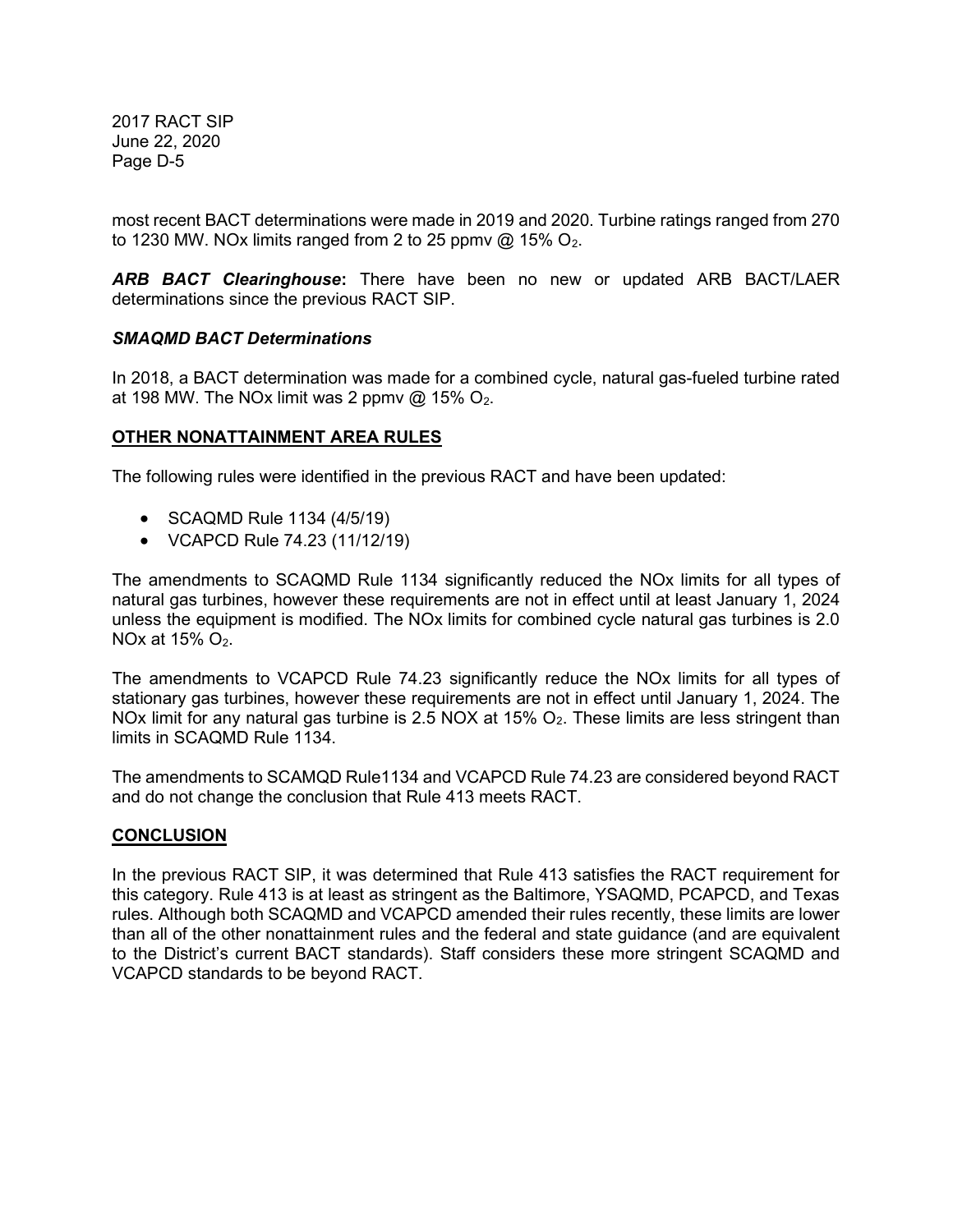most recent BACT determinations were made in 2019 and 2020. Turbine ratings ranged from 270 to 1230 MW. NOx limits ranged from 2 to 25 ppmv @ 15% $O_2$.

***ARB BACT Clearinghouse*:** There have been no new or updated ARB BACT/LAER determinations since the previous RACT SIP.

***SMAQMD BACT Determinations***

In 2018, a BACT determination was made for a combined cycle, natural gas-fueled turbine rated at 198 MW. The NOx limit was 2 ppmv @ 15% $O_2$.

**OTHER NONATTAINMENT AREA RULES**

The following rules were identified in the previous RACT and have been updated:

- SCAQMD Rule 1134 (4/5/19)
- VCAPCD Rule 74.23 (11/12/19)

The amendments to SCAQMD Rule 1134 significantly reduced the NOx limits for all types of natural gas turbines, however these requirements are not in effect until at least January 1, 2024 unless the equipment is modified. The NOx limits for combined cycle natural gas turbines is 2.0 NOx at 15% $O_2$.

The amendments to VCAPCD Rule 74.23 significantly reduce the NOx limits for all types of stationary gas turbines, however these requirements are not in effect until January 1, 2024. The NOx limit for any natural gas turbine is 2.5 NOX at 15% $O_2$. These limits are less stringent than limits in SCAQMD Rule 1134.

The amendments to SCAMQD Rule1134 and VCAPCD Rule 74.23 are considered beyond RACT and do not change the conclusion that Rule 413 meets RACT.

**CONCLUSION**

In the previous RACT SIP, it was determined that Rule 413 satisfies the RACT requirement for this category. Rule 413 is at least as stringent as the Baltimore, YSAQMD, PCAPCD, and Texas rules. Although both SCAQMD and VCAPCD amended their rules recently, these limits are lower than all of the other nonattainment rules and the federal and state guidance (and are equivalent to the District's current BACT standards). Staff considers these more stringent SCAQMD and VCAPCD standards to be beyond RACT.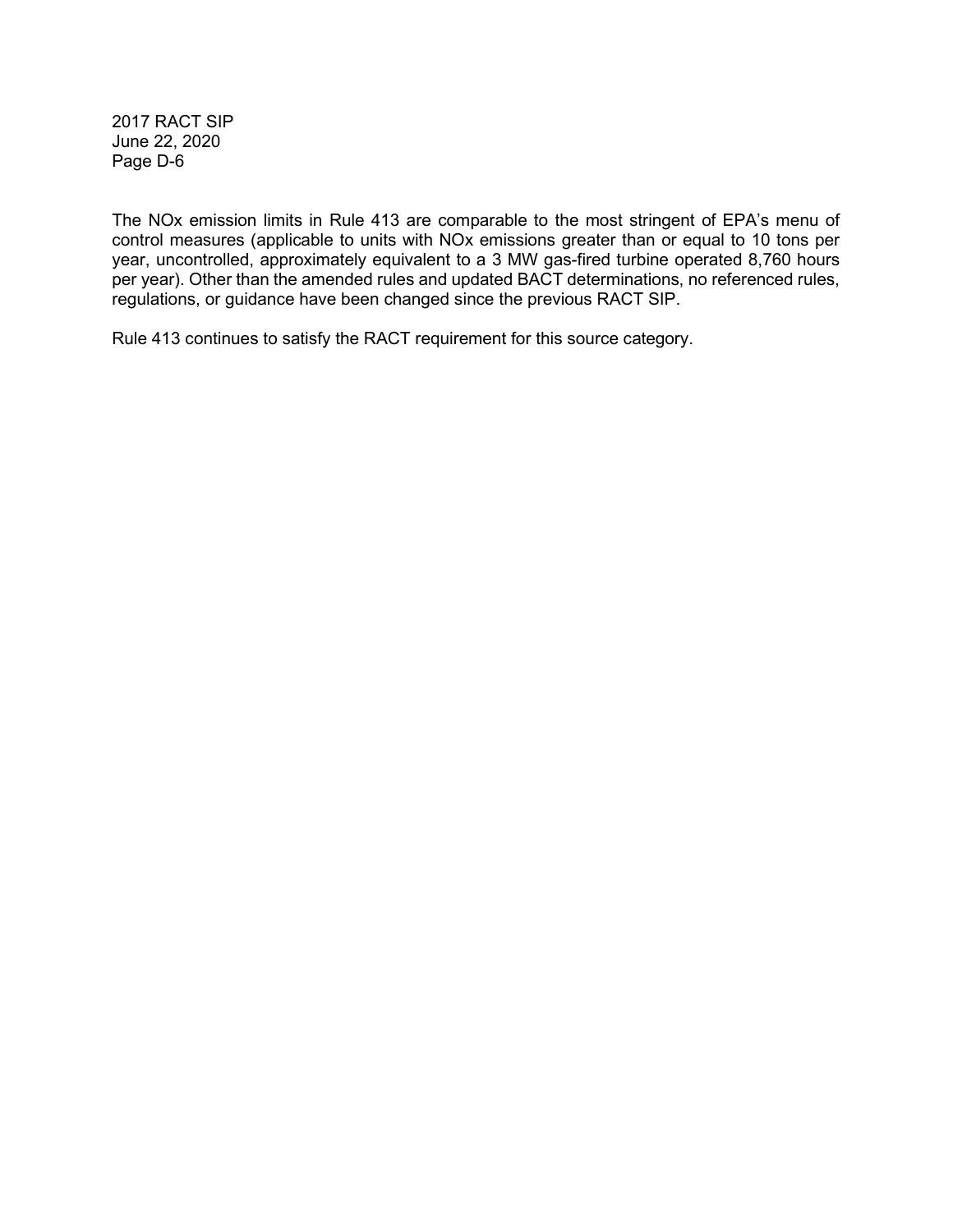The NOx emission limits in Rule 413 are comparable to the most stringent of EPA's menu of control measures (applicable to units with NOx emissions greater than or equal to 10 tons per year, uncontrolled, approximately equivalent to a 3 MW gas-fired turbine operated 8,760 hours per year). Other than the amended rules and updated BACT determinations, no referenced rules, regulations, or guidance have been changed since the previous RACT SIP.

Rule 413 continues to satisfy the RACT requirement for this source category.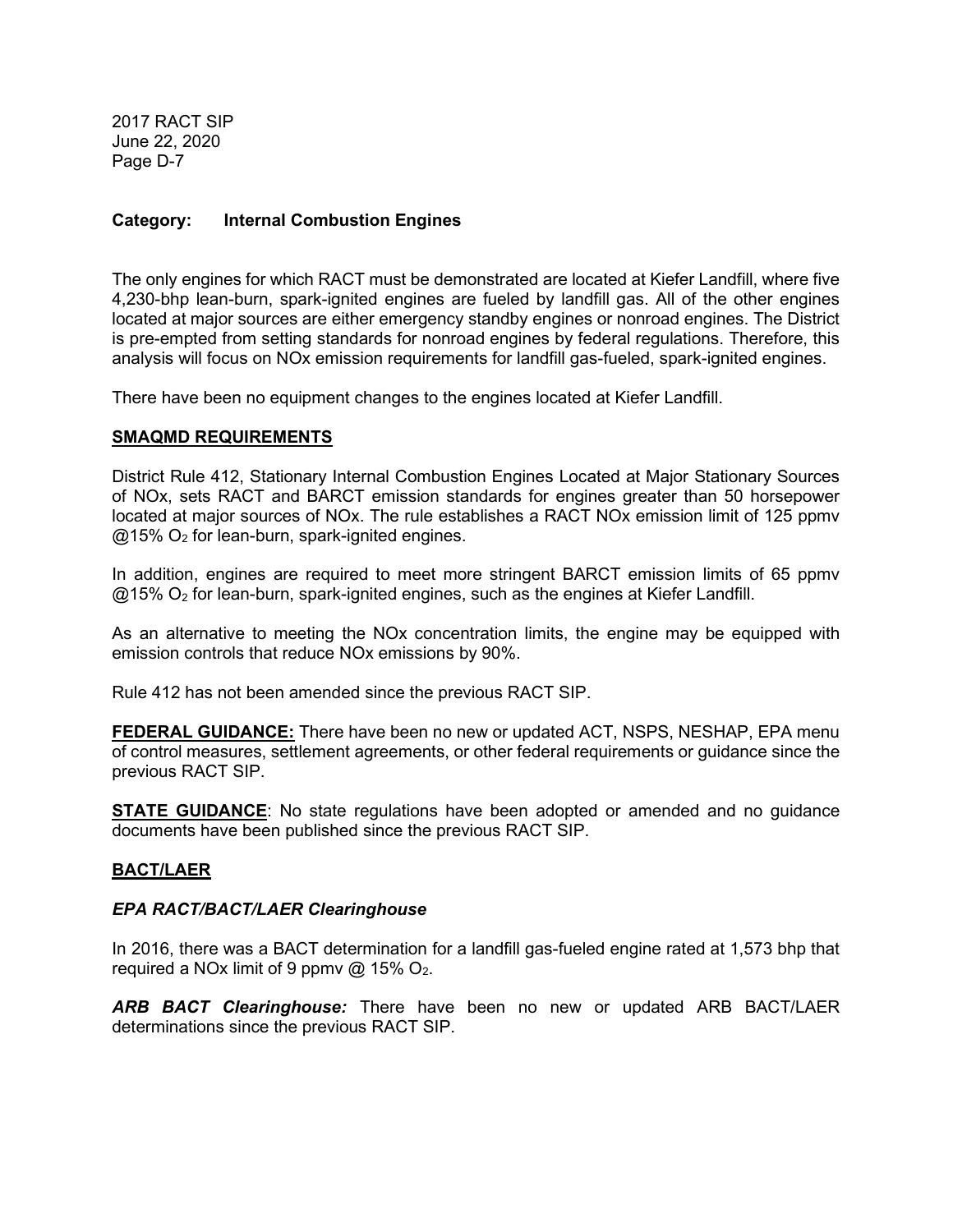**Category:** **Internal Combustion Engines**

The only engines for which RACT must be demonstrated are located at Kiefer Landfill, where five 4,230-bhp lean-burn, spark-ignited engines are fueled by landfill gas. All of the other engines located at major sources are either emergency standby engines or nonroad engines. The District is pre-empted from setting standards for nonroad engines by federal regulations. Therefore, this analysis will focus on NOx emission requirements for landfill gas-fueled, spark-ignited engines.

There have been no equipment changes to the engines located at Kiefer Landfill.

**SMAQMD REQUIREMENTS**

District Rule 412, Stationary Internal Combustion Engines Located at Major Stationary Sources of NOx, sets RACT and BARCT emission standards for engines greater than 50 horsepower located at major sources of NOx. The rule establishes a RACT NOx emission limit of 125 ppmv @15% $O_2$ for lean-burn, spark-ignited engines.

In addition, engines are required to meet more stringent BARCT emission limits of 65 ppmv @15% $O_2$ for lean-burn, spark-ignited engines, such as the engines at Kiefer Landfill.

As an alternative to meeting the NOx concentration limits, the engine may be equipped with emission controls that reduce NOx emissions by 90%.

Rule 412 has not been amended since the previous RACT SIP.

**FEDERAL GUIDANCE:** There have been no new or updated ACT, NSPS, NESHAP, EPA menu of control measures, settlement agreements, or other federal requirements or guidance since the previous RACT SIP.

**STATE GUIDANCE**: No state regulations have been adopted or amended and no guidance documents have been published since the previous RACT SIP.

**BACT/LAER**

***EPA RACT/BACT/LAER Clearinghouse***

In 2016, there was a BACT determination for a landfill gas-fueled engine rated at 1,573 bhp that required a NOx limit of 9 ppmv @ 15% $O_2$.

***ARB BACT Clearinghouse:*** There have been no new or updated ARB BACT/LAER determinations since the previous RACT SIP.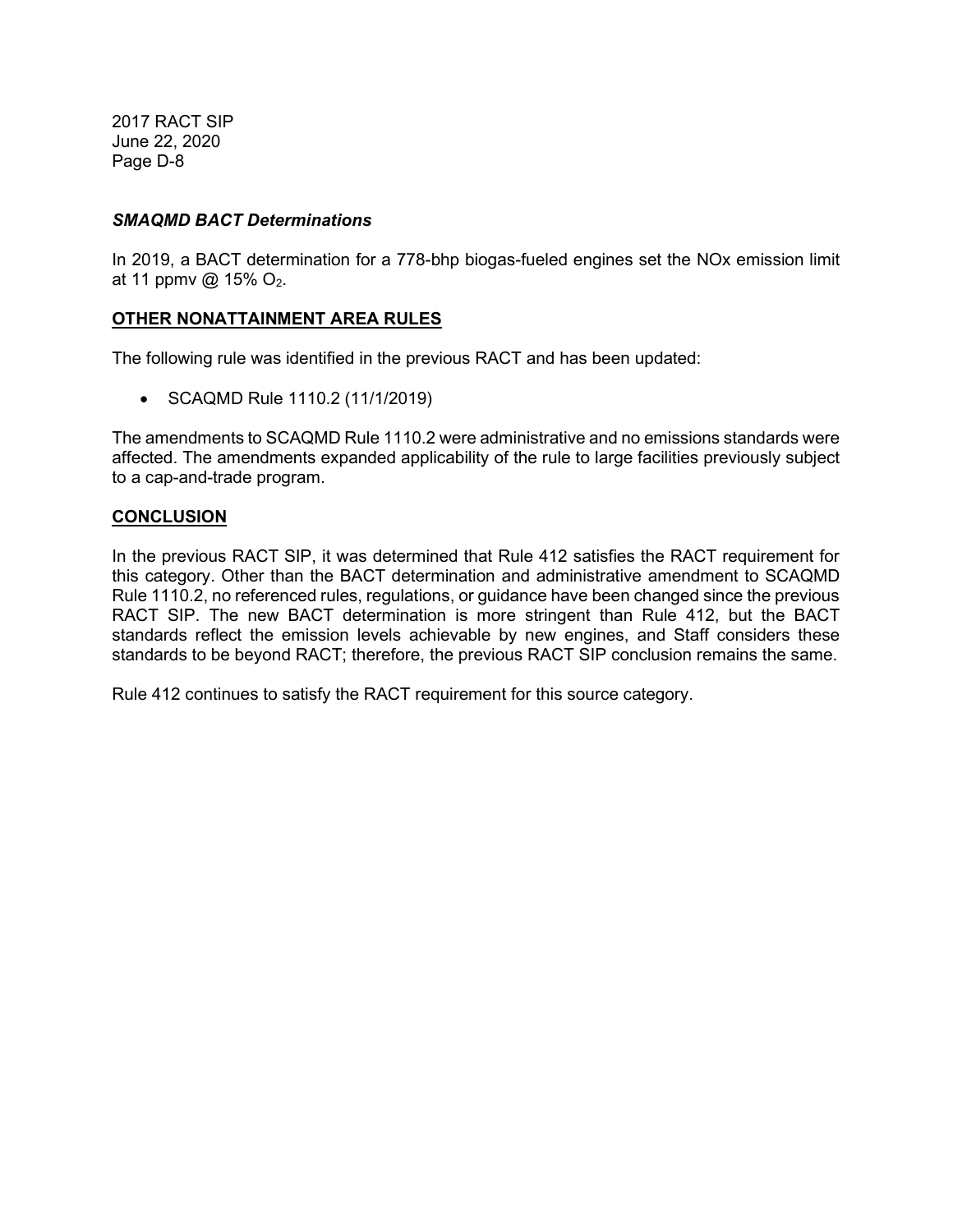### *SMAQMD BACT Determinations*

In 2019, a BACT determination for a 778-bhp biogas-fueled engines set the NOx emission limit at 11 ppmv @ 15% $O_2$.

## OTHER NONATTAINMENT AREA RULES

The following rule was identified in the previous RACT and has been updated:

- SCAQMD Rule 1110.2 (11/1/2019)

The amendments to SCAQMD Rule 1110.2 were administrative and no emissions standards were affected. The amendments expanded applicability of the rule to large facilities previously subject to a cap-and-trade program.

## CONCLUSION

In the previous RACT SIP, it was determined that Rule 412 satisfies the RACT requirement for this category. Other than the BACT determination and administrative amendment to SCAQMD Rule 1110.2, no referenced rules, regulations, or guidance have been changed since the previous RACT SIP. The new BACT determination is more stringent than Rule 412, but the BACT standards reflect the emission levels achievable by new engines, and Staff considers these standards to be beyond RACT; therefore, the previous RACT SIP conclusion remains the same.

Rule 412 continues to satisfy the RACT requirement for this source category.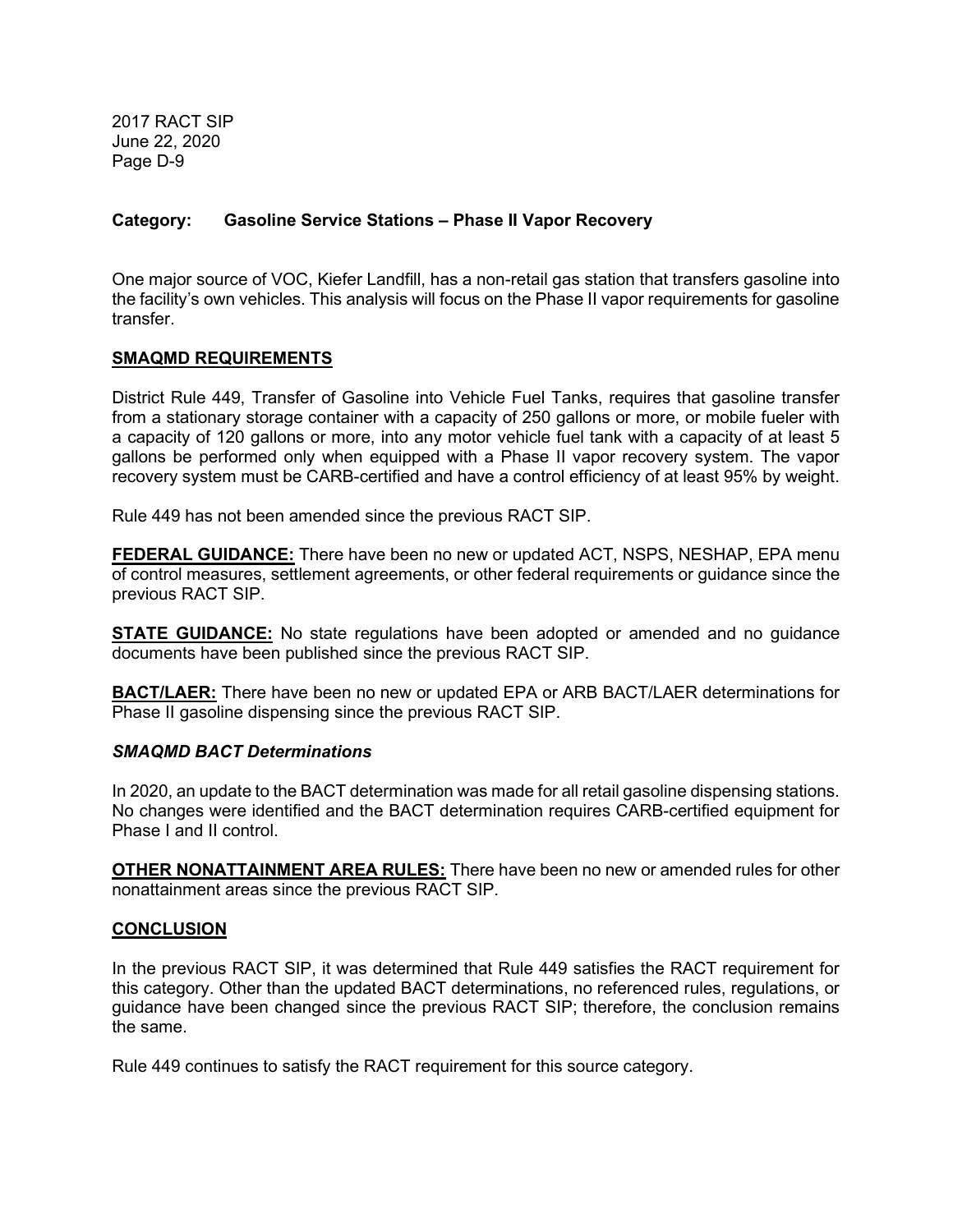**Category: Gasoline Service Stations – Phase II Vapor Recovery**

One major source of VOC, Kiefer Landfill, has a non-retail gas station that transfers gasoline into the facility's own vehicles. This analysis will focus on the Phase II vapor requirements for gasoline transfer.

**SMAQMD REQUIREMENTS**

District Rule 449, Transfer of Gasoline into Vehicle Fuel Tanks, requires that gasoline transfer from a stationary storage container with a capacity of 250 gallons or more, or mobile fueler with a capacity of 120 gallons or more, into any motor vehicle fuel tank with a capacity of at least 5 gallons be performed only when equipped with a Phase II vapor recovery system. The vapor recovery system must be CARB-certified and have a control efficiency of at least 95% by weight.

Rule 449 has not been amended since the previous RACT SIP.

**FEDERAL GUIDANCE:** There have been no new or updated ACT, NSPS, NESHAP, EPA menu of control measures, settlement agreements, or other federal requirements or guidance since the previous RACT SIP.

**STATE GUIDANCE:** No state regulations have been adopted or amended and no guidance documents have been published since the previous RACT SIP.

**BACT/LAER:** There have been no new or updated EPA or ARB BACT/LAER determinations for Phase II gasoline dispensing since the previous RACT SIP.

***SMAQMD BACT Determinations***

In 2020, an update to the BACT determination was made for all retail gasoline dispensing stations. No changes were identified and the BACT determination requires CARB-certified equipment for Phase I and II control.

**OTHER NONATTAINMENT AREA RULES:** There have been no new or amended rules for other nonattainment areas since the previous RACT SIP.

**CONCLUSION**

In the previous RACT SIP, it was determined that Rule 449 satisfies the RACT requirement for this category. Other than the updated BACT determinations, no referenced rules, regulations, or guidance have been changed since the previous RACT SIP; therefore, the conclusion remains the same.

Rule 449 continues to satisfy the RACT requirement for this source category.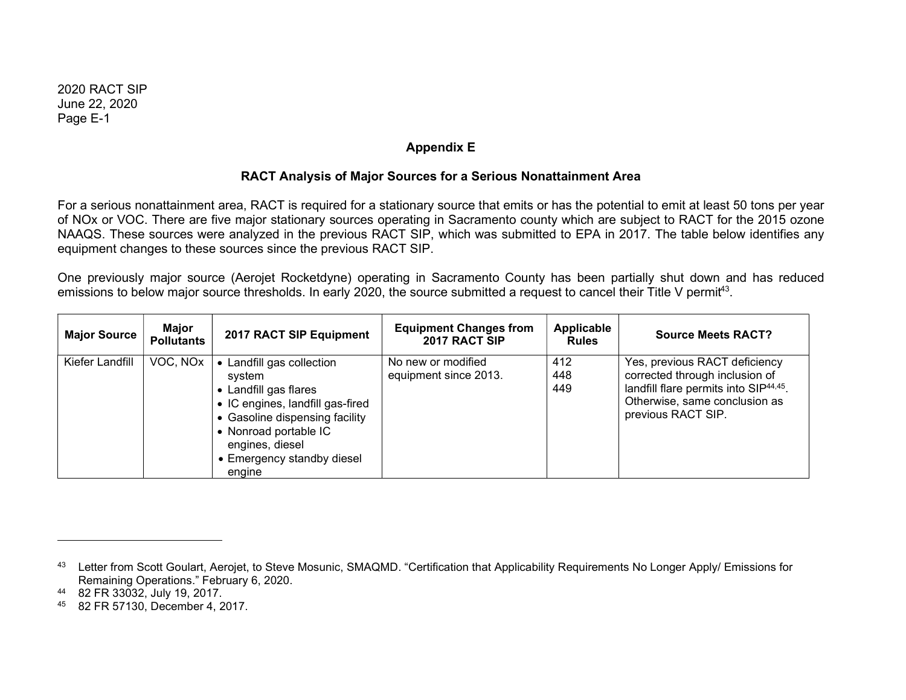## Appendix E

### RACT Analysis of Major Sources for a Serious Nonattainment Area

For a serious nonattainment area, RACT is required for a stationary source that emits or has the potential to emit at least 50 tons per year of NOx or VOC. There are five major stationary sources operating in Sacramento county which are subject to RACT for the 2015 ozone NAAQS. These sources were analyzed in the previous RACT SIP, which was submitted to EPA in 2017. The table below identifies any equipment changes to these sources since the previous RACT SIP.

One previously major source (Aerojet Rocketdyne) operating in Sacramento County has been partially shut down and has reduced emissions to below major source thresholds. In early 2020, the source submitted a request to cancel their Title V permit[43].

| Major Source | Major Pollutants | 2017 RACT SIP Equipment | Equipment Changes from 2017 RACT SIP | Applicable Rules | Source Meets RACT? |
|---|---|---|---|---|---|
| Kiefer Landfill | VOC, NOx | • Landfill gas collection system<br>• Landfill gas flares<br>• IC engines, landfill gas-fired<br>• Gasoline dispensing facility<br>• Nonroad portable IC engines, diesel<br>• Emergency standby diesel engine | No new or modified equipment since 2013. | 412<br>448<br>449 | Yes, previous RACT deficiency corrected through inclusion of landfill flare permits into SIP[44,45]. Otherwise, same conclusion as previous RACT SIP. |

---

[43] Letter from Scott Goulart, Aerojet, to Steve Mosunic, SMAQMD. "Certification that Applicability Requirements No Longer Apply/ Emissions for Remaining Operations." February 6, 2020.

[44] 82 FR 33032, July 19, 2017.

[45] 82 FR 57130, December 4, 2017.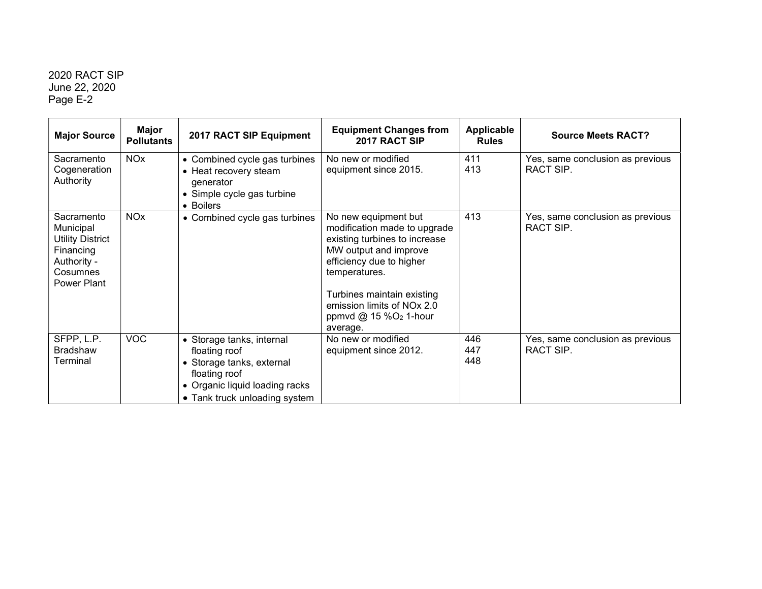| Major Source | Major Pollutants | 2017 RACT SIP Equipment | Equipment Changes from 2017 RACT SIP | Applicable Rules | Source Meets RACT? |
|---|---|---|---|---|---|
| Sacramento Cogeneration Authority | NOx | • Combined cycle gas turbines<br>• Heat recovery steam generator<br>• Simple cycle gas turbine<br>• Boilers | No new or modified equipment since 2015. | 411<br>413 | Yes, same conclusion as previous RACT SIP. |
| Sacramento Municipal Utility District Financing Authority - Cosumnes Power Plant | NOx | • Combined cycle gas turbines | No new equipment but modification made to upgrade existing turbines to increase MW output and improve efficiency due to higher temperatures.<br><br>Turbines maintain existing emission limits of NOx 2.0 ppmvd @ 15 %$O_2$ 1-hour average. | 413 | Yes, same conclusion as previous RACT SIP. |
| SFPP, L.P. Bradshaw Terminal | VOC | • Storage tanks, internal floating roof<br>• Storage tanks, external floating roof<br>• Organic liquid loading racks<br>• Tank truck unloading system | No new or modified equipment since 2012. | 446<br>447<br>448 | Yes, same conclusion as previous RACT SIP. |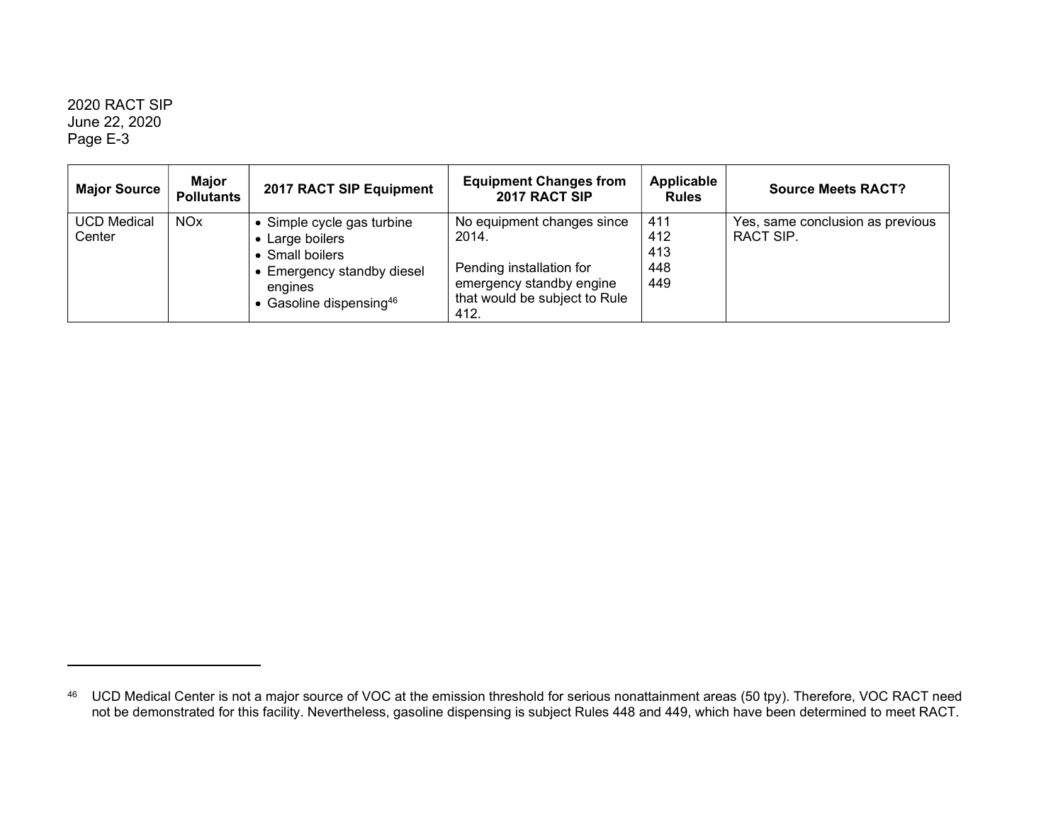| Major Source | Major Pollutants | 2017 RACT SIP Equipment | Equipment Changes from 2017 RACT SIP | Applicable Rules | Source Meets RACT? |
|---|---|---|---|---|---|
| UCD Medical Center | NOx | • Simple cycle gas turbine<br>• Large boilers<br>• Small boilers<br>• Emergency standby diesel engines<br>• Gasoline dispensing[46] | No equipment changes since 2014.<br><br>Pending installation for emergency standby engine that would be subject to Rule 412. | 411<br>412<br>413<br>448<br>449 | Yes, same conclusion as previous RACT SIP. |

[46] UCD Medical Center is not a major source of VOC at the emission threshold for serious nonattainment areas (50 tpy). Therefore, VOC RACT need not be demonstrated for this facility. Nevertheless, gasoline dispensing is subject Rules 448 and 449, which have been determined to meet RACT.